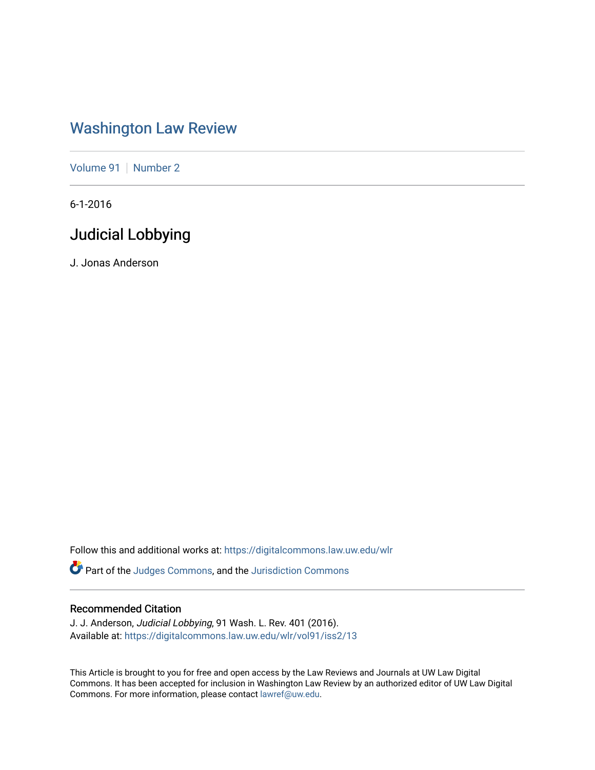# Washington Law Review

Volume 91 | Number 2

6-1-2016

## Judicial Lobbying

J. Jonas Anderson

Follow this and additional works at: https://digitalcommons.law.uw.edu/wlr

Part of the Judges Commons, and the Jurisdiction Commons

### Recommended Citation

J. J. Anderson, *Judicial Lobbying*, 91 Wash. L. Rev. 401 (2016).
Available at: https://digitalcommons.law.uw.edu/wlr/vol91/iss2/13

This Article is brought to you for free and open access by the Law Reviews and Journals at UW Law Digital Commons. It has been accepted for inclusion in Washington Law Review by an authorized editor of UW Law Digital Commons. For more information, please contact lawref@uw.edu.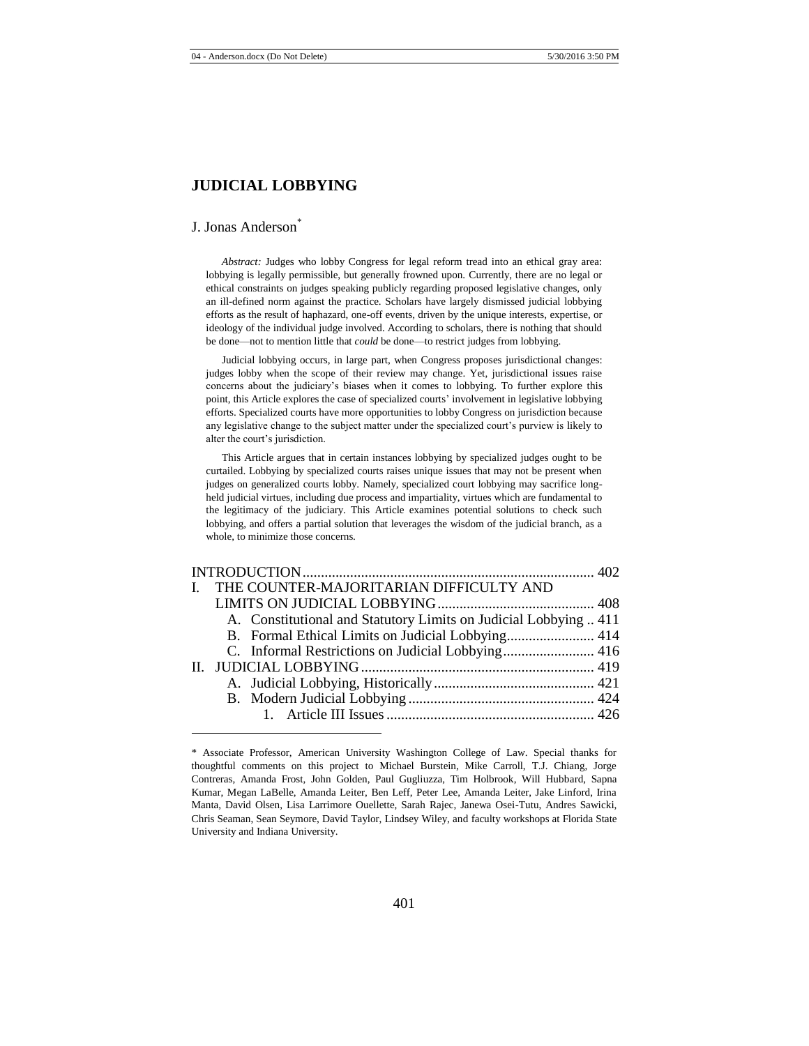# JUDICIAL LOBBYING

J. Jonas Anderson*

*Abstract:* Judges who lobby Congress for legal reform tread into an ethical gray area: lobbying is legally permissible, but generally frowned upon. Currently, there are no legal or ethical constraints on judges speaking publicly regarding proposed legislative changes, only an ill-defined norm against the practice. Scholars have largely dismissed judicial lobbying efforts as the result of haphazard, one-off events, driven by the unique interests, expertise, or ideology of the individual judge involved. According to scholars, there is nothing that should be done—not to mention little that *could* be done—to restrict judges from lobbying.

Judicial lobbying occurs, in large part, when Congress proposes jurisdictional changes: judges lobby when the scope of their review may change. Yet, jurisdictional issues raise concerns about the judiciary's biases when it comes to lobbying. To further explore this point, this Article explores the case of specialized courts' involvement in legislative lobbying efforts. Specialized courts have more opportunities to lobby Congress on jurisdiction because any legislative change to the subject matter under the specialized court's purview is likely to alter the court's jurisdiction.

This Article argues that in certain instances lobbying by specialized judges ought to be curtailed. Lobbying by specialized courts raises unique issues that may not be present when judges on generalized courts lobby. Namely, specialized court lobbying may sacrifice long-held judicial virtues, including due process and impartiality, virtues which are fundamental to the legitimacy of the judiciary. This Article examines potential solutions to check such lobbying, and offers a partial solution that leverages the wisdom of the judicial branch, as a whole, to minimize those concerns.

- INTRODUCTION ........ 402
- I. THE COUNTER-MAJORITARIAN DIFFICULTY AND LIMITS ON JUDICIAL LOBBYING ........ 408
  - A. Constitutional and Statutory Limits on Judicial Lobbying .. 411
  - B. Formal Ethical Limits on Judicial Lobbying ........ 414
  - C. Informal Restrictions on Judicial Lobbying ........ 416
- II. JUDICIAL LOBBYING ........ 419
  - A. Judicial Lobbying, Historically ........ 421
  - B. Modern Judicial Lobbying ........ 424
    - 1. Article III Issues ........ 426

\* Associate Professor, American University Washington College of Law. Special thanks for thoughtful comments on this project to Michael Burstein, Mike Carroll, T.J. Chiang, Jorge Contreras, Amanda Frost, John Golden, Paul Gugliuzza, Tim Holbrook, Will Hubbard, Sapna Kumar, Megan LaBelle, Amanda Leiter, Ben Leff, Peter Lee, Amanda Leiter, Jake Linford, Irina Manta, David Olsen, Lisa Larrimore Ouellette, Sarah Rajec, Janewa Osei-Tutu, Andres Sawicki, Chris Seaman, Sean Seymore, David Taylor, Lindsey Wiley, and faculty workshops at Florida State University and Indiana University.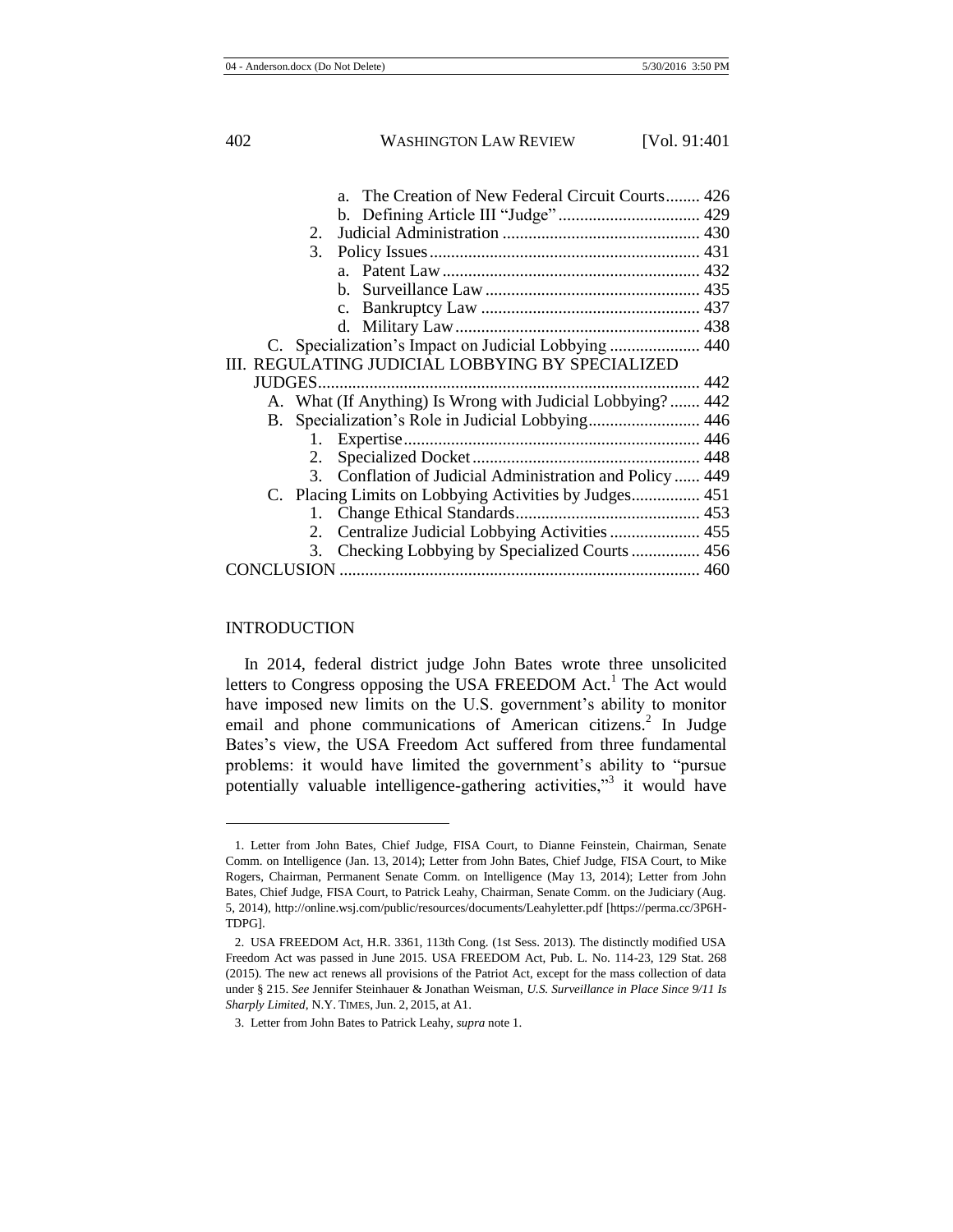a. The Creation of New Federal Circuit Courts........ 426
b. Defining Article III "Judge"................................. 429
2. Judicial Administration ............................................. 430
3. Policy Issues.............................................................. 431
a. Patent Law............................................................ 432
b. Surveillance Law .................................................. 435
c. Bankruptcy Law ................................................... 437
d. Military Law......................................................... 438
C. Specialization's Impact on Judicial Lobbying ..................... 440
III. REGULATING JUDICIAL LOBBYING BY SPECIALIZED JUDGES......................................................................................... 442
A. What (If Anything) Is Wrong with Judicial Lobbying? ....... 442
B. Specialization's Role in Judicial Lobbying.......................... 446
1. Expertise.................................................................... 446
2. Specialized Docket..................................................... 448
3. Conflation of Judicial Administration and Policy ...... 449
C. Placing Limits on Lobbying Activities by Judges................ 451
1. Change Ethical Standards........................................... 453
2. Centralize Judicial Lobbying Activities ..................... 455
3. Checking Lobbying by Specialized Courts ................ 456
CONCLUSION .................................................................................... 460

## INTRODUCTION

In 2014, federal district judge John Bates wrote three unsolicited letters to Congress opposing the USA FREEDOM Act.[1] The Act would have imposed new limits on the U.S. government's ability to monitor email and phone communications of American citizens.[2] In Judge Bates's view, the USA Freedom Act suffered from three fundamental problems: it would have limited the government's ability to "pursue potentially valuable intelligence-gathering activities,"[3] it would have

---

1. Letter from John Bates, Chief Judge, FISA Court, to Dianne Feinstein, Chairman, Senate Comm. on Intelligence (Jan. 13, 2014); Letter from John Bates, Chief Judge, FISA Court, to Mike Rogers, Chairman, Permanent Senate Comm. on Intelligence (May 13, 2014); Letter from John Bates, Chief Judge, FISA Court, to Patrick Leahy, Chairman, Senate Comm. on the Judiciary (Aug. 5, 2014), http://online.wsj.com/public/resources/documents/Leahyletter.pdf [https://perma.cc/3P6H-TDPG].

2. USA FREEDOM Act, H.R. 3361, 113th Cong. (1st Sess. 2013). The distinctly modified USA Freedom Act was passed in June 2015. USA FREEDOM Act, Pub. L. No. 114-23, 129 Stat. 268 (2015). The new act renews all provisions of the Patriot Act, except for the mass collection of data under § 215. *See* Jennifer Steinhauer & Jonathan Weisman, *U.S. Surveillance in Place Since 9/11 Is Sharply Limited*, N.Y. TIMES, Jun. 2, 2015, at A1.

3. Letter from John Bates to Patrick Leahy, *supra* note 1.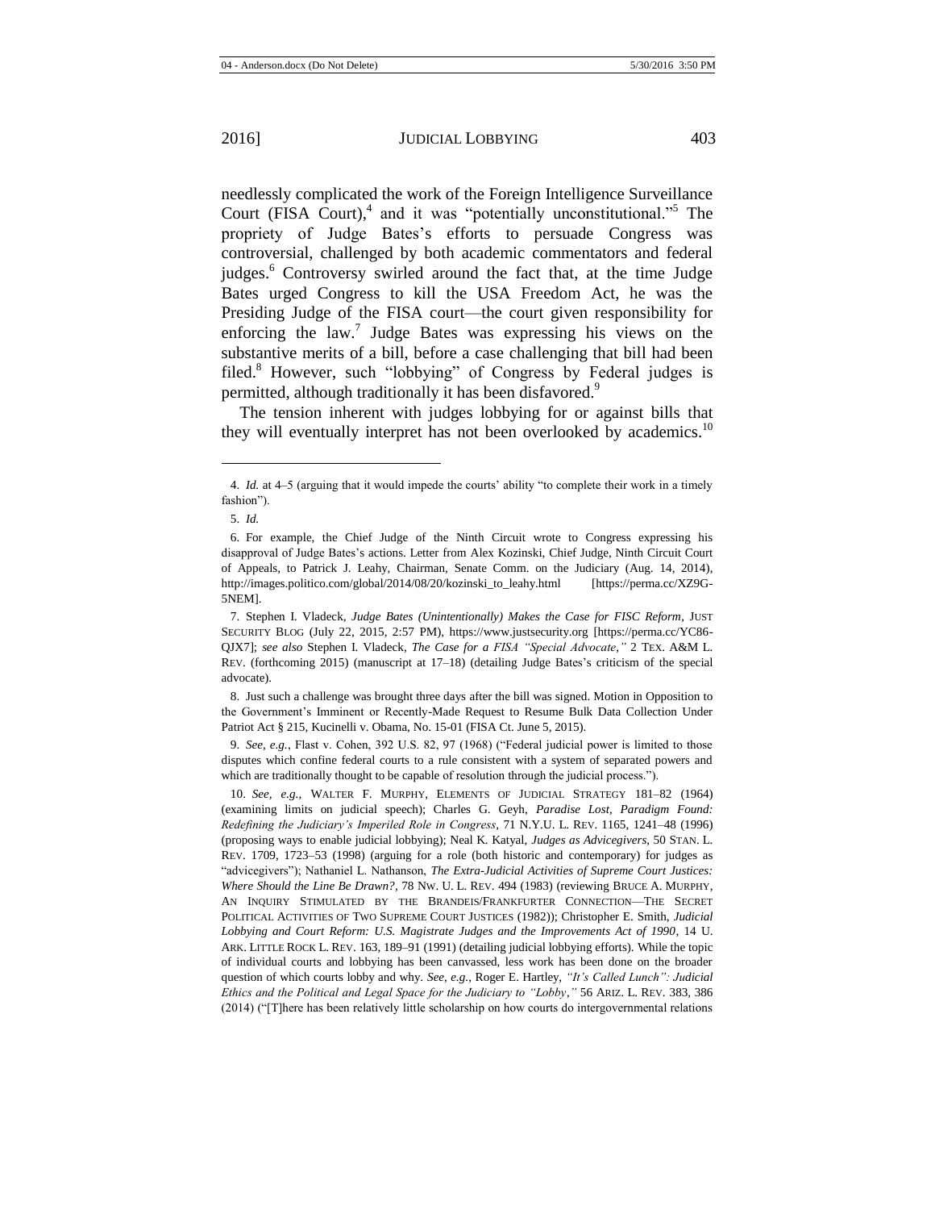needlessly complicated the work of the Foreign Intelligence Surveillance Court (FISA Court),[4] and it was "potentially unconstitutional."[5] The propriety of Judge Bates's efforts to persuade Congress was controversial, challenged by both academic commentators and federal judges.[6] Controversy swirled around the fact that, at the time Judge Bates urged Congress to kill the USA Freedom Act, he was the Presiding Judge of the FISA court—the court given responsibility for enforcing the law.[7] Judge Bates was expressing his views on the substantive merits of a bill, before a case challenging that bill had been filed.[8] However, such "lobbying" of Congress by Federal judges is permitted, although traditionally it has been disfavored.[9]

The tension inherent with judges lobbying for or against bills that they will eventually interpret has not been overlooked by academics.[10]

---

4. *Id.* at 4–5 (arguing that it would impede the courts' ability "to complete their work in a timely fashion").

5. *Id.*

6. For example, the Chief Judge of the Ninth Circuit wrote to Congress expressing his disapproval of Judge Bates's actions. Letter from Alex Kozinski, Chief Judge, Ninth Circuit Court of Appeals, to Patrick J. Leahy, Chairman, Senate Comm. on the Judiciary (Aug. 14, 2014), http://images.politico.com/global/2014/08/20/kozinski_to_leahy.html [https://perma.cc/XZ9G-5NEM].

7. Stephen I. Vladeck, *Judge Bates (Unintentionally) Makes the Case for FISC Reform*, JUST SECURITY BLOG (July 22, 2015, 2:57 PM), https://www.justsecurity.org [https://perma.cc/YC86-QJX7]; *see also* Stephen I. Vladeck, *The Case for a FISA "Special Advocate*,*"* 2 TEX. A&M L. REV. (forthcoming 2015) (manuscript at 17–18) (detailing Judge Bates's criticism of the special advocate).

8. Just such a challenge was brought three days after the bill was signed. Motion in Opposition to the Government's Imminent or Recently-Made Request to Resume Bulk Data Collection Under Patriot Act § 215, Kucinelli v. Obama, No. 15-01 (FISA Ct. June 5, 2015).

9. *See, e.g.*, Flast v. Cohen, 392 U.S. 82, 97 (1968) ("Federal judicial power is limited to those disputes which confine federal courts to a rule consistent with a system of separated powers and which are traditionally thought to be capable of resolution through the judicial process.").

10. *See, e.g.*, WALTER F. MURPHY, ELEMENTS OF JUDICIAL STRATEGY 181–82 (1964) (examining limits on judicial speech); Charles G. Geyh, *Paradise Lost, Paradigm Found: Redefining the Judiciary's Imperiled Role in Congress*, 71 N.Y.U. L. REV. 1165, 1241–48 (1996) (proposing ways to enable judicial lobbying); Neal K. Katyal, *Judges as Advicegivers*, 50 STAN. L. REV. 1709, 1723–53 (1998) (arguing for a role (both historic and contemporary) for judges as "advicegivers"); Nathaniel L. Nathanson, *The Extra-Judicial Activities of Supreme Court Justices: Where Should the Line Be Drawn?*, 78 NW. U. L. REV. 494 (1983) (reviewing BRUCE A. MURPHY, AN INQUIRY STIMULATED BY THE BRANDEIS/FRANKFURTER CONNECTION—THE SECRET POLITICAL ACTIVITIES OF TWO SUPREME COURT JUSTICES (1982)); Christopher E. Smith, *Judicial Lobbying and Court Reform: U.S. Magistrate Judges and the Improvements Act of 1990*, 14 U. ARK. LITTLE ROCK L. REV. 163, 189–91 (1991) (detailing judicial lobbying efforts). While the topic of individual courts and lobbying has been canvassed, less work has been done on the broader question of which courts lobby and why. *See, e.g.*, Roger E. Hartley, *"It's Called Lunch": Judicial Ethics and the Political and Legal Space for the Judiciary to "Lobby*,*"* 56 ARIZ. L. REV. 383, 386 (2014) ("[T]here has been relatively little scholarship on how courts do intergovernmental relations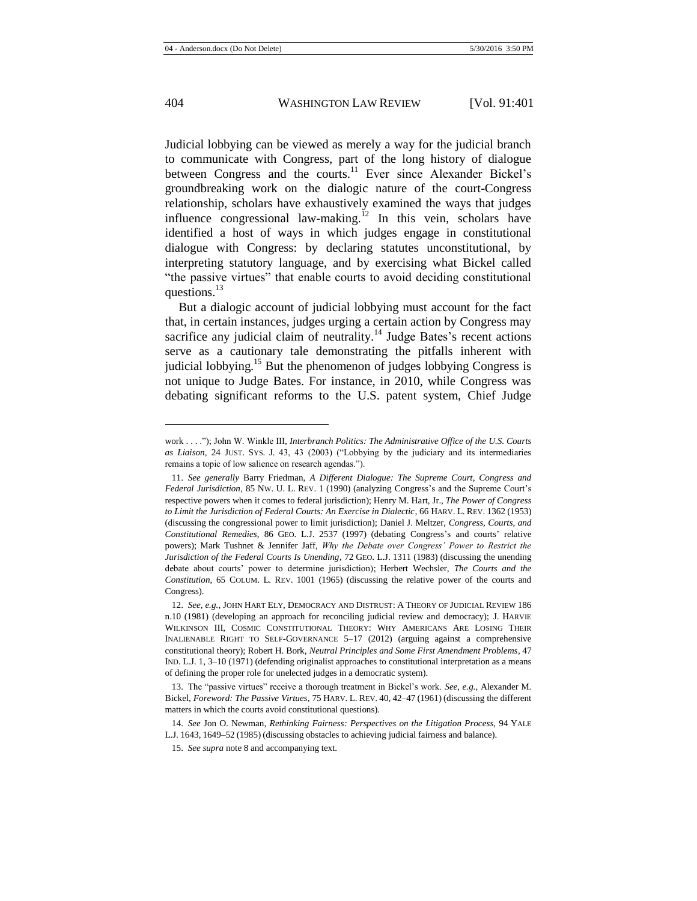Judicial lobbying can be viewed as merely a way for the judicial branch to communicate with Congress, part of the long history of dialogue between Congress and the courts.[11] Ever since Alexander Bickel's groundbreaking work on the dialogic nature of the court-Congress relationship, scholars have exhaustively examined the ways that judges influence congressional law-making.[12] In this vein, scholars have identified a host of ways in which judges engage in constitutional dialogue with Congress: by declaring statutes unconstitutional, by interpreting statutory language, and by exercising what Bickel called "the passive virtues" that enable courts to avoid deciding constitutional questions.[13]

But a dialogic account of judicial lobbying must account for the fact that, in certain instances, judges urging a certain action by Congress may sacrifice any judicial claim of neutrality.[14] Judge Bates's recent actions serve as a cautionary tale demonstrating the pitfalls inherent with judicial lobbying.[15] But the phenomenon of judges lobbying Congress is not unique to Judge Bates. For instance, in 2010, while Congress was debating significant reforms to the U.S. patent system, Chief Judge

---

work . . . ."); John W. Winkle III, *Interbranch Politics: The Administrative Office of the U.S. Courts as Liaison*, 24 JUST. SYS. J. 43, 43 (2003) ("Lobbying by the judiciary and its intermediaries remains a topic of low salience on research agendas.").

11. *See generally* Barry Friedman, *A Different Dialogue: The Supreme Court, Congress and Federal Jurisdiction*, 85 NW. U. L. REV. 1 (1990) (analyzing Congress's and the Supreme Court's respective powers when it comes to federal jurisdiction); Henry M. Hart, Jr., *The Power of Congress to Limit the Jurisdiction of Federal Courts: An Exercise in Dialectic*, 66 HARV. L. REV. 1362 (1953) (discussing the congressional power to limit jurisdiction); Daniel J. Meltzer, *Congress, Courts, and Constitutional Remedies*, 86 GEO. L.J. 2537 (1997) (debating Congress's and courts' relative powers); Mark Tushnet & Jennifer Jaff, *Why the Debate over Congress' Power to Restrict the Jurisdiction of the Federal Courts Is Unending*, 72 GEO. L.J. 1311 (1983) (discussing the unending debate about courts' power to determine jurisdiction); Herbert Wechsler, *The Courts and the Constitution*, 65 COLUM. L. REV. 1001 (1965) (discussing the relative power of the courts and Congress).

12. *See, e.g.*, JOHN HART ELY, DEMOCRACY AND DISTRUST: A THEORY OF JUDICIAL REVIEW 186 n.10 (1981) (developing an approach for reconciling judicial review and democracy); J. HARVIE WILKINSON III, COSMIC CONSTITUTIONAL THEORY: WHY AMERICANS ARE LOSING THEIR INALIENABLE RIGHT TO SELF-GOVERNANCE 5–17 (2012) (arguing against a comprehensive constitutional theory); Robert H. Bork, *Neutral Principles and Some First Amendment Problems*, 47 IND. L.J. 1, 3–10 (1971) (defending originalist approaches to constitutional interpretation as a means of defining the proper role for unelected judges in a democratic system).

13. The "passive virtues" receive a thorough treatment in Bickel's work. *See, e.g.*, Alexander M. Bickel, *Foreword: The Passive Virtues*, 75 HARV. L. REV. 40, 42–47 (1961) (discussing the different matters in which the courts avoid constitutional questions).

14. *See* Jon O. Newman, *Rethinking Fairness: Perspectives on the Litigation Process*, 94 YALE L.J. 1643, 1649–52 (1985) (discussing obstacles to achieving judicial fairness and balance).

15. *See supra* note 8 and accompanying text.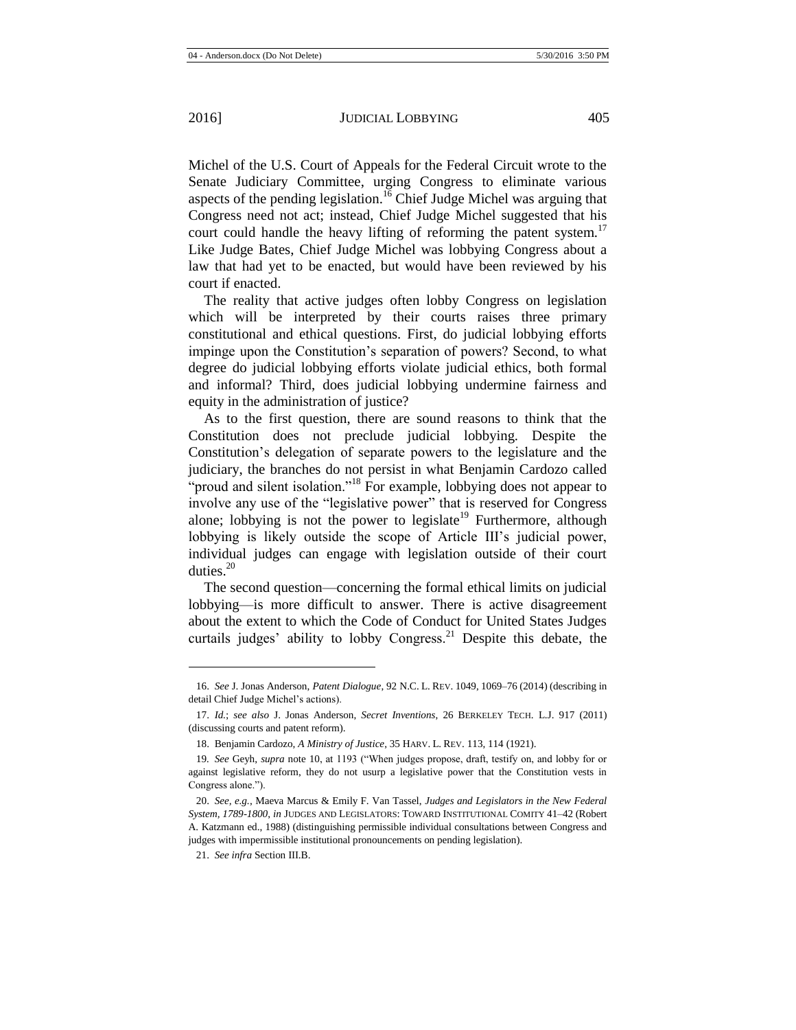Michel of the U.S. Court of Appeals for the Federal Circuit wrote to the Senate Judiciary Committee, urging Congress to eliminate various aspects of the pending legislation.[16] Chief Judge Michel was arguing that Congress need not act; instead, Chief Judge Michel suggested that his court could handle the heavy lifting of reforming the patent system.[17] Like Judge Bates, Chief Judge Michel was lobbying Congress about a law that had yet to be enacted, but would have been reviewed by his court if enacted.

The reality that active judges often lobby Congress on legislation which will be interpreted by their courts raises three primary constitutional and ethical questions. First, do judicial lobbying efforts impinge upon the Constitution's separation of powers? Second, to what degree do judicial lobbying efforts violate judicial ethics, both formal and informal? Third, does judicial lobbying undermine fairness and equity in the administration of justice?

As to the first question, there are sound reasons to think that the Constitution does not preclude judicial lobbying. Despite the Constitution's delegation of separate powers to the legislature and the judiciary, the branches do not persist in what Benjamin Cardozo called "proud and silent isolation."[18] For example, lobbying does not appear to involve any use of the "legislative power" that is reserved for Congress alone; lobbying is not the power to legislate[19] Furthermore, although lobbying is likely outside the scope of Article III's judicial power, individual judges can engage with legislation outside of their court duties.[20]

The second question—concerning the formal ethical limits on judicial lobbying—is more difficult to answer. There is active disagreement about the extent to which the Code of Conduct for United States Judges curtails judges' ability to lobby Congress.[21] Despite this debate, the

---

16. *See* J. Jonas Anderson, *Patent Dialogue*, 92 N.C. L. REV. 1049, 1069–76 (2014) (describing in detail Chief Judge Michel's actions).

17. *Id.*; *see also* J. Jonas Anderson, *Secret Inventions*, 26 BERKELEY TECH. L.J. 917 (2011) (discussing courts and patent reform).

18. Benjamin Cardozo, *A Ministry of Justice*, 35 HARV. L. REV. 113, 114 (1921).

19. *See* Geyh, *supra* note 10, at 1193 ("When judges propose, draft, testify on, and lobby for or against legislative reform, they do not usurp a legislative power that the Constitution vests in Congress alone.").

20. *See, e.g.*, Maeva Marcus & Emily F. Van Tassel, *Judges and Legislators in the New Federal System, 1789-1800*, *in* JUDGES AND LEGISLATORS: TOWARD INSTITUTIONAL COMITY 41–42 (Robert A. Katzmann ed., 1988) (distinguishing permissible individual consultations between Congress and judges with impermissible institutional pronouncements on pending legislation).

21. *See infra* Section III.B.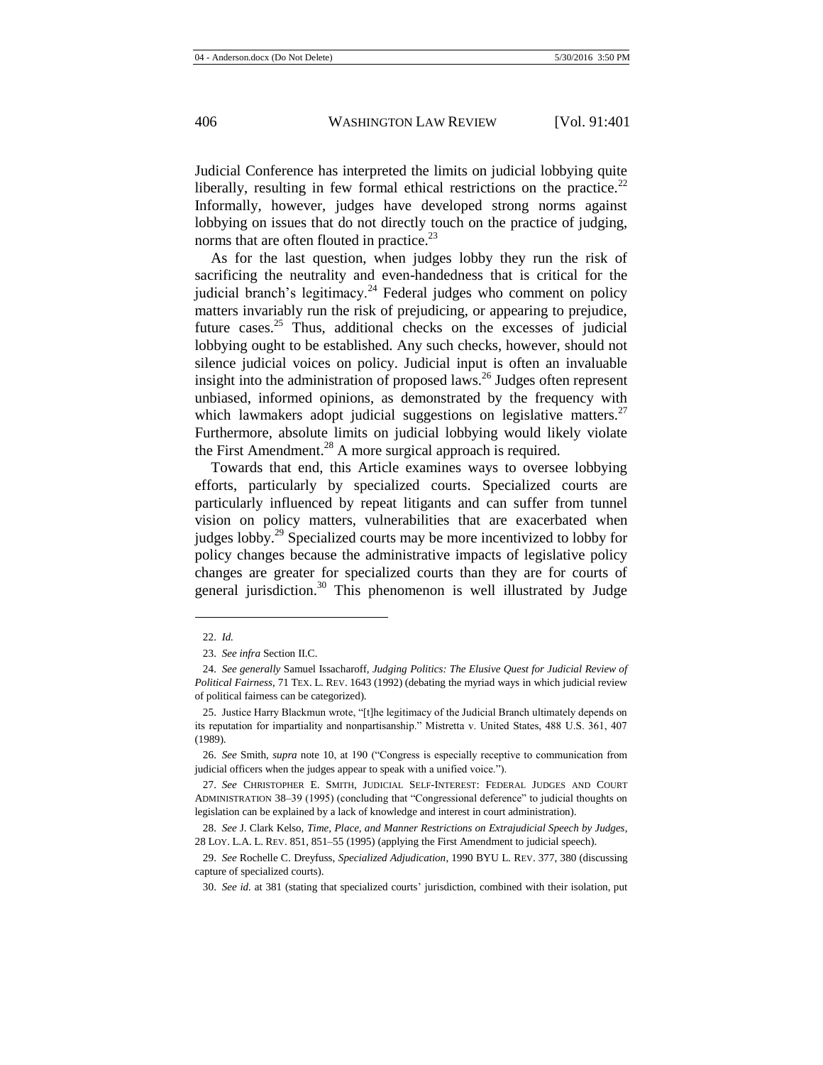Judicial Conference has interpreted the limits on judicial lobbying quite liberally, resulting in few formal ethical restrictions on the practice.[22] Informally, however, judges have developed strong norms against lobbying on issues that do not directly touch on the practice of judging, norms that are often flouted in practice.[23]

As for the last question, when judges lobby they run the risk of sacrificing the neutrality and even-handedness that is critical for the judicial branch's legitimacy.[24] Federal judges who comment on policy matters invariably run the risk of prejudicing, or appearing to prejudice, future cases.[25] Thus, additional checks on the excesses of judicial lobbying ought to be established. Any such checks, however, should not silence judicial voices on policy. Judicial input is often an invaluable insight into the administration of proposed laws.[26] Judges often represent unbiased, informed opinions, as demonstrated by the frequency with which lawmakers adopt judicial suggestions on legislative matters.[27] Furthermore, absolute limits on judicial lobbying would likely violate the First Amendment.[28] A more surgical approach is required.

Towards that end, this Article examines ways to oversee lobbying efforts, particularly by specialized courts. Specialized courts are particularly influenced by repeat litigants and can suffer from tunnel vision on policy matters, vulnerabilities that are exacerbated when judges lobby.[29] Specialized courts may be more incentivized to lobby for policy changes because the administrative impacts of legislative policy changes are greater for specialized courts than they are for courts of general jurisdiction.[30] This phenomenon is well illustrated by Judge

---

22. *Id.*

23. *See infra* Section II.C.

24. *See generally* Samuel Issacharoff, *Judging Politics: The Elusive Quest for Judicial Review of Political Fairness*, 71 TEX. L. REV. 1643 (1992) (debating the myriad ways in which judicial review of political fairness can be categorized).

25. Justice Harry Blackmun wrote, "[t]he legitimacy of the Judicial Branch ultimately depends on its reputation for impartiality and nonpartisanship." Mistretta v. United States, 488 U.S. 361, 407 (1989).

26. *See* Smith, *supra* note 10, at 190 ("Congress is especially receptive to communication from judicial officers when the judges appear to speak with a unified voice.").

27. *See* CHRISTOPHER E. SMITH, JUDICIAL SELF-INTEREST: FEDERAL JUDGES AND COURT ADMINISTRATION 38–39 (1995) (concluding that "Congressional deference" to judicial thoughts on legislation can be explained by a lack of knowledge and interest in court administration).

28. *See* J. Clark Kelso, *Time, Place, and Manner Restrictions on Extrajudicial Speech by Judges*, 28 LOY. L.A. L. REV. 851, 851–55 (1995) (applying the First Amendment to judicial speech).

29. *See* Rochelle C. Dreyfuss, *Specialized Adjudication*, 1990 BYU L. REV. 377, 380 (discussing capture of specialized courts).

30. *See id.* at 381 (stating that specialized courts' jurisdiction, combined with their isolation, put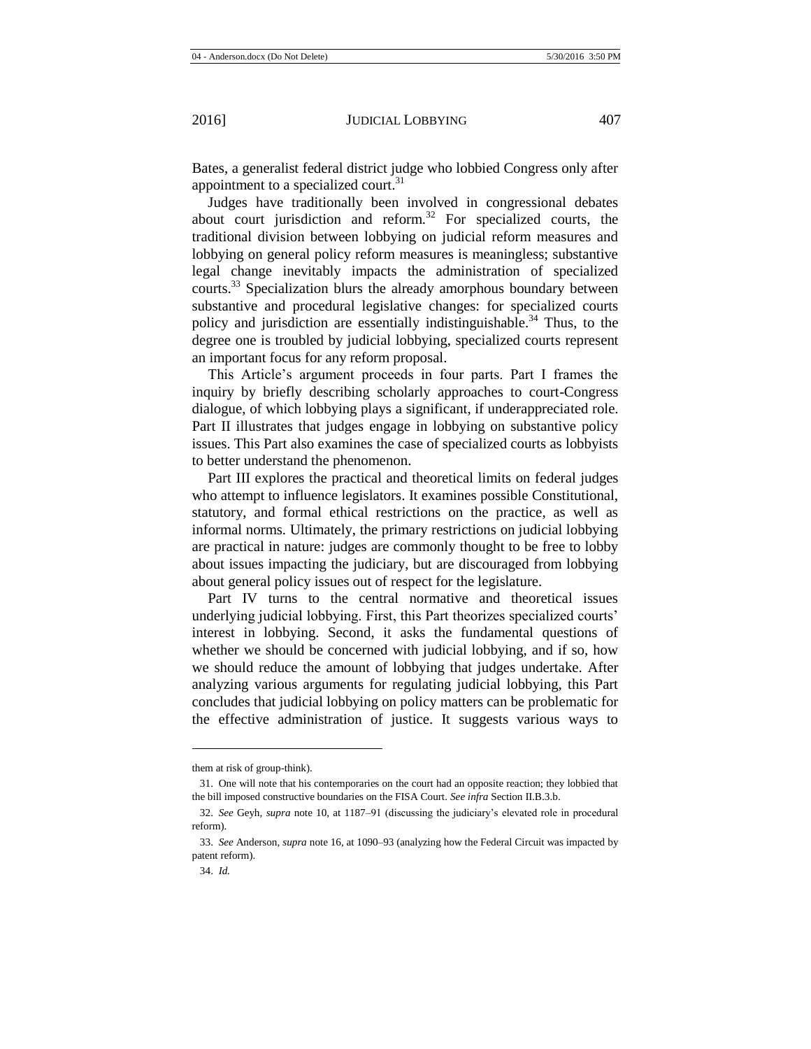Bates, a generalist federal district judge who lobbied Congress only after appointment to a specialized court.[31]

Judges have traditionally been involved in congressional debates about court jurisdiction and reform.[32] For specialized courts, the traditional division between lobbying on judicial reform measures and lobbying on general policy reform measures is meaningless; substantive legal change inevitably impacts the administration of specialized courts.[33] Specialization blurs the already amorphous boundary between substantive and procedural legislative changes: for specialized courts policy and jurisdiction are essentially indistinguishable.[34] Thus, to the degree one is troubled by judicial lobbying, specialized courts represent an important focus for any reform proposal.

This Article's argument proceeds in four parts. Part I frames the inquiry by briefly describing scholarly approaches to court-Congress dialogue, of which lobbying plays a significant, if underappreciated role. Part II illustrates that judges engage in lobbying on substantive policy issues. This Part also examines the case of specialized courts as lobbyists to better understand the phenomenon.

Part III explores the practical and theoretical limits on federal judges who attempt to influence legislators. It examines possible Constitutional, statutory, and formal ethical restrictions on the practice, as well as informal norms. Ultimately, the primary restrictions on judicial lobbying are practical in nature: judges are commonly thought to be free to lobby about issues impacting the judiciary, but are discouraged from lobbying about general policy issues out of respect for the legislature.

Part IV turns to the central normative and theoretical issues underlying judicial lobbying. First, this Part theorizes specialized courts' interest in lobbying. Second, it asks the fundamental questions of whether we should be concerned with judicial lobbying, and if so, how we should reduce the amount of lobbying that judges undertake. After analyzing various arguments for regulating judicial lobbying, this Part concludes that judicial lobbying on policy matters can be problematic for the effective administration of justice. It suggests various ways to

---

them at risk of group-think).

31. One will note that his contemporaries on the court had an opposite reaction; they lobbied that the bill imposed constructive boundaries on the FISA Court. *See infra* Section II.B.3.b.

32. *See* Geyh, *supra* note 10, at 1187–91 (discussing the judiciary's elevated role in procedural reform).

33. *See* Anderson, *supra* note 16, at 1090–93 (analyzing how the Federal Circuit was impacted by patent reform).

34. *Id.*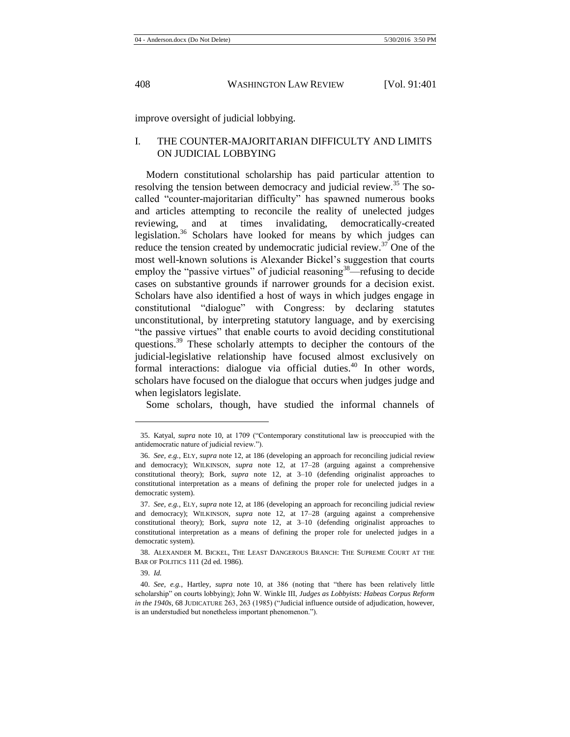improve oversight of judicial lobbying.

## I. THE COUNTER-MAJORITARIAN DIFFICULTY AND LIMITS ON JUDICIAL LOBBYING

Modern constitutional scholarship has paid particular attention to resolving the tension between democracy and judicial review.[35] The so-called "counter-majoritarian difficulty" has spawned numerous books and articles attempting to reconcile the reality of unelected judges reviewing, and at times invalidating, democratically-created legislation.[36] Scholars have looked for means by which judges can reduce the tension created by undemocratic judicial review.[37] One of the most well-known solutions is Alexander Bickel's suggestion that courts employ the "passive virtues" of judicial reasoning[38]—refusing to decide cases on substantive grounds if narrower grounds for a decision exist. Scholars have also identified a host of ways in which judges engage in constitutional "dialogue" with Congress: by declaring statutes unconstitutional, by interpreting statutory language, and by exercising "the passive virtues" that enable courts to avoid deciding constitutional questions.[39] These scholarly attempts to decipher the contours of the judicial-legislative relationship have focused almost exclusively on formal interactions: dialogue via official duties.[40] In other words, scholars have focused on the dialogue that occurs when judges judge and when legislators legislate.

Some scholars, though, have studied the informal channels of

---

35. Katyal, *supra* note 10, at 1709 ("Contemporary constitutional law is preoccupied with the antidemocratic nature of judicial review.").

36. *See, e.g.*, ELY, *supra* note 12, at 186 (developing an approach for reconciling judicial review and democracy); WILKINSON, *supra* note 12, at 17–28 (arguing against a comprehensive constitutional theory); Bork, *supra* note 12, at 3–10 (defending originalist approaches to constitutional interpretation as a means of defining the proper role for unelected judges in a democratic system).

37. *See, e.g.*, ELY, *supra* note 12, at 186 (developing an approach for reconciling judicial review and democracy); WILKINSON, *supra* note 12, at 17–28 (arguing against a comprehensive constitutional theory); Bork, *supra* note 12, at 3–10 (defending originalist approaches to constitutional interpretation as a means of defining the proper role for unelected judges in a democratic system).

38. ALEXANDER M. BICKEL, THE LEAST DANGEROUS BRANCH: THE SUPREME COURT AT THE BAR OF POLITICS 111 (2d ed. 1986).

39. *Id.*

40. *See, e.g.*, Hartley, *supra* note 10, at 386 (noting that "there has been relatively little scholarship" on courts lobbying); John W. Winkle III, *Judges as Lobbyists: Habeas Corpus Reform in the 1940s*, 68 JUDICATURE 263, 263 (1985) ("Judicial influence outside of adjudication, however, is an understudied but nonetheless important phenomenon.").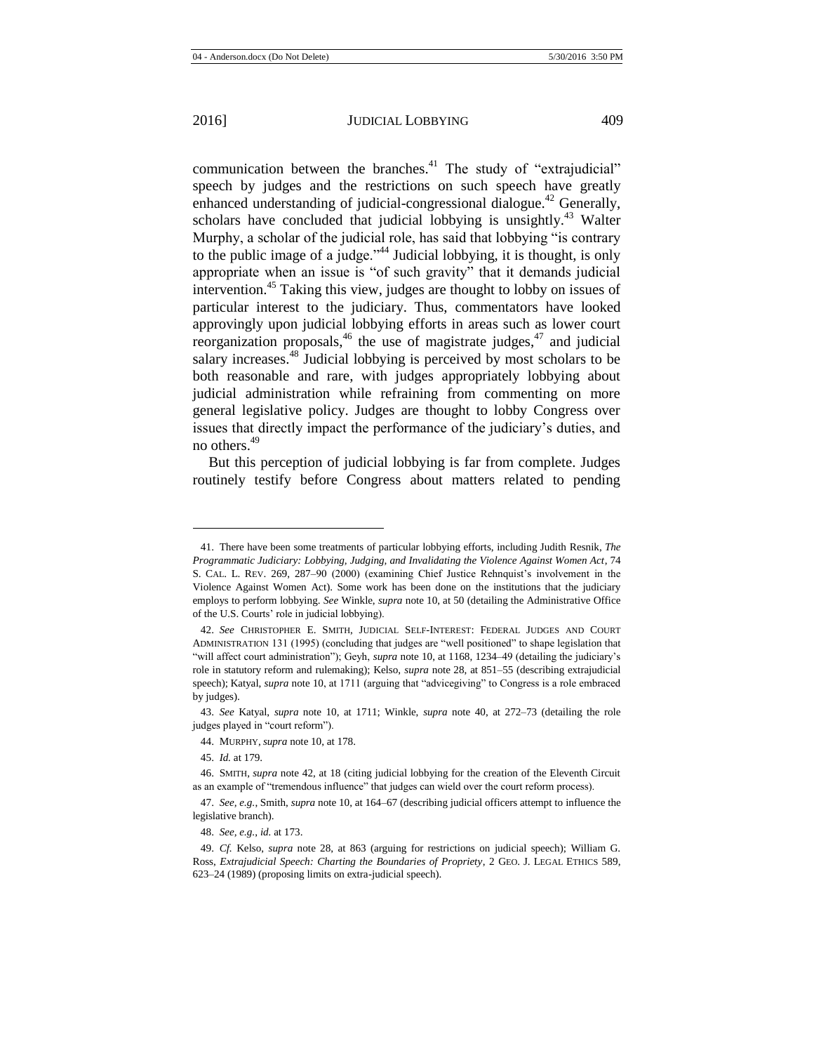communication between the branches.[41] The study of "extrajudicial" speech by judges and the restrictions on such speech have greatly enhanced understanding of judicial-congressional dialogue.[42] Generally, scholars have concluded that judicial lobbying is unsightly.[43] Walter Murphy, a scholar of the judicial role, has said that lobbying "is contrary to the public image of a judge."[44] Judicial lobbying, it is thought, is only appropriate when an issue is "of such gravity" that it demands judicial intervention.[45] Taking this view, judges are thought to lobby on issues of particular interest to the judiciary. Thus, commentators have looked approvingly upon judicial lobbying efforts in areas such as lower court reorganization proposals,[46] the use of magistrate judges,[47] and judicial salary increases.[48] Judicial lobbying is perceived by most scholars to be both reasonable and rare, with judges appropriately lobbying about judicial administration while refraining from commenting on more general legislative policy. Judges are thought to lobby Congress over issues that directly impact the performance of the judiciary's duties, and no others.[49]

But this perception of judicial lobbying is far from complete. Judges routinely testify before Congress about matters related to pending

---

41. There have been some treatments of particular lobbying efforts, including Judith Resnik, *The Programmatic Judiciary: Lobbying, Judging, and Invalidating the Violence Against Women Act*, 74 S. CAL. L. REV. 269, 287–90 (2000) (examining Chief Justice Rehnquist's involvement in the Violence Against Women Act). Some work has been done on the institutions that the judiciary employs to perform lobbying. *See* Winkle, *supra* note 10, at 50 (detailing the Administrative Office of the U.S. Courts' role in judicial lobbying).

42. *See* CHRISTOPHER E. SMITH, JUDICIAL SELF-INTEREST: FEDERAL JUDGES AND COURT ADMINISTRATION 131 (1995) (concluding that judges are "well positioned" to shape legislation that "will affect court administration"); Geyh, *supra* note 10, at 1168, 1234–49 (detailing the judiciary's role in statutory reform and rulemaking); Kelso, *supra* note 28, at 851–55 (describing extrajudicial speech); Katyal, *supra* note 10, at 1711 (arguing that "advicegiving" to Congress is a role embraced by judges).

43. *See* Katyal, *supra* note 10, at 1711; Winkle, *supra* note 40, at 272–73 (detailing the role judges played in "court reform").

44. MURPHY, *supra* note 10, at 178.

45. *Id.* at 179.

46. SMITH, *supra* note 42, at 18 (citing judicial lobbying for the creation of the Eleventh Circuit as an example of "tremendous influence" that judges can wield over the court reform process).

47. *See, e.g.*, Smith, *supra* note 10, at 164–67 (describing judicial officers attempt to influence the legislative branch).

48. *See, e.g.*, *id.* at 173.

49. *Cf.* Kelso, *supra* note 28, at 863 (arguing for restrictions on judicial speech); William G. Ross, *Extrajudicial Speech: Charting the Boundaries of Propriety*, 2 GEO. J. LEGAL ETHICS 589, 623–24 (1989) (proposing limits on extra-judicial speech).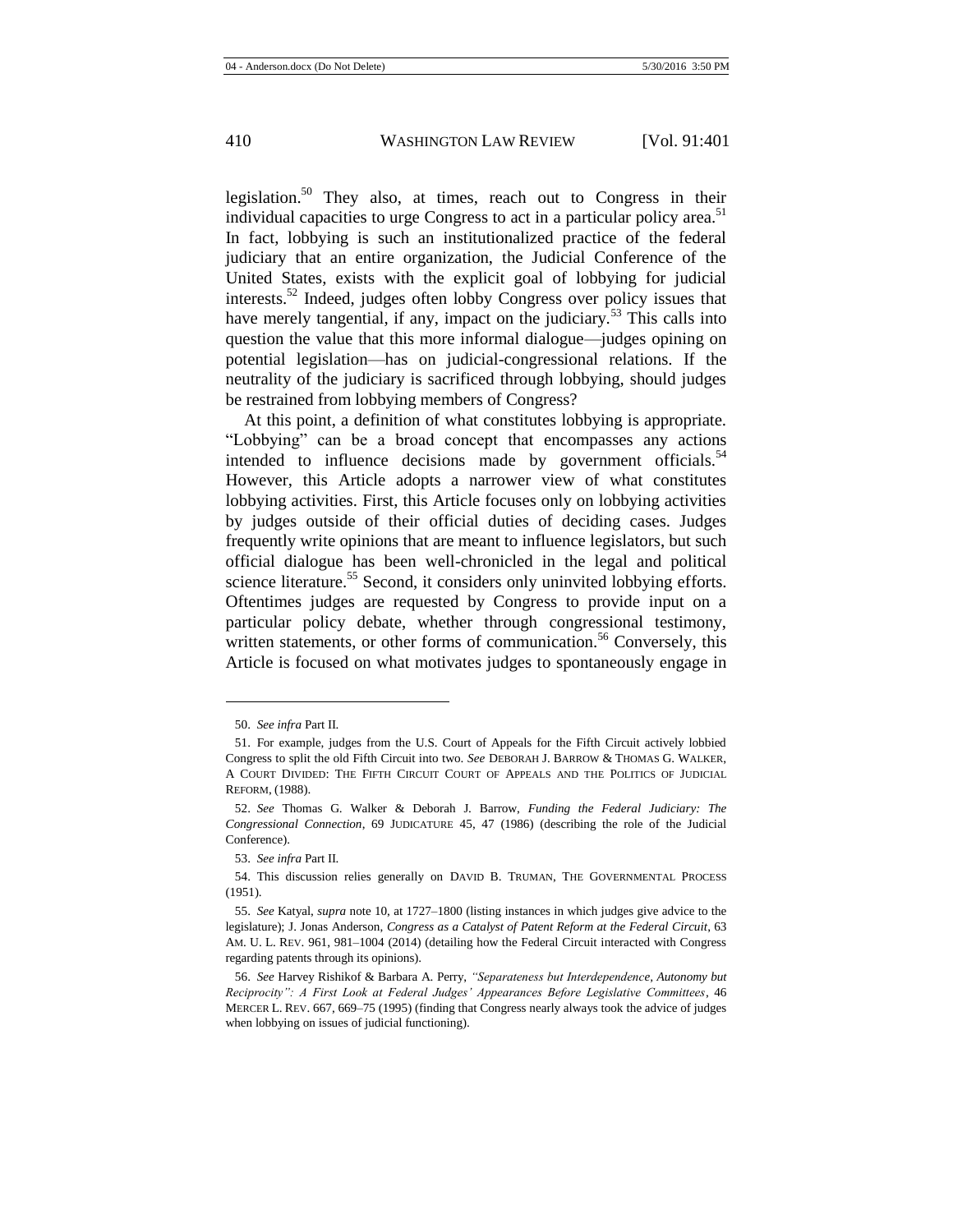legislation.[50] They also, at times, reach out to Congress in their individual capacities to urge Congress to act in a particular policy area.[51] In fact, lobbying is such an institutionalized practice of the federal judiciary that an entire organization, the Judicial Conference of the United States, exists with the explicit goal of lobbying for judicial interests.[52] Indeed, judges often lobby Congress over policy issues that have merely tangential, if any, impact on the judiciary.[53] This calls into question the value that this more informal dialogue—judges opining on potential legislation—has on judicial-congressional relations. If the neutrality of the judiciary is sacrificed through lobbying, should judges be restrained from lobbying members of Congress?

At this point, a definition of what constitutes lobbying is appropriate. "Lobbying" can be a broad concept that encompasses any actions intended to influence decisions made by government officials.[54] However, this Article adopts a narrower view of what constitutes lobbying activities. First, this Article focuses only on lobbying activities by judges outside of their official duties of deciding cases. Judges frequently write opinions that are meant to influence legislators, but such official dialogue has been well-chronicled in the legal and political science literature.[55] Second, it considers only uninvited lobbying efforts. Oftentimes judges are requested by Congress to provide input on a particular policy debate, whether through congressional testimony, written statements, or other forms of communication.[56] Conversely, this Article is focused on what motivates judges to spontaneously engage in

---

50. *See infra* Part II.

51. For example, judges from the U.S. Court of Appeals for the Fifth Circuit actively lobbied Congress to split the old Fifth Circuit into two. *See* DEBORAH J. BARROW & THOMAS G. WALKER, A COURT DIVIDED: THE FIFTH CIRCUIT COURT OF APPEALS AND THE POLITICS OF JUDICIAL REFORM, (1988).

52. *See* Thomas G. Walker & Deborah J. Barrow, *Funding the Federal Judiciary: The Congressional Connection*, 69 JUDICATURE 45, 47 (1986) (describing the role of the Judicial Conference).

53. *See infra* Part II.

54. This discussion relies generally on DAVID B. TRUMAN, THE GOVERNMENTAL PROCESS (1951).

55. *See* Katyal, *supra* note 10, at 1727–1800 (listing instances in which judges give advice to the legislature); J. Jonas Anderson, *Congress as a Catalyst of Patent Reform at the Federal Circuit*, 63 AM. U. L. REV. 961, 981–1004 (2014) (detailing how the Federal Circuit interacted with Congress regarding patents through its opinions).

56. *See* Harvey Rishikof & Barbara A. Perry, *"Separateness but Interdependence, Autonomy but Reciprocity": A First Look at Federal Judges' Appearances Before Legislative Committees*, 46 MERCER L. REV. 667, 669–75 (1995) (finding that Congress nearly always took the advice of judges when lobbying on issues of judicial functioning).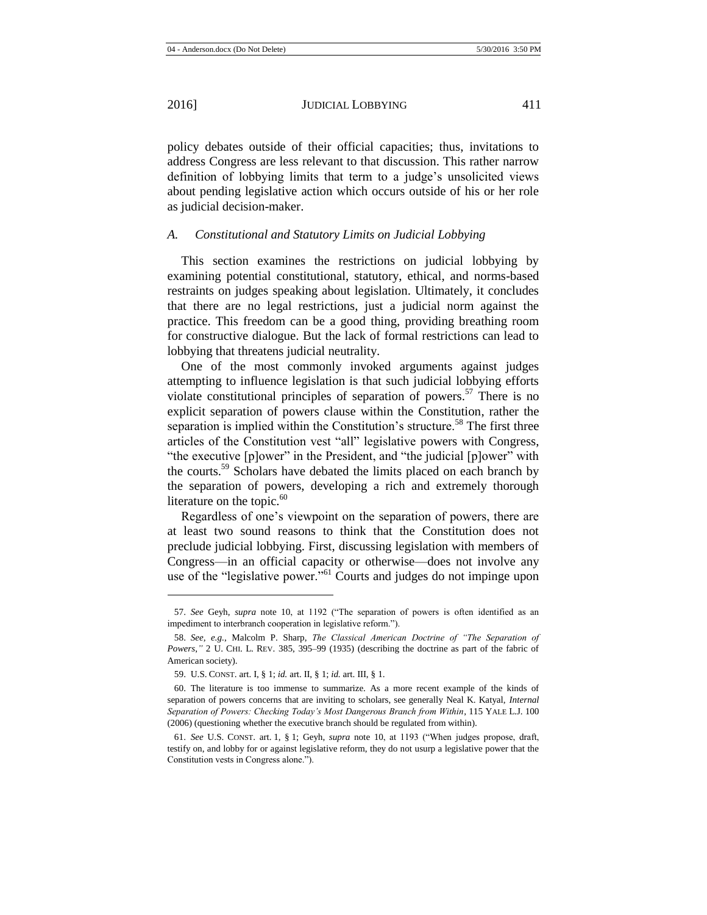policy debates outside of their official capacities; thus, invitations to address Congress are less relevant to that discussion. This rather narrow definition of lobbying limits that term to a judge's unsolicited views about pending legislative action which occurs outside of his or her role as judicial decision-maker.

### *A. Constitutional and Statutory Limits on Judicial Lobbying*

This section examines the restrictions on judicial lobbying by examining potential constitutional, statutory, ethical, and norms-based restraints on judges speaking about legislation. Ultimately, it concludes that there are no legal restrictions, just a judicial norm against the practice. This freedom can be a good thing, providing breathing room for constructive dialogue. But the lack of formal restrictions can lead to lobbying that threatens judicial neutrality.

One of the most commonly invoked arguments against judges attempting to influence legislation is that such judicial lobbying efforts violate constitutional principles of separation of powers.[57] There is no explicit separation of powers clause within the Constitution, rather the separation is implied within the Constitution's structure.[58] The first three articles of the Constitution vest "all" legislative powers with Congress, "the executive [p]ower" in the President, and "the judicial [p]ower" with the courts.[59] Scholars have debated the limits placed on each branch by the separation of powers, developing a rich and extremely thorough literature on the topic.[60]

Regardless of one's viewpoint on the separation of powers, there are at least two sound reasons to think that the Constitution does not preclude judicial lobbying. First, discussing legislation with members of Congress—in an official capacity or otherwise—does not involve any use of the "legislative power."[61] Courts and judges do not impinge upon

---

57. *See* Geyh, *supra* note 10, at 1192 ("The separation of powers is often identified as an impediment to interbranch cooperation in legislative reform.").

58. *See, e.g.*, Malcolm P. Sharp, *The Classical American Doctrine of "The Separation of Powers*,*"* 2 U. CHI. L. REV. 385, 395–99 (1935) (describing the doctrine as part of the fabric of American society).

59. U.S. CONST. art. I, § 1; *id.* art. II, § 1; *id.* art. III, § 1.

60. The literature is too immense to summarize. As a more recent example of the kinds of separation of powers concerns that are inviting to scholars, see generally Neal K. Katyal, *Internal Separation of Powers: Checking Today's Most Dangerous Branch from Within*, 115 YALE L.J. 100 (2006) (questioning whether the executive branch should be regulated from within).

61. *See* U.S. CONST. art. 1, § 1; Geyh, *supra* note 10, at 1193 ("When judges propose, draft, testify on, and lobby for or against legislative reform, they do not usurp a legislative power that the Constitution vests in Congress alone.").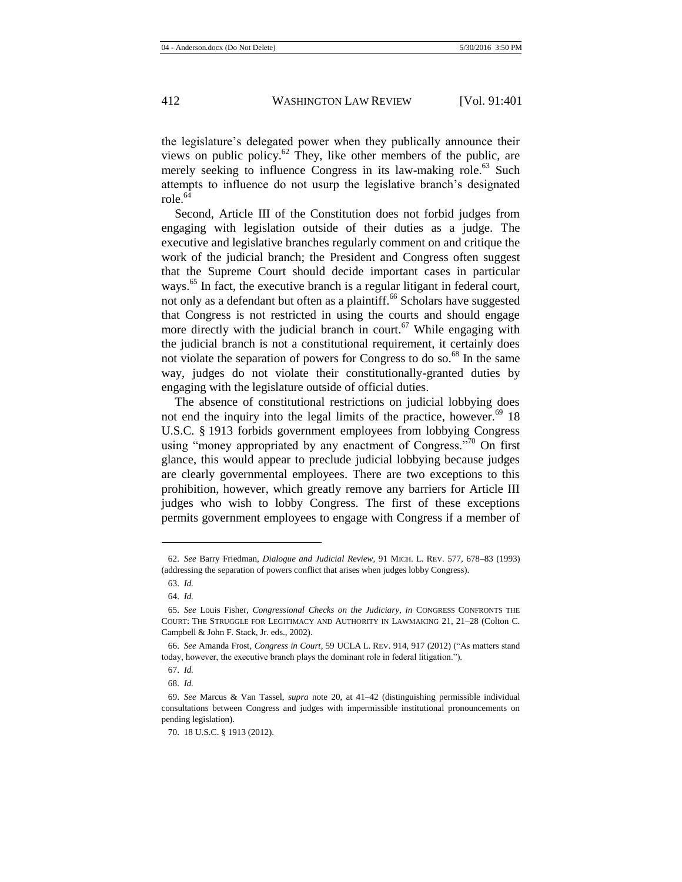the legislature's delegated power when they publically announce their views on public policy.[62] They, like other members of the public, are merely seeking to influence Congress in its law-making role.[63] Such attempts to influence do not usurp the legislative branch's designated role.[64]

Second, Article III of the Constitution does not forbid judges from engaging with legislation outside of their duties as a judge. The executive and legislative branches regularly comment on and critique the work of the judicial branch; the President and Congress often suggest that the Supreme Court should decide important cases in particular ways.[65] In fact, the executive branch is a regular litigant in federal court, not only as a defendant but often as a plaintiff.[66] Scholars have suggested that Congress is not restricted in using the courts and should engage more directly with the judicial branch in court.[67] While engaging with the judicial branch is not a constitutional requirement, it certainly does not violate the separation of powers for Congress to do so.[68] In the same way, judges do not violate their constitutionally-granted duties by engaging with the legislature outside of official duties.

The absence of constitutional restrictions on judicial lobbying does not end the inquiry into the legal limits of the practice, however.[69] 18 U.S.C. § 1913 forbids government employees from lobbying Congress using "money appropriated by any enactment of Congress."[70] On first glance, this would appear to preclude judicial lobbying because judges are clearly governmental employees. There are two exceptions to this prohibition, however, which greatly remove any barriers for Article III judges who wish to lobby Congress. The first of these exceptions permits government employees to engage with Congress if a member of

---

62. *See* Barry Friedman, *Dialogue and Judicial Review*, 91 MICH. L. REV. 577, 678–83 (1993) (addressing the separation of powers conflict that arises when judges lobby Congress).

63. *Id.*

64. *Id.*

65. *See* Louis Fisher, *Congressional Checks on the Judiciary*, *in* CONGRESS CONFRONTS THE COURT: THE STRUGGLE FOR LEGITIMACY AND AUTHORITY IN LAWMAKING 21, 21–28 (Colton C. Campbell & John F. Stack, Jr. eds., 2002).

66. *See* Amanda Frost, *Congress in Court*, 59 UCLA L. REV. 914, 917 (2012) ("As matters stand today, however, the executive branch plays the dominant role in federal litigation.").

67. *Id.*

68. *Id.*

69. *See* Marcus & Van Tassel, *supra* note 20, at 41–42 (distinguishing permissible individual consultations between Congress and judges with impermissible institutional pronouncements on pending legislation).

70. 18 U.S.C. § 1913 (2012).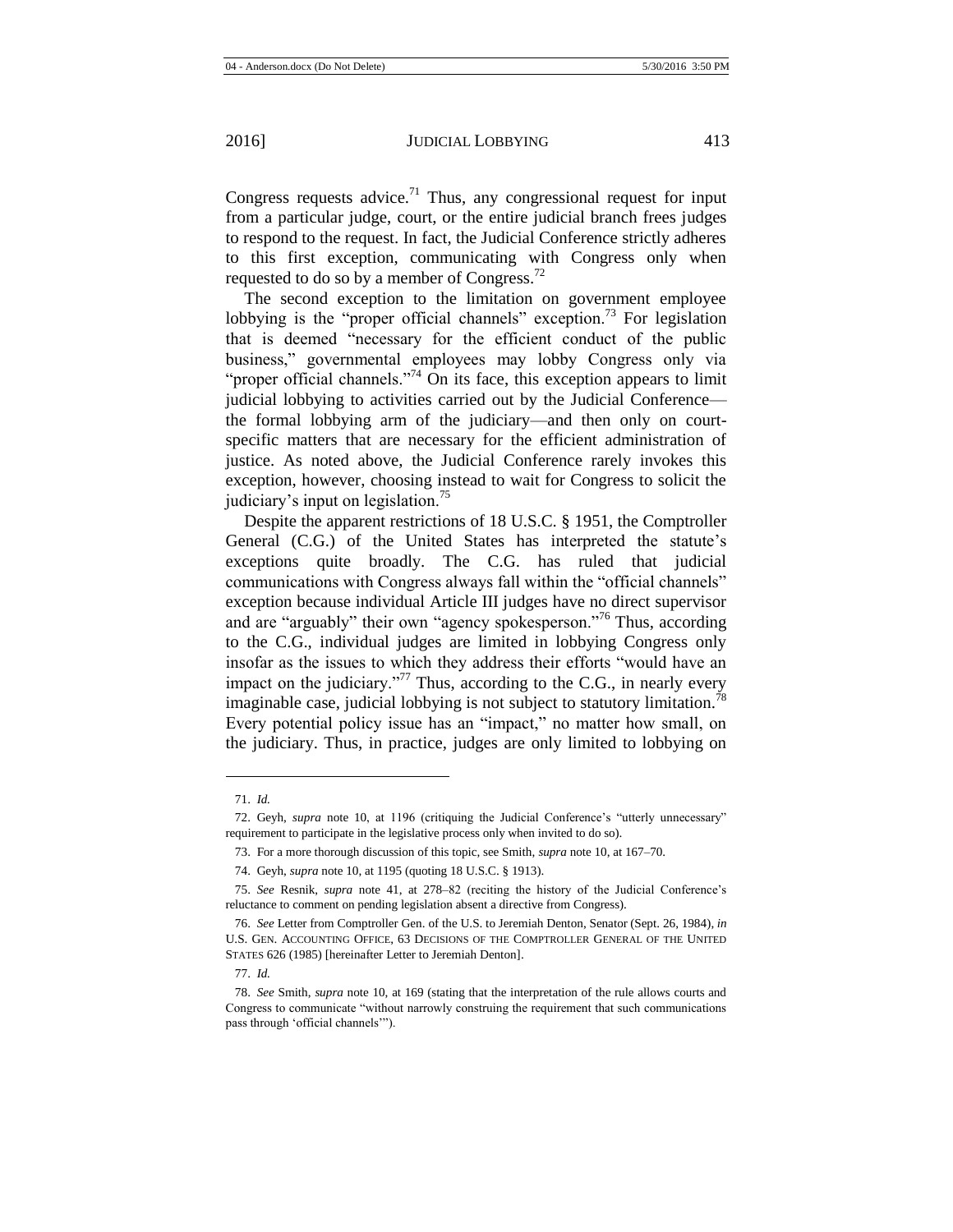Congress requests advice.[71] Thus, any congressional request for input from a particular judge, court, or the entire judicial branch frees judges to respond to the request. In fact, the Judicial Conference strictly adheres to this first exception, communicating with Congress only when requested to do so by a member of Congress.[72]

The second exception to the limitation on government employee lobbying is the "proper official channels" exception.[73] For legislation that is deemed "necessary for the efficient conduct of the public business," governmental employees may lobby Congress only via "proper official channels."[74] On its face, this exception appears to limit judicial lobbying to activities carried out by the Judicial Conference—the formal lobbying arm of the judiciary—and then only on court-specific matters that are necessary for the efficient administration of justice. As noted above, the Judicial Conference rarely invokes this exception, however, choosing instead to wait for Congress to solicit the judiciary's input on legislation.[75]

Despite the apparent restrictions of 18 U.S.C. § 1951, the Comptroller General (C.G.) of the United States has interpreted the statute's exceptions quite broadly. The C.G. has ruled that judicial communications with Congress always fall within the "official channels" exception because individual Article III judges have no direct supervisor and are "arguably" their own "agency spokesperson."[76] Thus, according to the C.G., individual judges are limited in lobbying Congress only insofar as the issues to which they address their efforts "would have an impact on the judiciary."[77] Thus, according to the C.G., in nearly every imaginable case, judicial lobbying is not subject to statutory limitation.[78] Every potential policy issue has an "impact," no matter how small, on the judiciary. Thus, in practice, judges are only limited to lobbying on

---

71. *Id.*

72. Geyh, *supra* note 10, at 1196 (critiquing the Judicial Conference's "utterly unnecessary" requirement to participate in the legislative process only when invited to do so).

73. For a more thorough discussion of this topic, see Smith, *supra* note 10, at 167–70.

74. Geyh, *supra* note 10, at 1195 (quoting 18 U.S.C. § 1913).

75. *See* Resnik, *supra* note 41, at 278–82 (reciting the history of the Judicial Conference's reluctance to comment on pending legislation absent a directive from Congress).

76. *See* Letter from Comptroller Gen. of the U.S. to Jeremiah Denton, Senator (Sept. 26, 1984), *in* U.S. GEN. ACCOUNTING OFFICE, 63 DECISIONS OF THE COMPTROLLER GENERAL OF THE UNITED STATES 626 (1985) [hereinafter Letter to Jeremiah Denton].

77. *Id.*

78. *See* Smith, *supra* note 10, at 169 (stating that the interpretation of the rule allows courts and Congress to communicate "without narrowly construing the requirement that such communications pass through 'official channels'").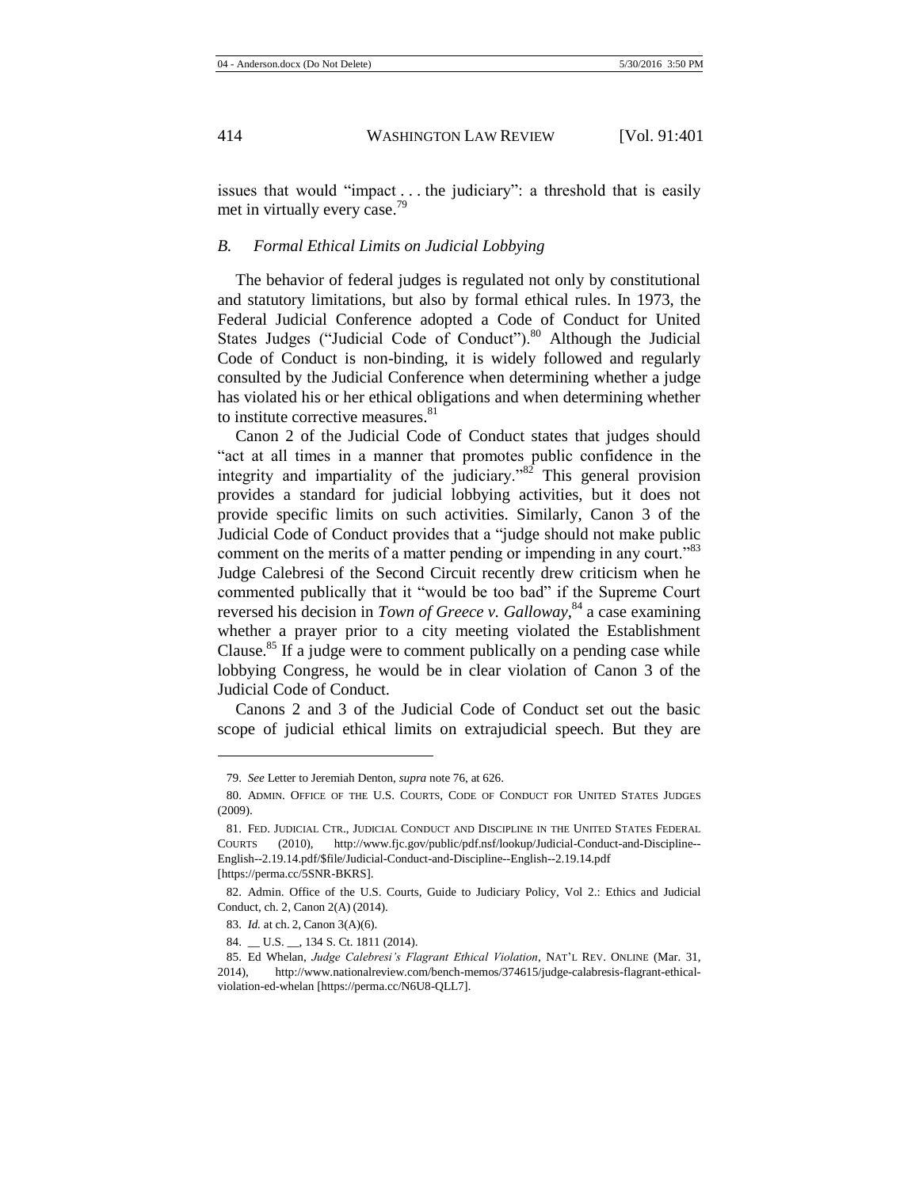issues that would "impact . . . the judiciary": a threshold that is easily met in virtually every case.[79]

### *B. Formal Ethical Limits on Judicial Lobbying*

The behavior of federal judges is regulated not only by constitutional and statutory limitations, but also by formal ethical rules. In 1973, the Federal Judicial Conference adopted a Code of Conduct for United States Judges ("Judicial Code of Conduct").[80] Although the Judicial Code of Conduct is non-binding, it is widely followed and regularly consulted by the Judicial Conference when determining whether a judge has violated his or her ethical obligations and when determining whether to institute corrective measures.[81]

Canon 2 of the Judicial Code of Conduct states that judges should "act at all times in a manner that promotes public confidence in the integrity and impartiality of the judiciary."[82] This general provision provides a standard for judicial lobbying activities, but it does not provide specific limits on such activities. Similarly, Canon 3 of the Judicial Code of Conduct provides that a "judge should not make public comment on the merits of a matter pending or impending in any court."[83] Judge Calebresi of the Second Circuit recently drew criticism when he commented publically that it "would be too bad" if the Supreme Court reversed his decision in *Town of Greece v. Galloway*,[84] a case examining whether a prayer prior to a city meeting violated the Establishment Clause.[85] If a judge were to comment publically on a pending case while lobbying Congress, he would be in clear violation of Canon 3 of the Judicial Code of Conduct.

Canons 2 and 3 of the Judicial Code of Conduct set out the basic scope of judicial ethical limits on extrajudicial speech. But they are

---

79. *See* Letter to Jeremiah Denton, *supra* note 76, at 626.

80. ADMIN. OFFICE OF THE U.S. COURTS, CODE OF CONDUCT FOR UNITED STATES JUDGES (2009).

81. FED. JUDICIAL CTR., JUDICIAL CONDUCT AND DISCIPLINE IN THE UNITED STATES FEDERAL COURTS (2010), http://www.fjc.gov/public/pdf.nsf/lookup/Judicial-Conduct-and-Discipline--English--2.19.14.pdf/$file/Judicial-Conduct-and-Discipline--English--2.19.14.pdf [https://perma.cc/5SNR-BKRS].

82. Admin. Office of the U.S. Courts, Guide to Judiciary Policy, Vol 2.: Ethics and Judicial Conduct, ch. 2, Canon 2(A) (2014).

83. *Id.* at ch. 2, Canon 3(A)(6).

84. __ U.S. __, 134 S. Ct. 1811 (2014).

85. Ed Whelan, *Judge Calebresi's Flagrant Ethical Violation*, NAT'L REV. ONLINE (Mar. 31, 2014), http://www.nationalreview.com/bench-memos/374615/judge-calabresis-flagrant-ethical-violation-ed-whelan [https://perma.cc/N6U8-QLL7].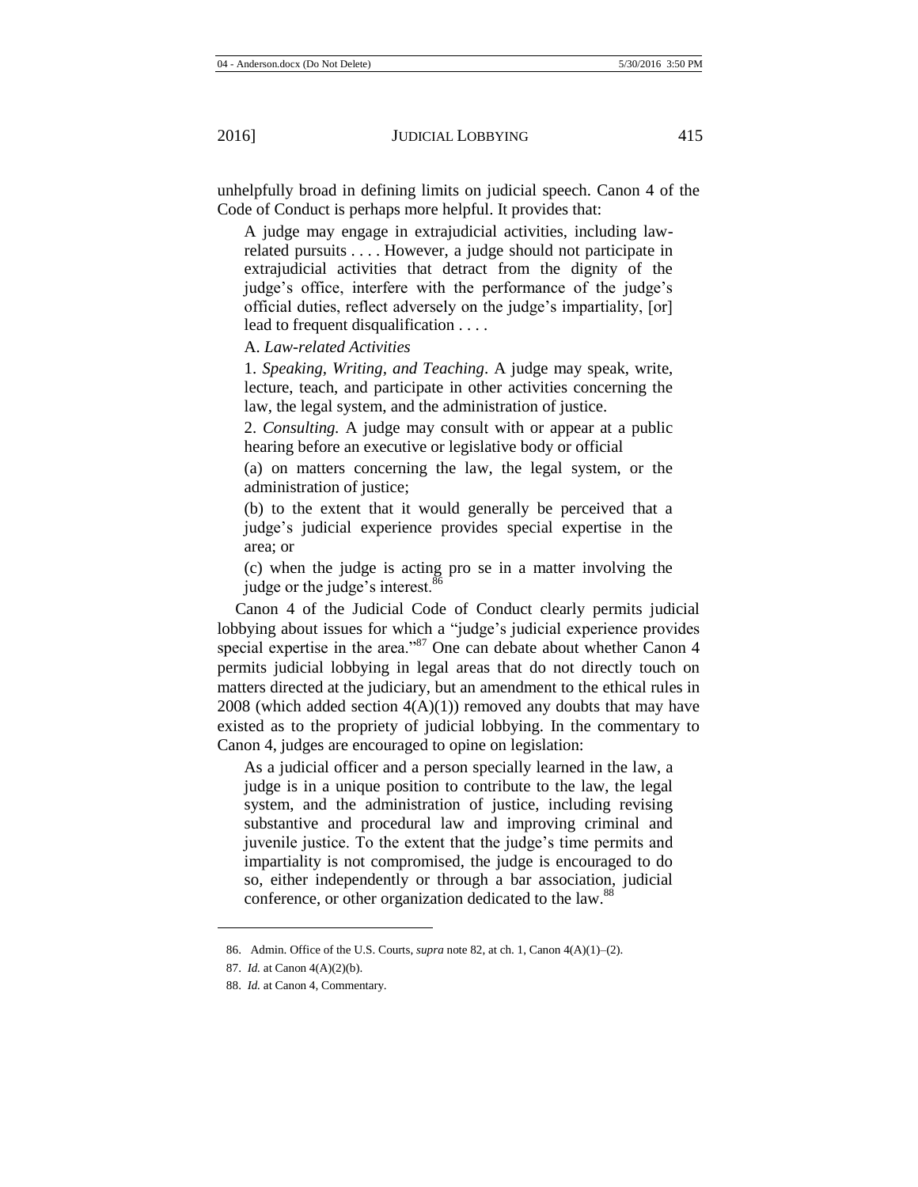unhelpfully broad in defining limits on judicial speech. Canon 4 of the Code of Conduct is perhaps more helpful. It provides that:

> A judge may engage in extrajudicial activities, including law-related pursuits . . . . However, a judge should not participate in extrajudicial activities that detract from the dignity of the judge's office, interfere with the performance of the judge's official duties, reflect adversely on the judge's impartiality, [or] lead to frequent disqualification . . . .
>
> A. *Law-related Activities*
>
> 1. *Speaking, Writing, and Teaching*. A judge may speak, write, lecture, teach, and participate in other activities concerning the law, the legal system, and the administration of justice.
>
> 2. *Consulting.* A judge may consult with or appear at a public hearing before an executive or legislative body or official
>
> (a) on matters concerning the law, the legal system, or the administration of justice;
>
> (b) to the extent that it would generally be perceived that a judge's judicial experience provides special expertise in the area; or
>
> (c) when the judge is acting pro se in a matter involving the judge or the judge's interest.[86]

Canon 4 of the Judicial Code of Conduct clearly permits judicial lobbying about issues for which a "judge's judicial experience provides special expertise in the area."[87] One can debate about whether Canon 4 permits judicial lobbying in legal areas that do not directly touch on matters directed at the judiciary, but an amendment to the ethical rules in 2008 (which added section 4(A)(1)) removed any doubts that may have existed as to the propriety of judicial lobbying. In the commentary to Canon 4, judges are encouraged to opine on legislation:

> As a judicial officer and a person specially learned in the law, a judge is in a unique position to contribute to the law, the legal system, and the administration of justice, including revising substantive and procedural law and improving criminal and juvenile justice. To the extent that the judge's time permits and impartiality is not compromised, the judge is encouraged to do so, either independently or through a bar association, judicial conference, or other organization dedicated to the law.[88]

---

86. Admin. Office of the U.S. Courts, *supra* note 82, at ch. 1, Canon 4(A)(1)–(2).

87. *Id.* at Canon 4(A)(2)(b).

88. *Id.* at Canon 4, Commentary.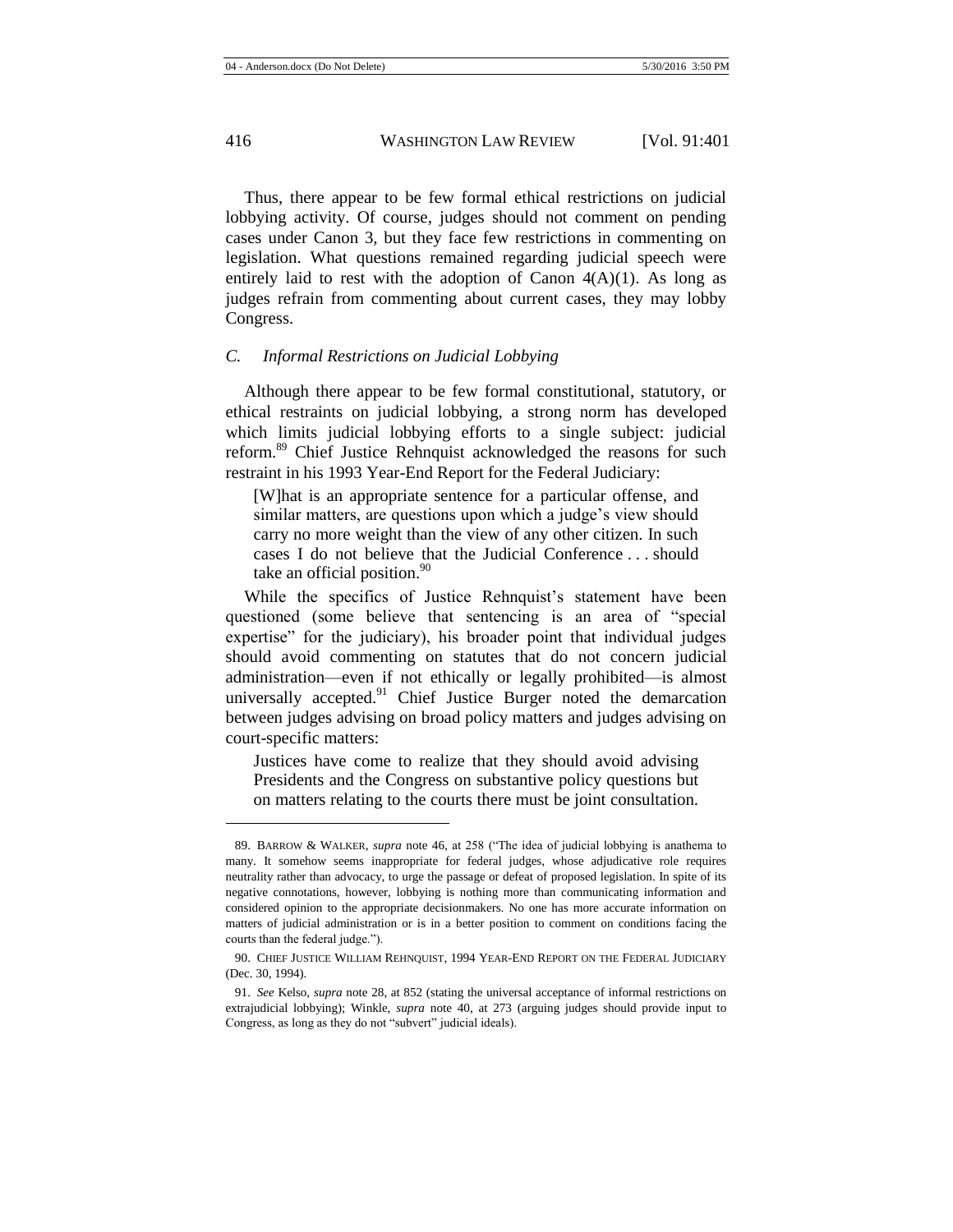Thus, there appear to be few formal ethical restrictions on judicial lobbying activity. Of course, judges should not comment on pending cases under Canon 3, but they face few restrictions in commenting on legislation. What questions remained regarding judicial speech were entirely laid to rest with the adoption of Canon 4(A)(1). As long as judges refrain from commenting about current cases, they may lobby Congress.

### *C. Informal Restrictions on Judicial Lobbying*

Although there appear to be few formal constitutional, statutory, or ethical restraints on judicial lobbying, a strong norm has developed which limits judicial lobbying efforts to a single subject: judicial reform.[89] Chief Justice Rehnquist acknowledged the reasons for such restraint in his 1993 Year-End Report for the Federal Judiciary:

> [W]hat is an appropriate sentence for a particular offense, and similar matters, are questions upon which a judge's view should carry no more weight than the view of any other citizen. In such cases I do not believe that the Judicial Conference . . . should take an official position.[90]

While the specifics of Justice Rehnquist's statement have been questioned (some believe that sentencing is an area of "special expertise" for the judiciary), his broader point that individual judges should avoid commenting on statutes that do not concern judicial administration—even if not ethically or legally prohibited—is almost universally accepted.[91] Chief Justice Burger noted the demarcation between judges advising on broad policy matters and judges advising on court-specific matters:

> Justices have come to realize that they should avoid advising Presidents and the Congress on substantive policy questions but on matters relating to the courts there must be joint consultation.

---

89. BARROW & WALKER, *supra* note 46, at 258 ("The idea of judicial lobbying is anathema to many. It somehow seems inappropriate for federal judges, whose adjudicative role requires neutrality rather than advocacy, to urge the passage or defeat of proposed legislation. In spite of its negative connotations, however, lobbying is nothing more than communicating information and considered opinion to the appropriate decisionmakers. No one has more accurate information on matters of judicial administration or is in a better position to comment on conditions facing the courts than the federal judge.").

90. CHIEF JUSTICE WILLIAM REHNQUIST, 1994 YEAR-END REPORT ON THE FEDERAL JUDICIARY (Dec. 30, 1994).

91. *See* Kelso, *supra* note 28, at 852 (stating the universal acceptance of informal restrictions on extrajudicial lobbying); Winkle, *supra* note 40, at 273 (arguing judges should provide input to Congress, as long as they do not "subvert" judicial ideals).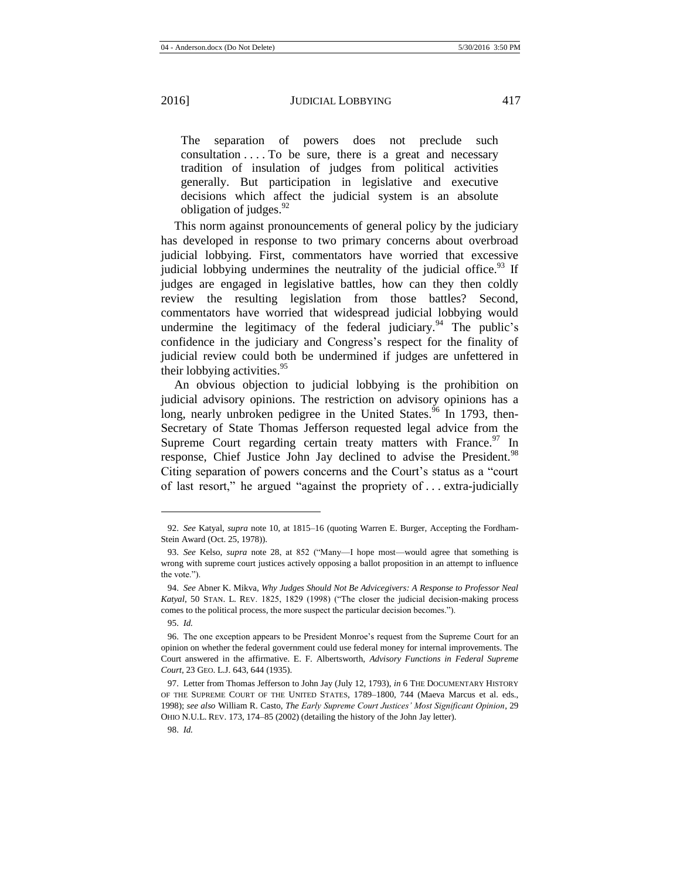> The separation of powers does not preclude such consultation . . . . To be sure, there is a great and necessary tradition of insulation of judges from political activities generally. But participation in legislative and executive decisions which affect the judicial system is an absolute obligation of judges.[92]

This norm against pronouncements of general policy by the judiciary has developed in response to two primary concerns about overbroad judicial lobbying. First, commentators have worried that excessive judicial lobbying undermines the neutrality of the judicial office.[93] If judges are engaged in legislative battles, how can they then coldly review the resulting legislation from those battles? Second, commentators have worried that widespread judicial lobbying would undermine the legitimacy of the federal judiciary.[94] The public's confidence in the judiciary and Congress's respect for the finality of judicial review could both be undermined if judges are unfettered in their lobbying activities.[95]

An obvious objection to judicial lobbying is the prohibition on judicial advisory opinions. The restriction on advisory opinions has a long, nearly unbroken pedigree in the United States.[96] In 1793, then-Secretary of State Thomas Jefferson requested legal advice from the Supreme Court regarding certain treaty matters with France.[97] In response, Chief Justice John Jay declined to advise the President.[98] Citing separation of powers concerns and the Court's status as a "court of last resort," he argued "against the propriety of . . . extra-judicially

---

92. *See* Katyal, *supra* note 10, at 1815–16 (quoting Warren E. Burger, Accepting the Fordham-Stein Award (Oct. 25, 1978)).

93. *See* Kelso, *supra* note 28, at 852 ("Many—I hope most—would agree that something is wrong with supreme court justices actively opposing a ballot proposition in an attempt to influence the vote.").

94. *See* Abner K. Mikva, *Why Judges Should Not Be Advicegivers: A Response to Professor Neal Katyal*, 50 STAN. L. REV. 1825, 1829 (1998) ("The closer the judicial decision-making process comes to the political process, the more suspect the particular decision becomes.").

95. *Id.*

96. The one exception appears to be President Monroe's request from the Supreme Court for an opinion on whether the federal government could use federal money for internal improvements. The Court answered in the affirmative. E. F. Albertsworth, *Advisory Functions in Federal Supreme Court*, 23 GEO. L.J. 643, 644 (1935).

97. Letter from Thomas Jefferson to John Jay (July 12, 1793), *in* 6 THE DOCUMENTARY HISTORY OF THE SUPREME COURT OF THE UNITED STATES, 1789–1800, 744 (Maeva Marcus et al. eds., 1998); *see also* William R. Casto, *The Early Supreme Court Justices' Most Significant Opinion*, 29 OHIO N.U.L. REV. 173, 174–85 (2002) (detailing the history of the John Jay letter).

98. *Id.*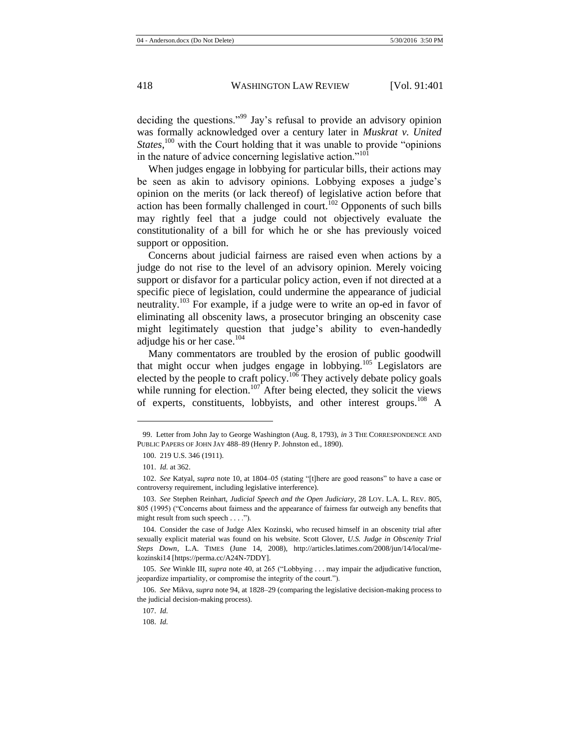deciding the questions."[99] Jay's refusal to provide an advisory opinion was formally acknowledged over a century later in *Muskrat v. United States*,[100] with the Court holding that it was unable to provide "opinions in the nature of advice concerning legislative action."[101]

When judges engage in lobbying for particular bills, their actions may be seen as akin to advisory opinions. Lobbying exposes a judge's opinion on the merits (or lack thereof) of legislative action before that action has been formally challenged in court.[102] Opponents of such bills may rightly feel that a judge could not objectively evaluate the constitutionality of a bill for which he or she has previously voiced support or opposition.

Concerns about judicial fairness are raised even when actions by a judge do not rise to the level of an advisory opinion. Merely voicing support or disfavor for a particular policy action, even if not directed at a specific piece of legislation, could undermine the appearance of judicial neutrality.[103] For example, if a judge were to write an op-ed in favor of eliminating all obscenity laws, a prosecutor bringing an obscenity case might legitimately question that judge's ability to even-handedly adjudge his or her case.[104]

Many commentators are troubled by the erosion of public goodwill that might occur when judges engage in lobbying.[105] Legislators are elected by the people to craft policy.[106] They actively debate policy goals while running for election.[107] After being elected, they solicit the views of experts, constituents, lobbyists, and other interest groups.[108] A

---

99. Letter from John Jay to George Washington (Aug. 8, 1793), *in* 3 THE CORRESPONDENCE AND PUBLIC PAPERS OF JOHN JAY 488–89 (Henry P. Johnston ed., 1890).

100. 219 U.S. 346 (1911).

101. *Id.* at 362.

102. *See* Katyal, *supra* note 10, at 1804–05 (stating "[t]here are good reasons" to have a case or controversy requirement, including legislative interference).

103. *See* Stephen Reinhart, *Judicial Speech and the Open Judiciary*, 28 LOY. L.A. L. REV. 805, 805 (1995) ("Concerns about fairness and the appearance of fairness far outweigh any benefits that might result from such speech . . . .").

104. Consider the case of Judge Alex Kozinski, who recused himself in an obscenity trial after sexually explicit material was found on his website. Scott Glover, *U.S. Judge in Obscenity Trial Steps Down*, L.A. TIMES (June 14, 2008), http://articles.latimes.com/2008/jun/14/local/me-kozinski14 [https://perma.cc/A24N-7DDY].

105. *See* Winkle III, *supra* note 40, at 265 ("Lobbying . . . may impair the adjudicative function, jeopardize impartiality, or compromise the integrity of the court.").

106. *See* Mikva, *supra* note 94, at 1828–29 (comparing the legislative decision-making process to the judicial decision-making process).

107. *Id.*

108. *Id.*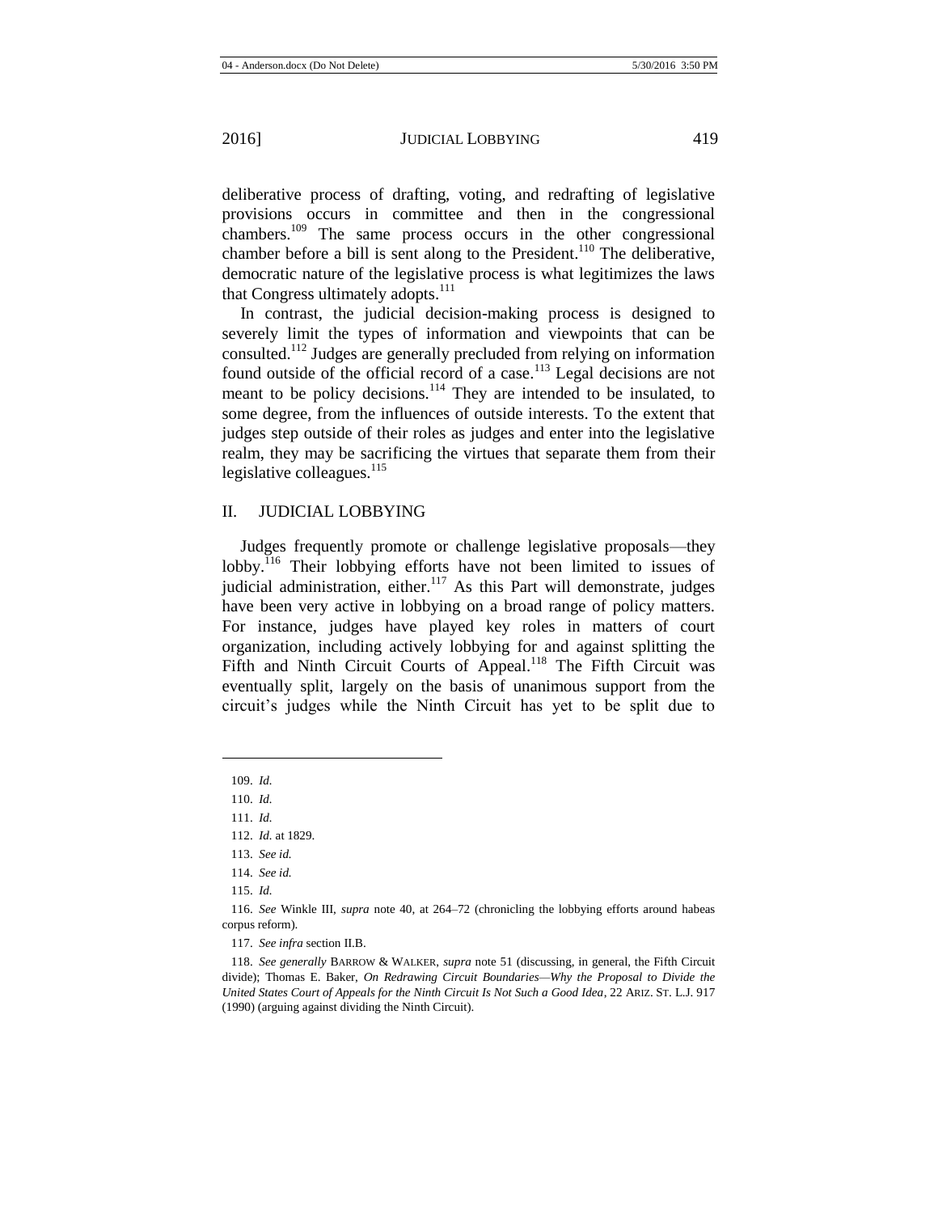deliberative process of drafting, voting, and redrafting of legislative provisions occurs in committee and then in the congressional chambers.[109] The same process occurs in the other congressional chamber before a bill is sent along to the President.[110] The deliberative, democratic nature of the legislative process is what legitimizes the laws that Congress ultimately adopts.[111]

In contrast, the judicial decision-making process is designed to severely limit the types of information and viewpoints that can be consulted.[112] Judges are generally precluded from relying on information found outside of the official record of a case.[113] Legal decisions are not meant to be policy decisions.[114] They are intended to be insulated, to some degree, from the influences of outside interests. To the extent that judges step outside of their roles as judges and enter into the legislative realm, they may be sacrificing the virtues that separate them from their legislative colleagues.[115]

## II. JUDICIAL LOBBYING

Judges frequently promote or challenge legislative proposals—they lobby.[116] Their lobbying efforts have not been limited to issues of judicial administration, either.[117] As this Part will demonstrate, judges have been very active in lobbying on a broad range of policy matters. For instance, judges have played key roles in matters of court organization, including actively lobbying for and against splitting the Fifth and Ninth Circuit Courts of Appeal.[118] The Fifth Circuit was eventually split, largely on the basis of unanimous support from the circuit's judges while the Ninth Circuit has yet to be split due to

---

109. *Id.*

110. *Id.*

111. *Id.*

112. *Id.* at 1829.

113. *See id.*

114. *See id.*

115. *Id.*

116. *See* Winkle III, *supra* note 40, at 264–72 (chronicling the lobbying efforts around habeas corpus reform).

117. *See infra* section II.B.

118. *See generally* BARROW & WALKER, *supra* note 51 (discussing, in general, the Fifth Circuit divide); Thomas E. Baker, *On Redrawing Circuit Boundaries—Why the Proposal to Divide the United States Court of Appeals for the Ninth Circuit Is Not Such a Good Idea*, 22 ARIZ. ST. L.J. 917 (1990) (arguing against dividing the Ninth Circuit).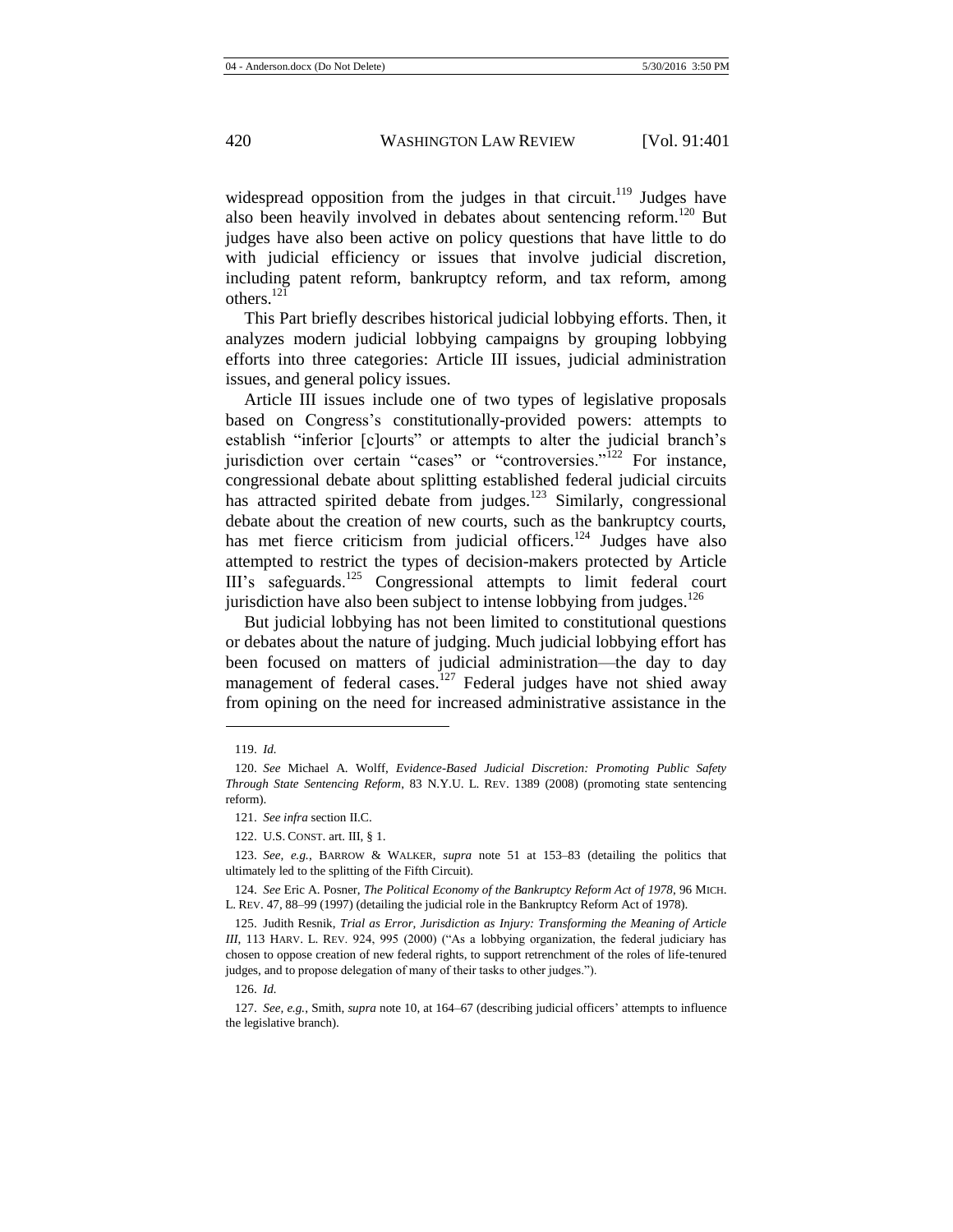widespread opposition from the judges in that circuit.[119] Judges have also been heavily involved in debates about sentencing reform.[120] But judges have also been active on policy questions that have little to do with judicial efficiency or issues that involve judicial discretion, including patent reform, bankruptcy reform, and tax reform, among others.[121]

This Part briefly describes historical judicial lobbying efforts. Then, it analyzes modern judicial lobbying campaigns by grouping lobbying efforts into three categories: Article III issues, judicial administration issues, and general policy issues.

Article III issues include one of two types of legislative proposals based on Congress's constitutionally-provided powers: attempts to establish "inferior [c]ourts" or attempts to alter the judicial branch's jurisdiction over certain "cases" or "controversies."[122] For instance, congressional debate about splitting established federal judicial circuits has attracted spirited debate from judges.[123] Similarly, congressional debate about the creation of new courts, such as the bankruptcy courts, has met fierce criticism from judicial officers.[124] Judges have also attempted to restrict the types of decision-makers protected by Article III's safeguards.[125] Congressional attempts to limit federal court jurisdiction have also been subject to intense lobbying from judges.[126]

But judicial lobbying has not been limited to constitutional questions or debates about the nature of judging. Much judicial lobbying effort has been focused on matters of judicial administration—the day to day management of federal cases.[127] Federal judges have not shied away from opining on the need for increased administrative assistance in the

---

119. *Id.*

120. *See* Michael A. Wolff, *Evidence-Based Judicial Discretion: Promoting Public Safety Through State Sentencing Reform*, 83 N.Y.U. L. REV. 1389 (2008) (promoting state sentencing reform).

121. *See infra* section II.C.

122. U.S. CONST. art. III, § 1.

123. *See, e.g.*, BARROW & WALKER, *supra* note 51 at 153–83 (detailing the politics that ultimately led to the splitting of the Fifth Circuit).

124. *See* Eric A. Posner, *The Political Economy of the Bankruptcy Reform Act of 1978*, 96 MICH. L. REV. 47, 88–99 (1997) (detailing the judicial role in the Bankruptcy Reform Act of 1978).

125. Judith Resnik, *Trial as Error, Jurisdiction as Injury: Transforming the Meaning of Article III*, 113 HARV. L. REV. 924, 995 (2000) ("As a lobbying organization, the federal judiciary has chosen to oppose creation of new federal rights, to support retrenchment of the roles of life-tenured judges, and to propose delegation of many of their tasks to other judges.").

126. *Id.*

127. *See, e.g.*, Smith, *supra* note 10, at 164–67 (describing judicial officers' attempts to influence the legislative branch).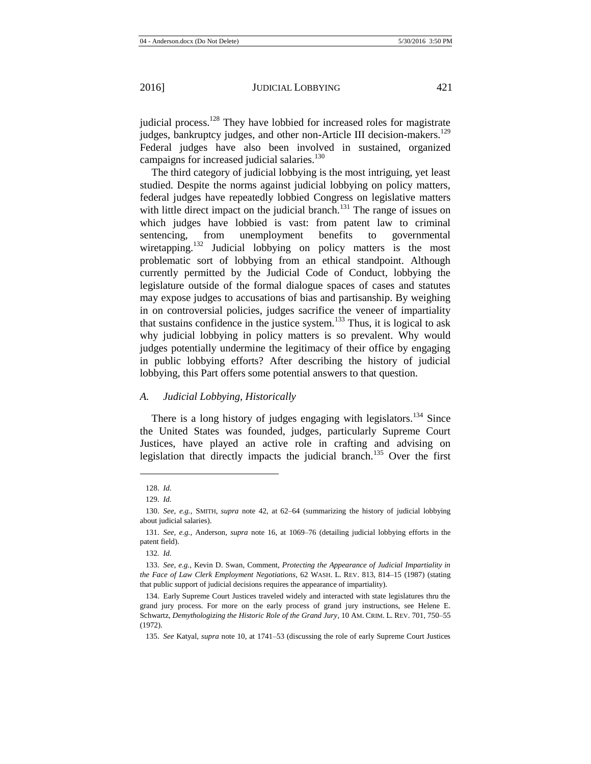judicial process.[128] They have lobbied for increased roles for magistrate judges, bankruptcy judges, and other non-Article III decision-makers.[129] Federal judges have also been involved in sustained, organized campaigns for increased judicial salaries.[130]

The third category of judicial lobbying is the most intriguing, yet least studied. Despite the norms against judicial lobbying on policy matters, federal judges have repeatedly lobbied Congress on legislative matters with little direct impact on the judicial branch.[131] The range of issues on which judges have lobbied is vast: from patent law to criminal sentencing, from unemployment benefits to governmental wiretapping.[132] Judicial lobbying on policy matters is the most problematic sort of lobbying from an ethical standpoint. Although currently permitted by the Judicial Code of Conduct, lobbying the legislature outside of the formal dialogue spaces of cases and statutes may expose judges to accusations of bias and partisanship. By weighing in on controversial policies, judges sacrifice the veneer of impartiality that sustains confidence in the justice system.[133] Thus, it is logical to ask why judicial lobbying in policy matters is so prevalent. Why would judges potentially undermine the legitimacy of their office by engaging in public lobbying efforts? After describing the history of judicial lobbying, this Part offers some potential answers to that question.

### *A. Judicial Lobbying, Historically*

There is a long history of judges engaging with legislators.[134] Since the United States was founded, judges, particularly Supreme Court Justices, have played an active role in crafting and advising on legislation that directly impacts the judicial branch.[135] Over the first

---

128. *Id.*

129. *Id.*

130. *See, e.g.*, SMITH, *supra* note 42, at 62–64 (summarizing the history of judicial lobbying about judicial salaries).

131. *See, e.g.*, Anderson, *supra* note 16, at 1069–76 (detailing judicial lobbying efforts in the patent field).

132. *Id.*

133. *See, e.g.*, Kevin D. Swan, Comment, *Protecting the Appearance of Judicial Impartiality in the Face of Law Clerk Employment Negotiations*, 62 WASH. L. REV. 813, 814–15 (1987) (stating that public support of judicial decisions requires the appearance of impartiality).

134. Early Supreme Court Justices traveled widely and interacted with state legislatures thru the grand jury process. For more on the early process of grand jury instructions, see Helene E. Schwartz, *Demythologizing the Historic Role of the Grand Jury*, 10 AM. CRIM. L. REV. 701, 750–55 (1972).

135. *See* Katyal, *supra* note 10, at 1741–53 (discussing the role of early Supreme Court Justices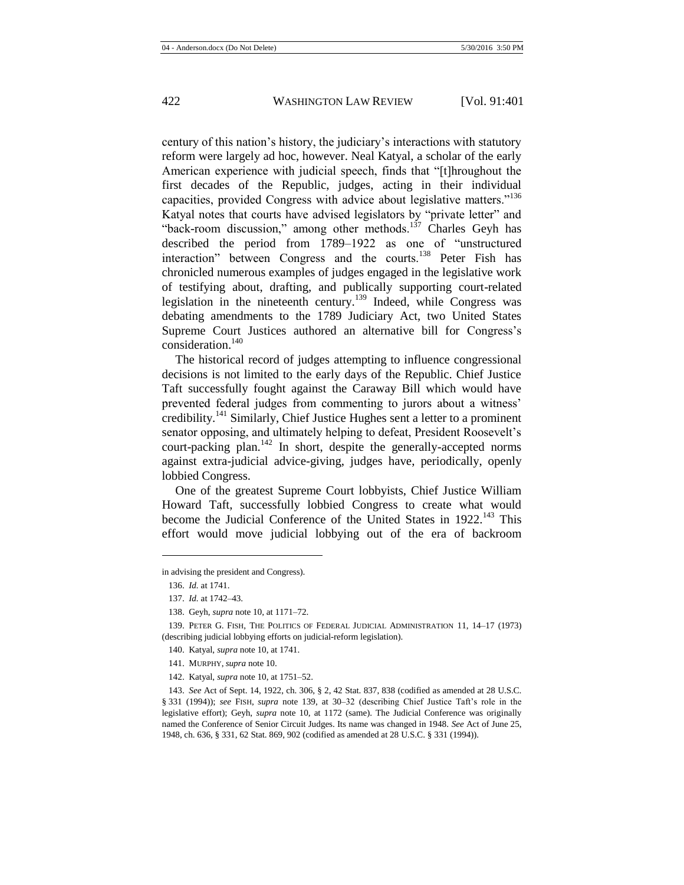century of this nation's history, the judiciary's interactions with statutory reform were largely ad hoc, however. Neal Katyal, a scholar of the early American experience with judicial speech, finds that "[t]hroughout the first decades of the Republic, judges, acting in their individual capacities, provided Congress with advice about legislative matters."[136] Katyal notes that courts have advised legislators by "private letter" and "back-room discussion," among other methods.[137] Charles Geyh has described the period from 1789–1922 as one of "unstructured interaction" between Congress and the courts.[138] Peter Fish has chronicled numerous examples of judges engaged in the legislative work of testifying about, drafting, and publically supporting court-related legislation in the nineteenth century.[139] Indeed, while Congress was debating amendments to the 1789 Judiciary Act, two United States Supreme Court Justices authored an alternative bill for Congress's consideration.[140]

The historical record of judges attempting to influence congressional decisions is not limited to the early days of the Republic. Chief Justice Taft successfully fought against the Caraway Bill which would have prevented federal judges from commenting to jurors about a witness' credibility.[141] Similarly, Chief Justice Hughes sent a letter to a prominent senator opposing, and ultimately helping to defeat, President Roosevelt's court-packing plan.[142] In short, despite the generally-accepted norms against extra-judicial advice-giving, judges have, periodically, openly lobbied Congress.

One of the greatest Supreme Court lobbyists, Chief Justice William Howard Taft, successfully lobbied Congress to create what would become the Judicial Conference of the United States in 1922.[143] This effort would move judicial lobbying out of the era of backroom

---

in advising the president and Congress).

136. *Id.* at 1741.

137. *Id.* at 1742–43.

138. Geyh, *supra* note 10, at 1171–72.

139. PETER G. FISH, THE POLITICS OF FEDERAL JUDICIAL ADMINISTRATION 11, 14–17 (1973) (describing judicial lobbying efforts on judicial-reform legislation).

140. Katyal, *supra* note 10, at 1741.

141. MURPHY, *supra* note 10.

142. Katyal, *supra* note 10, at 1751–52.

143. *See* Act of Sept. 14, 1922, ch. 306, § 2, 42 Stat. 837, 838 (codified as amended at 28 U.S.C. § 331 (1994)); *see* FISH, *supra* note 139, at 30–32 (describing Chief Justice Taft's role in the legislative effort); Geyh, *supra* note 10, at 1172 (same). The Judicial Conference was originally named the Conference of Senior Circuit Judges. Its name was changed in 1948. *See* Act of June 25, 1948, ch. 636, § 331, 62 Stat. 869, 902 (codified as amended at 28 U.S.C. § 331 (1994)).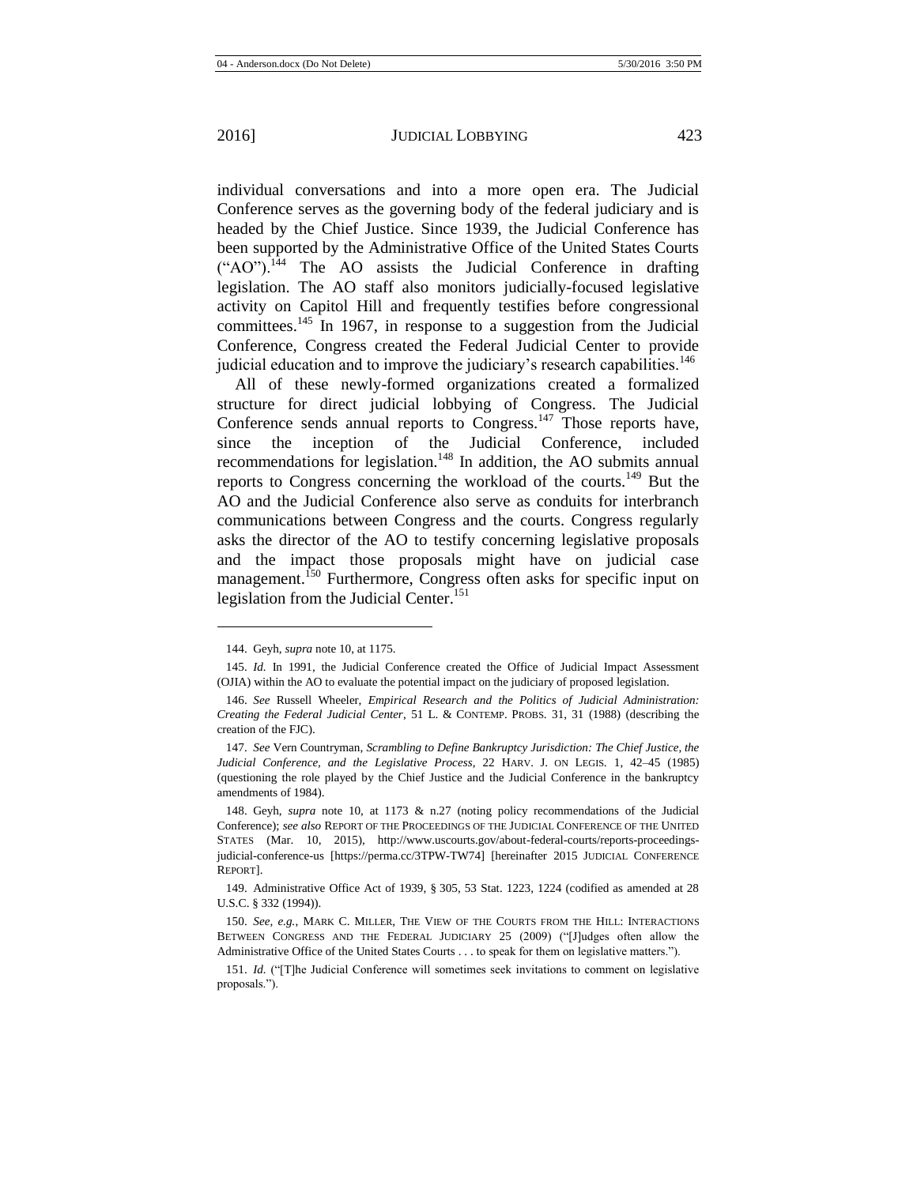individual conversations and into a more open era. The Judicial Conference serves as the governing body of the federal judiciary and is headed by the Chief Justice. Since 1939, the Judicial Conference has been supported by the Administrative Office of the United States Courts ("AO").[144] The AO assists the Judicial Conference in drafting legislation. The AO staff also monitors judicially-focused legislative activity on Capitol Hill and frequently testifies before congressional committees.[145] In 1967, in response to a suggestion from the Judicial Conference, Congress created the Federal Judicial Center to provide judicial education and to improve the judiciary's research capabilities.[146]

All of these newly-formed organizations created a formalized structure for direct judicial lobbying of Congress. The Judicial Conference sends annual reports to Congress.[147] Those reports have, since the inception of the Judicial Conference, included recommendations for legislation.[148] In addition, the AO submits annual reports to Congress concerning the workload of the courts.[149] But the AO and the Judicial Conference also serve as conduits for interbranch communications between Congress and the courts. Congress regularly asks the director of the AO to testify concerning legislative proposals and the impact those proposals might have on judicial case management.[150] Furthermore, Congress often asks for specific input on legislation from the Judicial Center.[151]

---

144. Geyh, *supra* note 10, at 1175.

145. *Id.* In 1991, the Judicial Conference created the Office of Judicial Impact Assessment (OJIA) within the AO to evaluate the potential impact on the judiciary of proposed legislation.

146. *See* Russell Wheeler, *Empirical Research and the Politics of Judicial Administration: Creating the Federal Judicial Center*, 51 L. & CONTEMP. PROBS. 31, 31 (1988) (describing the creation of the FJC).

147. *See* Vern Countryman, *Scrambling to Define Bankruptcy Jurisdiction: The Chief Justice, the Judicial Conference, and the Legislative Process*, 22 HARV. J. ON LEGIS. 1, 42–45 (1985) (questioning the role played by the Chief Justice and the Judicial Conference in the bankruptcy amendments of 1984).

148. Geyh, *supra* note 10, at 1173 & n.27 (noting policy recommendations of the Judicial Conference); *see also* REPORT OF THE PROCEEDINGS OF THE JUDICIAL CONFERENCE OF THE UNITED STATES (Mar. 10, 2015), http://www.uscourts.gov/about-federal-courts/reports-proceedings-judicial-conference-us [https://perma.cc/3TPW-TW74] [hereinafter 2015 JUDICIAL CONFERENCE REPORT].

149. Administrative Office Act of 1939, § 305, 53 Stat. 1223, 1224 (codified as amended at 28 U.S.C. § 332 (1994)).

150. *See, e.g.*, MARK C. MILLER, THE VIEW OF THE COURTS FROM THE HILL: INTERACTIONS BETWEEN CONGRESS AND THE FEDERAL JUDICIARY 25 (2009) ("[J]udges often allow the Administrative Office of the United States Courts . . . to speak for them on legislative matters.").

151. *Id.* ("[T]he Judicial Conference will sometimes seek invitations to comment on legislative proposals.").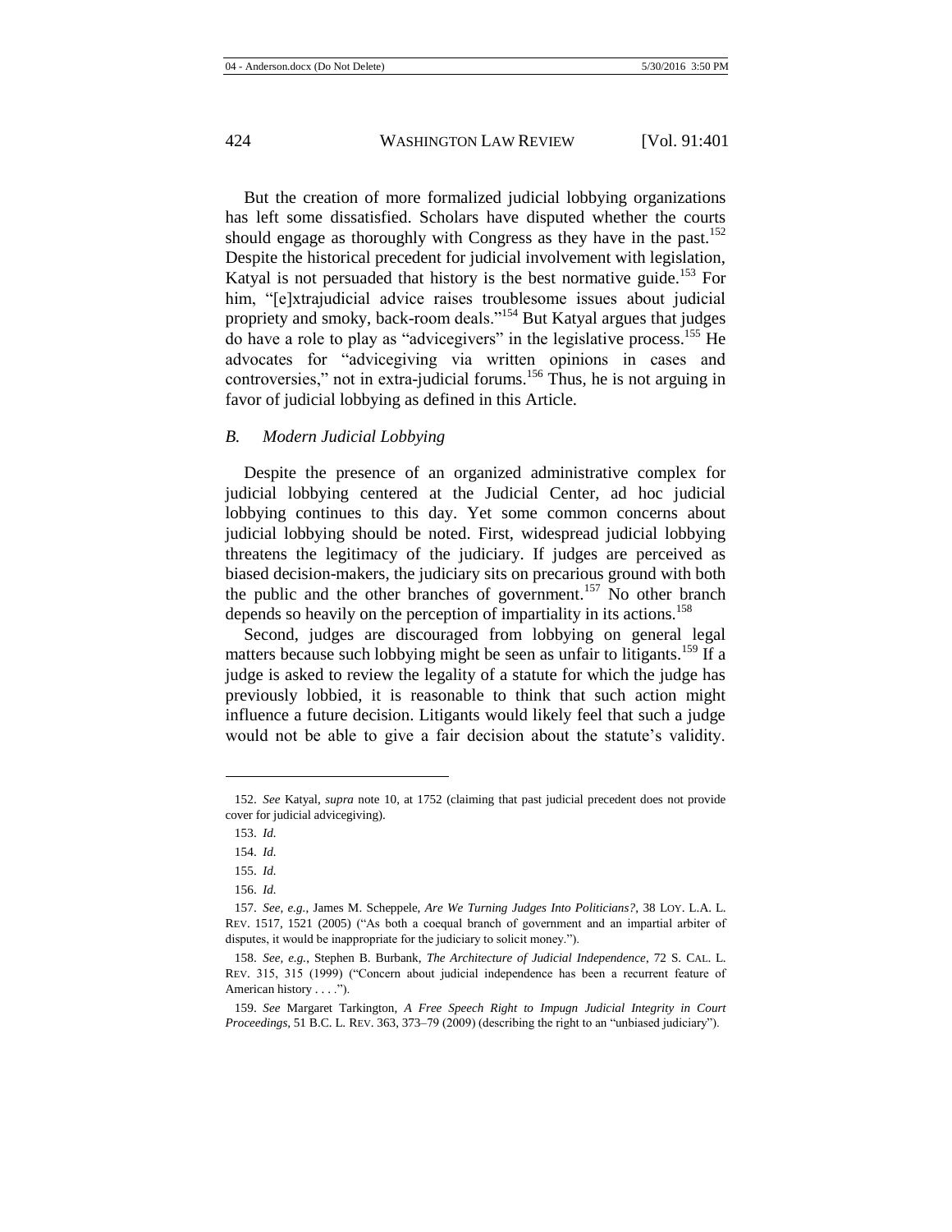But the creation of more formalized judicial lobbying organizations has left some dissatisfied. Scholars have disputed whether the courts should engage as thoroughly with Congress as they have in the past.[152] Despite the historical precedent for judicial involvement with legislation, Katyal is not persuaded that history is the best normative guide.[153] For him, "[e]xtrajudicial advice raises troublesome issues about judicial propriety and smoky, back-room deals."[154] But Katyal argues that judges do have a role to play as "advicegivers" in the legislative process.[155] He advocates for "advicegiving via written opinions in cases and controversies," not in extra-judicial forums.[156] Thus, he is not arguing in favor of judicial lobbying as defined in this Article.

### *B. Modern Judicial Lobbying*

Despite the presence of an organized administrative complex for judicial lobbying centered at the Judicial Center, ad hoc judicial lobbying continues to this day. Yet some common concerns about judicial lobbying should be noted. First, widespread judicial lobbying threatens the legitimacy of the judiciary. If judges are perceived as biased decision-makers, the judiciary sits on precarious ground with both the public and the other branches of government.[157] No other branch depends so heavily on the perception of impartiality in its actions.[158]

Second, judges are discouraged from lobbying on general legal matters because such lobbying might be seen as unfair to litigants.[159] If a judge is asked to review the legality of a statute for which the judge has previously lobbied, it is reasonable to think that such action might influence a future decision. Litigants would likely feel that such a judge would not be able to give a fair decision about the statute's validity.

---

152. *See* Katyal, *supra* note 10, at 1752 (claiming that past judicial precedent does not provide cover for judicial advicegiving).

153. *Id.*

154. *Id.*

155. *Id.*

156. *Id.*

157. *See, e.g.*, James M. Scheppele, *Are We Turning Judges Into Politicians?*, 38 LOY. L.A. L. REV. 1517, 1521 (2005) ("As both a coequal branch of government and an impartial arbiter of disputes, it would be inappropriate for the judiciary to solicit money.").

158. *See, e.g.*, Stephen B. Burbank, *The Architecture of Judicial Independence*, 72 S. CAL. L. REV. 315, 315 (1999) ("Concern about judicial independence has been a recurrent feature of American history . . . .").

159. *See* Margaret Tarkington, *A Free Speech Right to Impugn Judicial Integrity in Court Proceedings*, 51 B.C. L. REV. 363, 373–79 (2009) (describing the right to an "unbiased judiciary").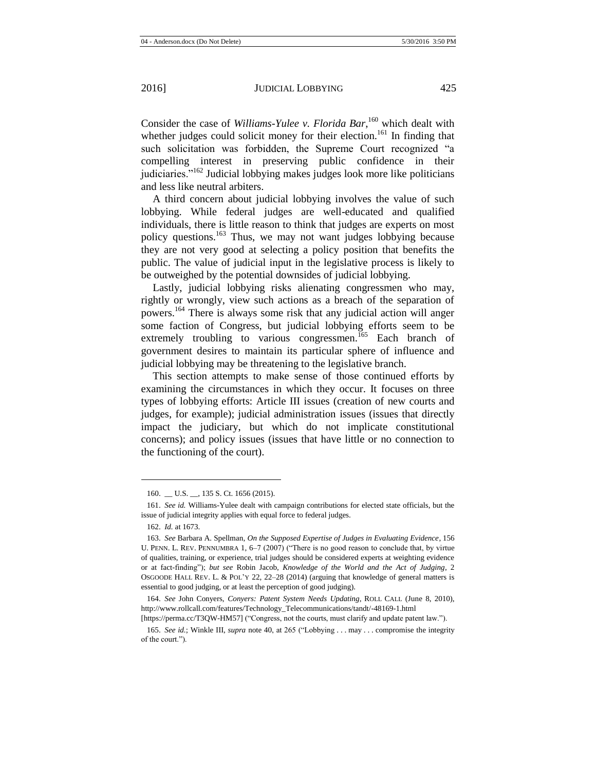Consider the case of *Williams-Yulee v. Florida Bar*,[160] which dealt with whether judges could solicit money for their election.[161] In finding that such solicitation was forbidden, the Supreme Court recognized "a compelling interest in preserving public confidence in their judiciaries."[162] Judicial lobbying makes judges look more like politicians and less like neutral arbiters.

A third concern about judicial lobbying involves the value of such lobbying. While federal judges are well-educated and qualified individuals, there is little reason to think that judges are experts on most policy questions.[163] Thus, we may not want judges lobbying because they are not very good at selecting a policy position that benefits the public. The value of judicial input in the legislative process is likely to be outweighed by the potential downsides of judicial lobbying.

Lastly, judicial lobbying risks alienating congressmen who may, rightly or wrongly, view such actions as a breach of the separation of powers.[164] There is always some risk that any judicial action will anger some faction of Congress, but judicial lobbying efforts seem to be extremely troubling to various congressmen.[165] Each branch of government desires to maintain its particular sphere of influence and judicial lobbying may be threatening to the legislative branch.

This section attempts to make sense of those continued efforts by examining the circumstances in which they occur. It focuses on three types of lobbying efforts: Article III issues (creation of new courts and judges, for example); judicial administration issues (issues that directly impact the judiciary, but which do not implicate constitutional concerns); and policy issues (issues that have little or no connection to the functioning of the court).

---

160. __ U.S. __, 135 S. Ct. 1656 (2015).

161. *See id.* Williams-Yulee dealt with campaign contributions for elected state officials, but the issue of judicial integrity applies with equal force to federal judges.

162. *Id.* at 1673.

163. *See* Barbara A. Spellman, *On the Supposed Expertise of Judges in Evaluating Evidence*, 156 U. PENN. L. REV. PENNUMBRA 1, 6–7 (2007) ("There is no good reason to conclude that, by virtue of qualities, training, or experience, trial judges should be considered experts at weighting evidence or at fact-finding"); *but see* Robin Jacob, *Knowledge of the World and the Act of Judging*, 2 OSGOODE HALL REV. L. & POL'Y 22, 22–28 (2014) (arguing that knowledge of general matters is essential to good judging, or at least the perception of good judging).

164. *See* John Conyers, *Conyers: Patent System Needs Updating*, ROLL CALL (June 8, 2010), http://www.rollcall.com/features/Technology_Telecommunications/tandt/-48169-1.html [https://perma.cc/T3QW-HM57] ("Congress, not the courts, must clarify and update patent law.").

165. *See id.*; Winkle III, *supra* note 40, at 265 ("Lobbying . . . may . . . compromise the integrity of the court.").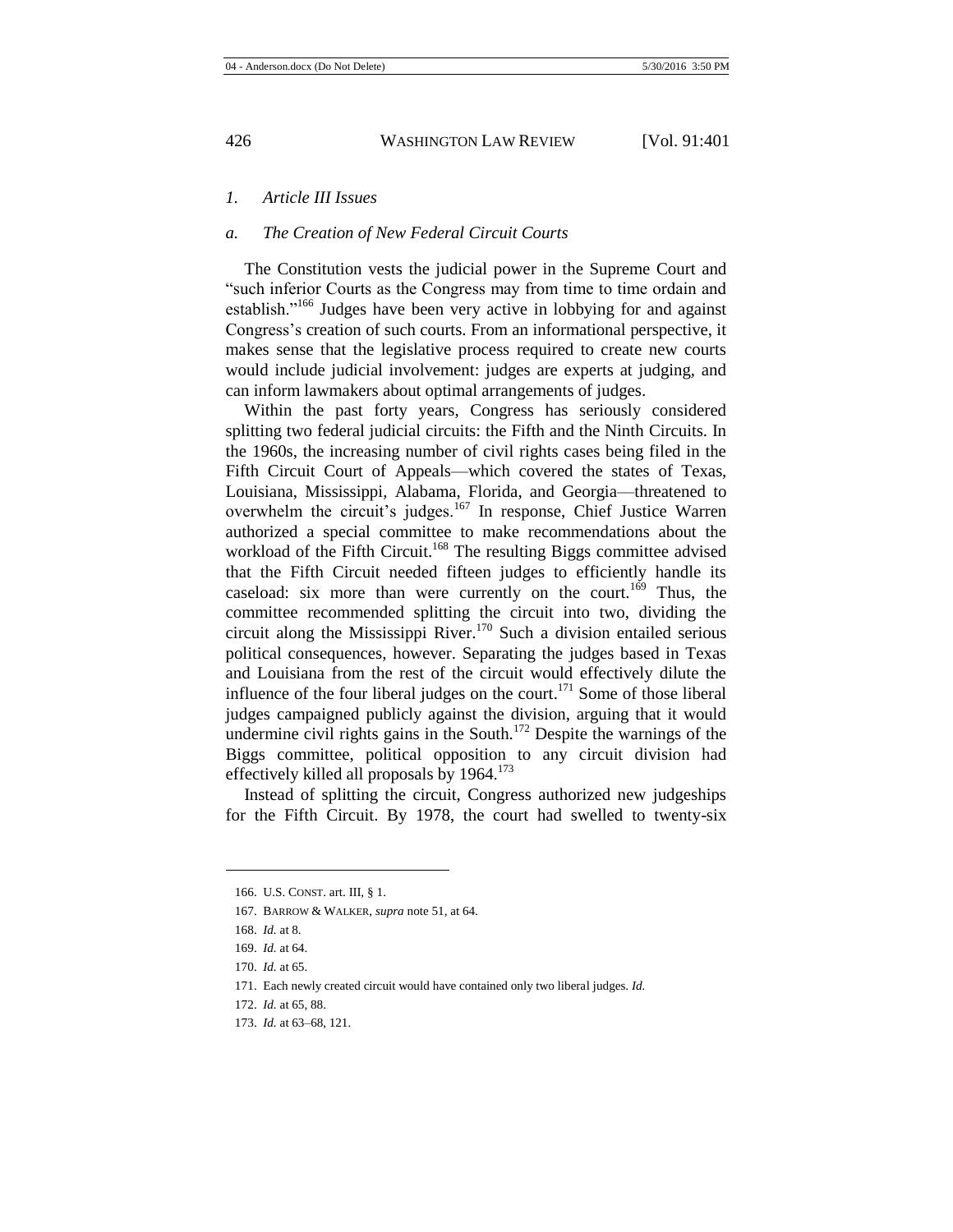### *1. Article III Issues*

#### *a. The Creation of New Federal Circuit Courts*

The Constitution vests the judicial power in the Supreme Court and "such inferior Courts as the Congress may from time to time ordain and establish."[166] Judges have been very active in lobbying for and against Congress's creation of such courts. From an informational perspective, it makes sense that the legislative process required to create new courts would include judicial involvement: judges are experts at judging, and can inform lawmakers about optimal arrangements of judges.

Within the past forty years, Congress has seriously considered splitting two federal judicial circuits: the Fifth and the Ninth Circuits. In the 1960s, the increasing number of civil rights cases being filed in the Fifth Circuit Court of Appeals—which covered the states of Texas, Louisiana, Mississippi, Alabama, Florida, and Georgia—threatened to overwhelm the circuit's judges.[167] In response, Chief Justice Warren authorized a special committee to make recommendations about the workload of the Fifth Circuit.[168] The resulting Biggs committee advised that the Fifth Circuit needed fifteen judges to efficiently handle its caseload: six more than were currently on the court.[169] Thus, the committee recommended splitting the circuit into two, dividing the circuit along the Mississippi River.[170] Such a division entailed serious political consequences, however. Separating the judges based in Texas and Louisiana from the rest of the circuit would effectively dilute the influence of the four liberal judges on the court.[171] Some of those liberal judges campaigned publicly against the division, arguing that it would undermine civil rights gains in the South.[172] Despite the warnings of the Biggs committee, political opposition to any circuit division had effectively killed all proposals by 1964.[173]

Instead of splitting the circuit, Congress authorized new judgeships for the Fifth Circuit. By 1978, the court had swelled to twenty-six

---

166. U.S. CONST. art. III, § 1.

167. BARROW & WALKER, *supra* note 51, at 64.

168. *Id.* at 8.

169. *Id.* at 64.

170. *Id.* at 65.

171. Each newly created circuit would have contained only two liberal judges. *Id.*

172. *Id.* at 65, 88.

173. *Id.* at 63–68, 121.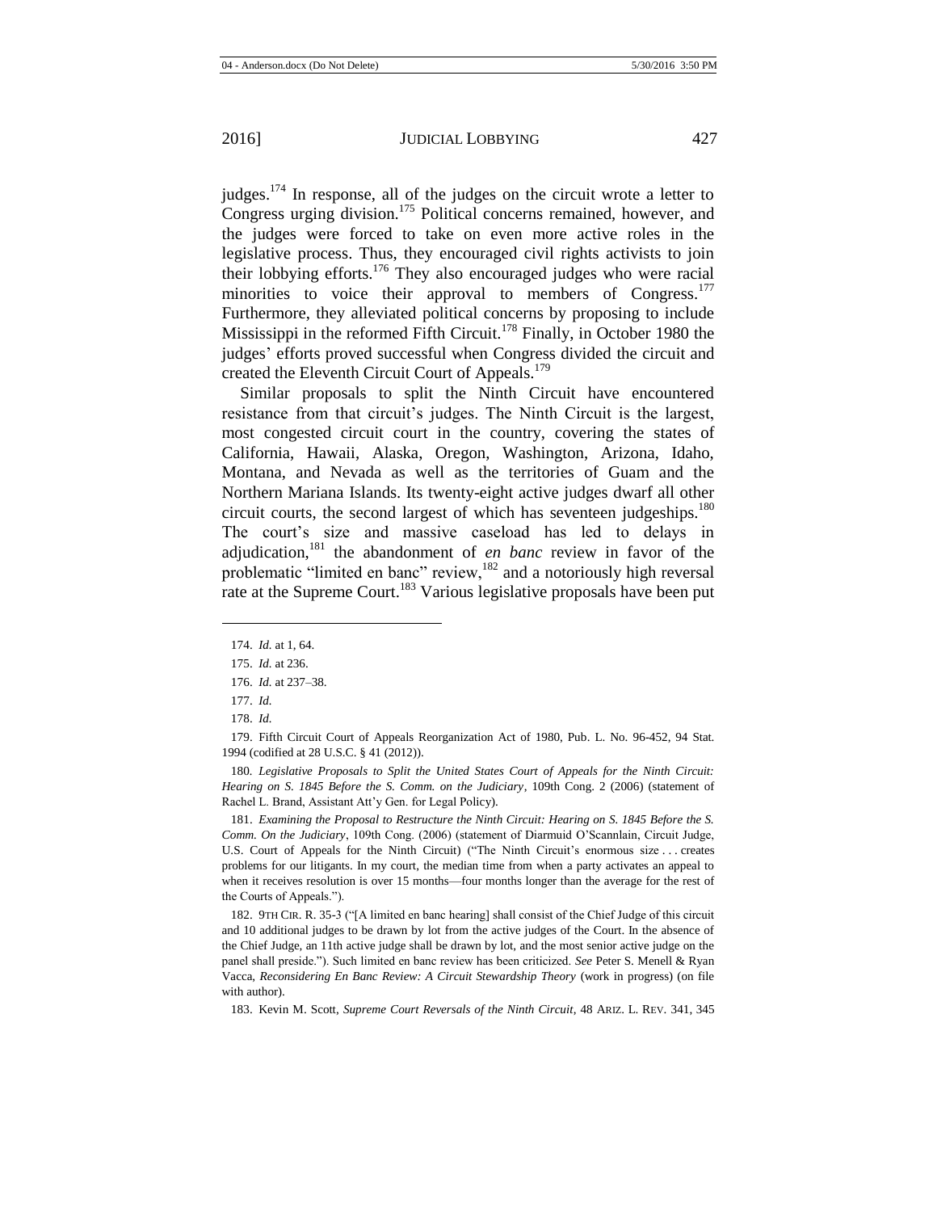judges.[174] In response, all of the judges on the circuit wrote a letter to Congress urging division.[175] Political concerns remained, however, and the judges were forced to take on even more active roles in the legislative process. Thus, they encouraged civil rights activists to join their lobbying efforts.[176] They also encouraged judges who were racial minorities to voice their approval to members of Congress.[177] Furthermore, they alleviated political concerns by proposing to include Mississippi in the reformed Fifth Circuit.[178] Finally, in October 1980 the judges' efforts proved successful when Congress divided the circuit and created the Eleventh Circuit Court of Appeals.[179]

Similar proposals to split the Ninth Circuit have encountered resistance from that circuit's judges. The Ninth Circuit is the largest, most congested circuit court in the country, covering the states of California, Hawaii, Alaska, Oregon, Washington, Arizona, Idaho, Montana, and Nevada as well as the territories of Guam and the Northern Mariana Islands. Its twenty-eight active judges dwarf all other circuit courts, the second largest of which has seventeen judgeships.[180] The court's size and massive caseload has led to delays in adjudication,[181] the abandonment of *en banc* review in favor of the problematic "limited en banc" review,[182] and a notoriously high reversal rate at the Supreme Court.[183] Various legislative proposals have been put

---

174. *Id.* at 1, 64.

175. *Id.* at 236.

176. *Id.* at 237–38.

177. *Id.*

178. *Id.*

179. Fifth Circuit Court of Appeals Reorganization Act of 1980, Pub. L. No. 96-452, 94 Stat. 1994 (codified at 28 U.S.C. § 41 (2012)).

180. *Legislative Proposals to Split the United States Court of Appeals for the Ninth Circuit: Hearing on S. 1845 Before the S. Comm. on the Judiciary*, 109th Cong. 2 (2006) (statement of Rachel L. Brand, Assistant Att'y Gen. for Legal Policy).

181. *Examining the Proposal to Restructure the Ninth Circuit: Hearing on S. 1845 Before the S. Comm. On the Judiciary*, 109th Cong. (2006) (statement of Diarmuid O'Scannlain, Circuit Judge, U.S. Court of Appeals for the Ninth Circuit) ("The Ninth Circuit's enormous size . . . creates problems for our litigants. In my court, the median time from when a party activates an appeal to when it receives resolution is over 15 months—four months longer than the average for the rest of the Courts of Appeals.").

182. 9TH CIR. R. 35-3 ("[A limited en banc hearing] shall consist of the Chief Judge of this circuit and 10 additional judges to be drawn by lot from the active judges of the Court. In the absence of the Chief Judge, an 11th active judge shall be drawn by lot, and the most senior active judge on the panel shall preside."). Such limited en banc review has been criticized. *See* Peter S. Menell & Ryan Vacca, *Reconsidering En Banc Review: A Circuit Stewardship Theory* (work in progress) (on file with author).

183. Kevin M. Scott, *Supreme Court Reversals of the Ninth Circuit*, 48 ARIZ. L. REV. 341, 345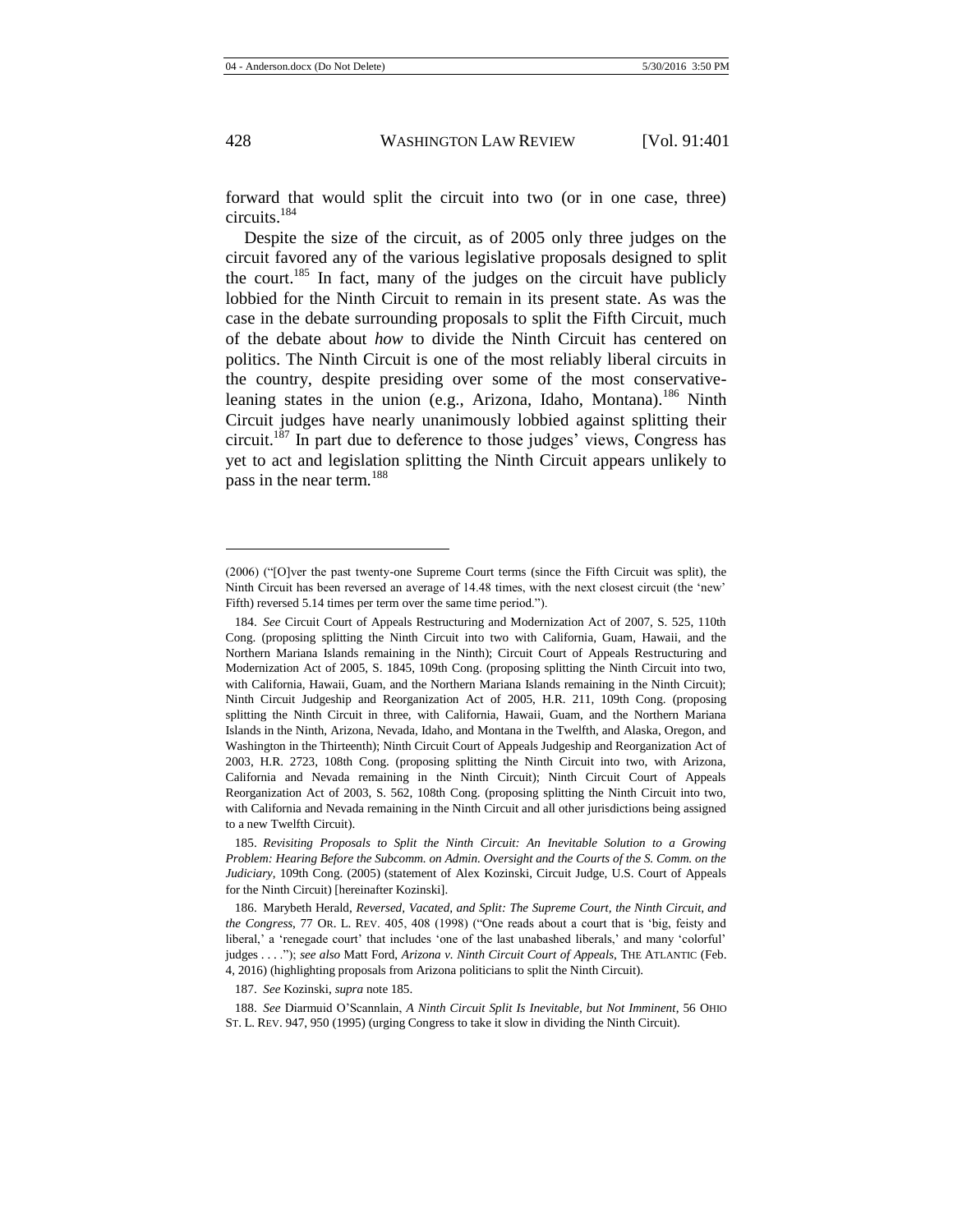forward that would split the circuit into two (or in one case, three) circuits.[184]

Despite the size of the circuit, as of 2005 only three judges on the circuit favored any of the various legislative proposals designed to split the court.[185] In fact, many of the judges on the circuit have publicly lobbied for the Ninth Circuit to remain in its present state. As was the case in the debate surrounding proposals to split the Fifth Circuit, much of the debate about *how* to divide the Ninth Circuit has centered on politics. The Ninth Circuit is one of the most reliably liberal circuits in the country, despite presiding over some of the most conservative-leaning states in the union (e.g., Arizona, Idaho, Montana).[186] Ninth Circuit judges have nearly unanimously lobbied against splitting their circuit.[187] In part due to deference to those judges' views, Congress has yet to act and legislation splitting the Ninth Circuit appears unlikely to pass in the near term.[188]

---

(2006) ("[O]ver the past twenty-one Supreme Court terms (since the Fifth Circuit was split), the Ninth Circuit has been reversed an average of 14.48 times, with the next closest circuit (the 'new' Fifth) reversed 5.14 times per term over the same time period.").

184. *See* Circuit Court of Appeals Restructuring and Modernization Act of 2007, S. 525, 110th Cong. (proposing splitting the Ninth Circuit into two with California, Guam, Hawaii, and the Northern Mariana Islands remaining in the Ninth); Circuit Court of Appeals Restructuring and Modernization Act of 2005, S. 1845, 109th Cong. (proposing splitting the Ninth Circuit into two, with California, Hawaii, Guam, and the Northern Mariana Islands remaining in the Ninth Circuit); Ninth Circuit Judgeship and Reorganization Act of 2005, H.R. 211, 109th Cong. (proposing splitting the Ninth Circuit in three, with California, Hawaii, Guam, and the Northern Mariana Islands in the Ninth, Arizona, Nevada, Idaho, and Montana in the Twelfth, and Alaska, Oregon, and Washington in the Thirteenth); Ninth Circuit Court of Appeals Judgeship and Reorganization Act of 2003, H.R. 2723, 108th Cong. (proposing splitting the Ninth Circuit into two, with Arizona, California and Nevada remaining in the Ninth Circuit); Ninth Circuit Court of Appeals Reorganization Act of 2003, S. 562, 108th Cong. (proposing splitting the Ninth Circuit into two, with California and Nevada remaining in the Ninth Circuit and all other jurisdictions being assigned to a new Twelfth Circuit).

185. *Revisiting Proposals to Split the Ninth Circuit: An Inevitable Solution to a Growing Problem: Hearing Before the Subcomm. on Admin. Oversight and the Courts of the S. Comm. on the Judiciary*, 109th Cong. (2005) (statement of Alex Kozinski, Circuit Judge, U.S. Court of Appeals for the Ninth Circuit) [hereinafter Kozinski].

186. Marybeth Herald, *Reversed, Vacated, and Split: The Supreme Court, the Ninth Circuit, and the Congress*, 77 OR. L. REV. 405, 408 (1998) ("One reads about a court that is 'big, feisty and liberal,' a 'renegade court' that includes 'one of the last unabashed liberals,' and many 'colorful' judges . . . ."); *see also* Matt Ford, *Arizona v. Ninth Circuit Court of Appeals*, THE ATLANTIC (Feb. 4, 2016) (highlighting proposals from Arizona politicians to split the Ninth Circuit).

187. *See* Kozinski, *supra* note 185.

188. *See* Diarmuid O'Scannlain, *A Ninth Circuit Split Is Inevitable, but Not Imminent*, 56 OHIO ST. L. REV. 947, 950 (1995) (urging Congress to take it slow in dividing the Ninth Circuit).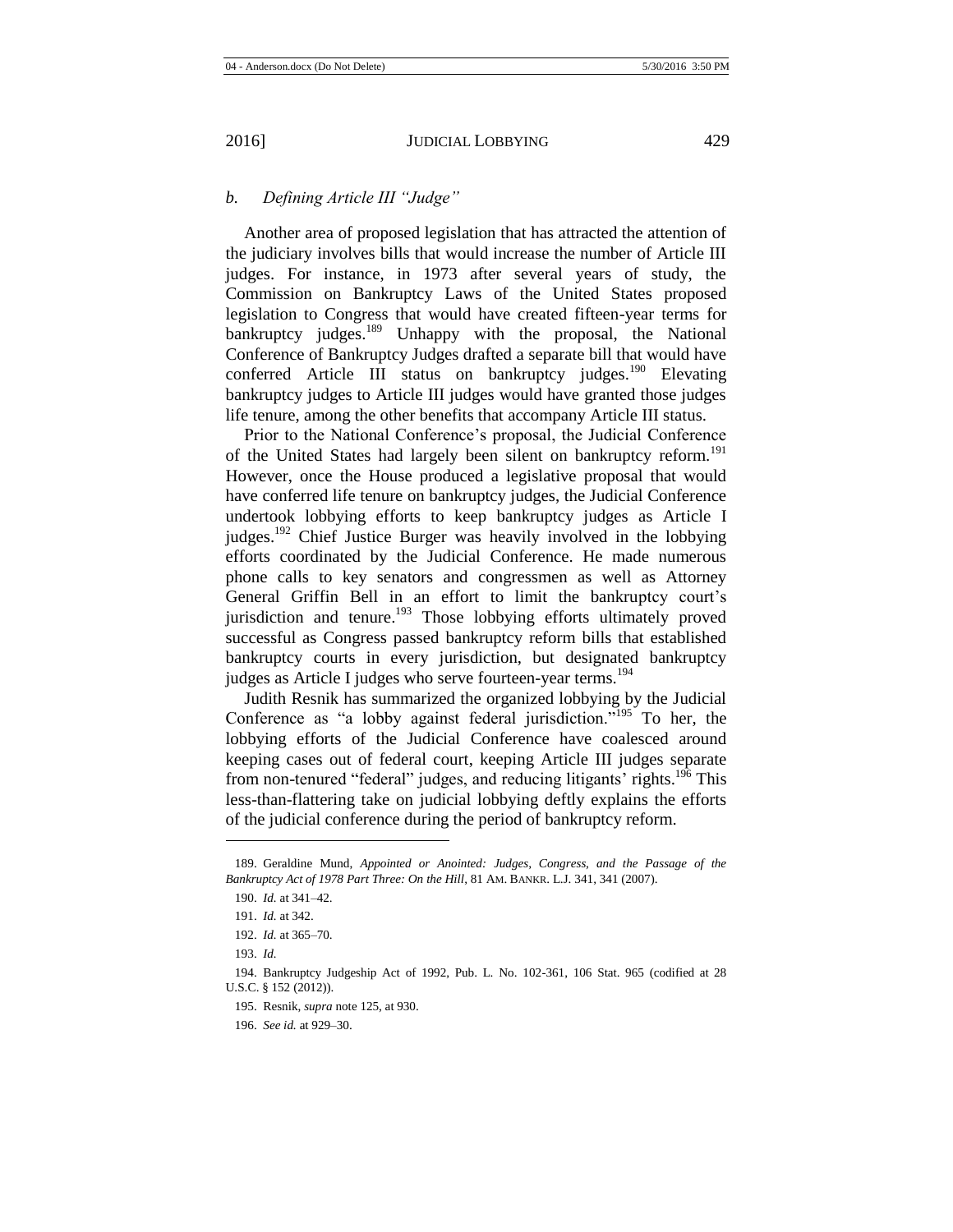### *b. Defining Article III "Judge"*

Another area of proposed legislation that has attracted the attention of the judiciary involves bills that would increase the number of Article III judges. For instance, in 1973 after several years of study, the Commission on Bankruptcy Laws of the United States proposed legislation to Congress that would have created fifteen-year terms for bankruptcy judges.[189] Unhappy with the proposal, the National Conference of Bankruptcy Judges drafted a separate bill that would have conferred Article III status on bankruptcy judges.[190] Elevating bankruptcy judges to Article III judges would have granted those judges life tenure, among the other benefits that accompany Article III status.

Prior to the National Conference's proposal, the Judicial Conference of the United States had largely been silent on bankruptcy reform.[191] However, once the House produced a legislative proposal that would have conferred life tenure on bankruptcy judges, the Judicial Conference undertook lobbying efforts to keep bankruptcy judges as Article I judges.[192] Chief Justice Burger was heavily involved in the lobbying efforts coordinated by the Judicial Conference. He made numerous phone calls to key senators and congressmen as well as Attorney General Griffin Bell in an effort to limit the bankruptcy court's jurisdiction and tenure.[193] Those lobbying efforts ultimately proved successful as Congress passed bankruptcy reform bills that established bankruptcy courts in every jurisdiction, but designated bankruptcy judges as Article I judges who serve fourteen-year terms.[194]

Judith Resnik has summarized the organized lobbying by the Judicial Conference as "a lobby against federal jurisdiction."[195] To her, the lobbying efforts of the Judicial Conference have coalesced around keeping cases out of federal court, keeping Article III judges separate from non-tenured "federal" judges, and reducing litigants' rights.[196] This less-than-flattering take on judicial lobbying deftly explains the efforts of the judicial conference during the period of bankruptcy reform.

---

189. Geraldine Mund, *Appointed or Anointed: Judges, Congress, and the Passage of the Bankruptcy Act of 1978 Part Three: On the Hill*, 81 AM. BANKR. L.J. 341, 341 (2007).

190. *Id.* at 341–42.

191. *Id.* at 342.

192. *Id.* at 365–70.

193. *Id.*

194. Bankruptcy Judgeship Act of 1992, Pub. L. No. 102-361, 106 Stat. 965 (codified at 28 U.S.C. § 152 (2012)).

195. Resnik, *supra* note 125, at 930.

196. *See id.* at 929–30.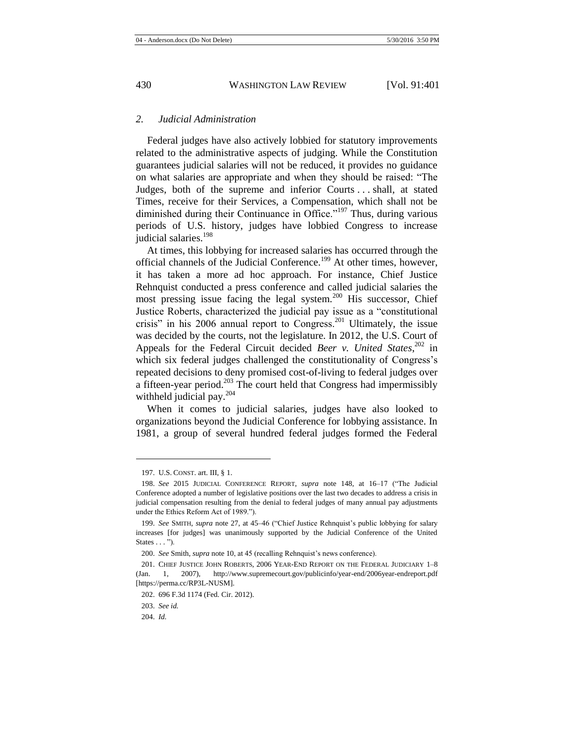### 2. *Judicial Administration*

Federal judges have also actively lobbied for statutory improvements related to the administrative aspects of judging. While the Constitution guarantees judicial salaries will not be reduced, it provides no guidance on what salaries are appropriate and when they should be raised: "The Judges, both of the supreme and inferior Courts . . . shall, at stated Times, receive for their Services, a Compensation, which shall not be diminished during their Continuance in Office."[197] Thus, during various periods of U.S. history, judges have lobbied Congress to increase judicial salaries.[198]

At times, this lobbying for increased salaries has occurred through the official channels of the Judicial Conference.[199] At other times, however, it has taken a more ad hoc approach. For instance, Chief Justice Rehnquist conducted a press conference and called judicial salaries the most pressing issue facing the legal system.[200] His successor, Chief Justice Roberts, characterized the judicial pay issue as a "constitutional crisis" in his 2006 annual report to Congress.[201] Ultimately, the issue was decided by the courts, not the legislature. In 2012, the U.S. Court of Appeals for the Federal Circuit decided *Beer v. United States*,[202] in which six federal judges challenged the constitutionality of Congress's repeated decisions to deny promised cost-of-living to federal judges over a fifteen-year period.[203] The court held that Congress had impermissibly withheld judicial pay.[204]

When it comes to judicial salaries, judges have also looked to organizations beyond the Judicial Conference for lobbying assistance. In 1981, a group of several hundred federal judges formed the Federal

---

197. U.S. CONST. art. III, § 1.

198. *See* 2015 JUDICIAL CONFERENCE REPORT, *supra* note 148, at 16–17 ("The Judicial Conference adopted a number of legislative positions over the last two decades to address a crisis in judicial compensation resulting from the denial to federal judges of many annual pay adjustments under the Ethics Reform Act of 1989.").

199. *See* SMITH, *supra* note 27, at 45–46 ("Chief Justice Rehnquist's public lobbying for salary increases [for judges] was unanimously supported by the Judicial Conference of the United States . . . ").

200. *See* Smith, *supra* note 10, at 45 (recalling Rehnquist's news conference).

201. CHIEF JUSTICE JOHN ROBERTS, 2006 YEAR-END REPORT ON THE FEDERAL JUDICIARY 1–8 (Jan. 1, 2007), http://www.supremecourt.gov/publicinfo/year-end/2006year-endreport.pdf [https://perma.cc/RP3L-NUSM].

202. 696 F.3d 1174 (Fed. Cir. 2012).

203. *See id.*

204. *Id.*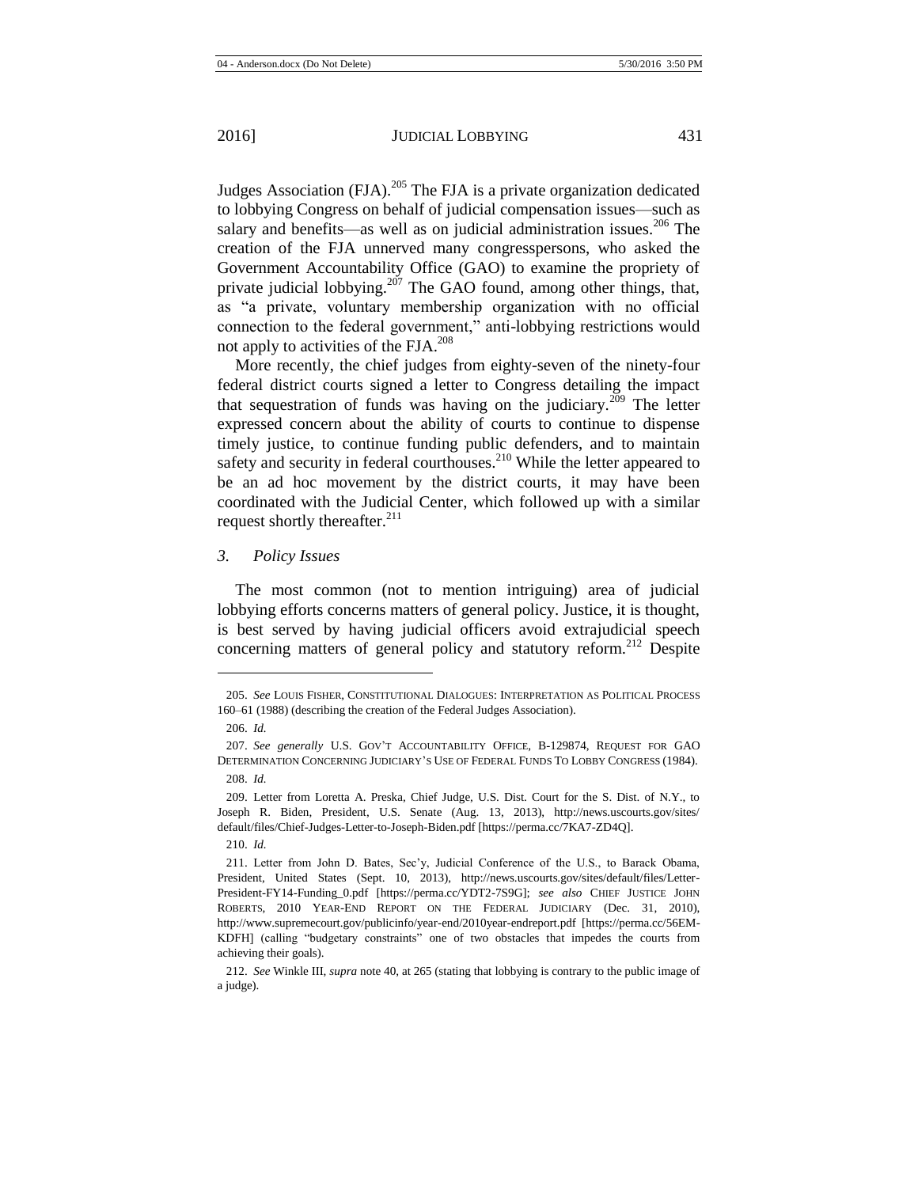Judges Association (FJA).[205] The FJA is a private organization dedicated to lobbying Congress on behalf of judicial compensation issues—such as salary and benefits—as well as on judicial administration issues.[206] The creation of the FJA unnerved many congresspersons, who asked the Government Accountability Office (GAO) to examine the propriety of private judicial lobbying.[207] The GAO found, among other things, that, as "a private, voluntary membership organization with no official connection to the federal government," anti-lobbying restrictions would not apply to activities of the FJA.[208]

More recently, the chief judges from eighty-seven of the ninety-four federal district courts signed a letter to Congress detailing the impact that sequestration of funds was having on the judiciary.[209] The letter expressed concern about the ability of courts to continue to dispense timely justice, to continue funding public defenders, and to maintain safety and security in federal courthouses.[210] While the letter appeared to be an ad hoc movement by the district courts, it may have been coordinated with the Judicial Center, which followed up with a similar request shortly thereafter.[211]

### *3. Policy Issues*

The most common (not to mention intriguing) area of judicial lobbying efforts concerns matters of general policy. Justice, it is thought, is best served by having judicial officers avoid extrajudicial speech concerning matters of general policy and statutory reform.[212] Despite

---

205. *See* LOUIS FISHER, CONSTITUTIONAL DIALOGUES: INTERPRETATION AS POLITICAL PROCESS 160–61 (1988) (describing the creation of the Federal Judges Association).

206. *Id.*

207. *See generally* U.S. GOV'T ACCOUNTABILITY OFFICE, B-129874, REQUEST FOR GAO DETERMINATION CONCERNING JUDICIARY'S USE OF FEDERAL FUNDS TO LOBBY CONGRESS (1984).

208. *Id.*

209. Letter from Loretta A. Preska, Chief Judge, U.S. Dist. Court for the S. Dist. of N.Y., to Joseph R. Biden, President, U.S. Senate (Aug. 13, 2013), http://news.uscourts.gov/sites/default/files/Chief-Judges-Letter-to-Joseph-Biden.pdf [https://perma.cc/7KA7-ZD4Q].

210. *Id.*

211. Letter from John D. Bates, Sec'y, Judicial Conference of the U.S., to Barack Obama, President, United States (Sept. 10, 2013), http://news.uscourts.gov/sites/default/files/Letter-President-FY14-Funding_0.pdf [https://perma.cc/YDT2-7S9G]; *see also* CHIEF JUSTICE JOHN ROBERTS, 2010 YEAR-END REPORT ON THE FEDERAL JUDICIARY (Dec. 31, 2010), http://www.supremecourt.gov/publicinfo/year-end/2010year-endreport.pdf [https://perma.cc/56EM-KDFH] (calling "budgetary constraints" one of two obstacles that impedes the courts from achieving their goals).

212. *See* Winkle III, *supra* note 40, at 265 (stating that lobbying is contrary to the public image of a judge).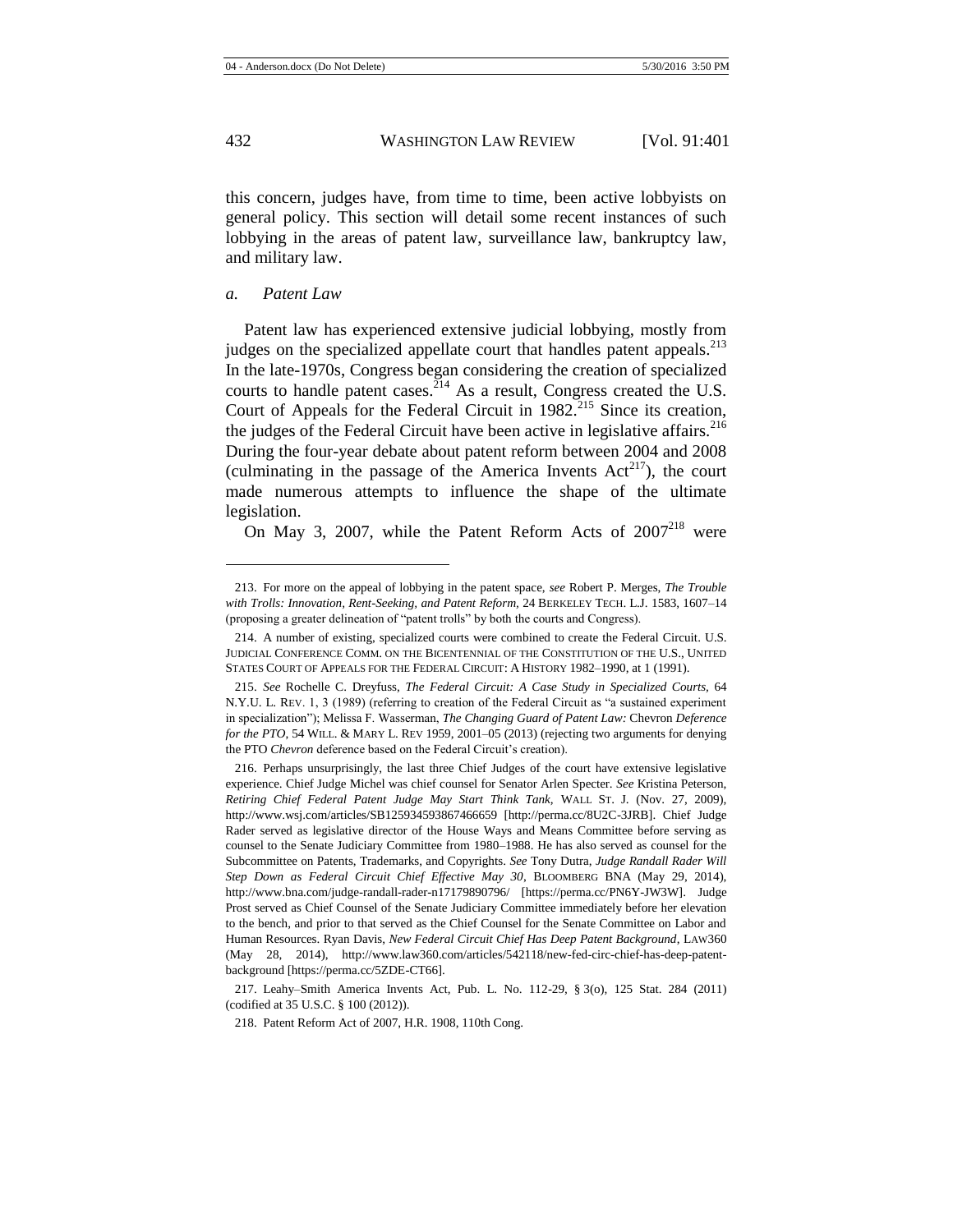this concern, judges have, from time to time, been active lobbyists on general policy. This section will detail some recent instances of such lobbying in the areas of patent law, surveillance law, bankruptcy law, and military law.

### *a. Patent Law*

Patent law has experienced extensive judicial lobbying, mostly from judges on the specialized appellate court that handles patent appeals.[213] In the late-1970s, Congress began considering the creation of specialized courts to handle patent cases.[214] As a result, Congress created the U.S. Court of Appeals for the Federal Circuit in 1982.[215] Since its creation, the judges of the Federal Circuit have been active in legislative affairs.[216] During the four-year debate about patent reform between 2004 and 2008 (culminating in the passage of the America Invents Act[217]), the court made numerous attempts to influence the shape of the ultimate legislation.

On May 3, 2007, while the Patent Reform Acts of 2007[218] were

---

213. For more on the appeal of lobbying in the patent space, *see* Robert P. Merges, *The Trouble with Trolls: Innovation, Rent-Seeking, and Patent Reform*, 24 BERKELEY TECH. L.J. 1583, 1607–14 (proposing a greater delineation of "patent trolls" by both the courts and Congress).

214. A number of existing, specialized courts were combined to create the Federal Circuit. U.S. JUDICIAL CONFERENCE COMM. ON THE BICENTENNIAL OF THE CONSTITUTION OF THE U.S., UNITED STATES COURT OF APPEALS FOR THE FEDERAL CIRCUIT: A HISTORY 1982–1990, at 1 (1991).

215. *See* Rochelle C. Dreyfuss, *The Federal Circuit: A Case Study in Specialized Courts*, 64 N.Y.U. L. REV. 1, 3 (1989) (referring to creation of the Federal Circuit as "a sustained experiment in specialization"); Melissa F. Wasserman, *The Changing Guard of Patent Law:* Chevron *Deference for the PTO*, 54 WILL. & MARY L. REV 1959, 2001–05 (2013) (rejecting two arguments for denying the PTO *Chevron* deference based on the Federal Circuit's creation).

216. Perhaps unsurprisingly, the last three Chief Judges of the court have extensive legislative experience. Chief Judge Michel was chief counsel for Senator Arlen Specter. *See* Kristina Peterson, *Retiring Chief Federal Patent Judge May Start Think Tank*, WALL ST. J. (Nov. 27, 2009), http://www.wsj.com/articles/SB125934593867466659 [http://perma.cc/8U2C-3JRB]. Chief Judge Rader served as legislative director of the House Ways and Means Committee before serving as counsel to the Senate Judiciary Committee from 1980–1988. He has also served as counsel for the Subcommittee on Patents, Trademarks, and Copyrights. *See* Tony Dutra, *Judge Randall Rader Will Step Down as Federal Circuit Chief Effective May 30*, BLOOMBERG BNA (May 29, 2014), http://www.bna.com/judge-randall-rader-n17179890796/ [https://perma.cc/PN6Y-JW3W]. Judge Prost served as Chief Counsel of the Senate Judiciary Committee immediately before her elevation to the bench, and prior to that served as the Chief Counsel for the Senate Committee on Labor and Human Resources. Ryan Davis, *New Federal Circuit Chief Has Deep Patent Background*, LAW360 (May 28, 2014), http://www.law360.com/articles/542118/new-fed-circ-chief-has-deep-patent-background [https://perma.cc/5ZDE-CT66].

217. Leahy–Smith America Invents Act, Pub. L. No. 112-29, § 3(o), 125 Stat. 284 (2011) (codified at 35 U.S.C. § 100 (2012)).

218. Patent Reform Act of 2007, H.R. 1908, 110th Cong.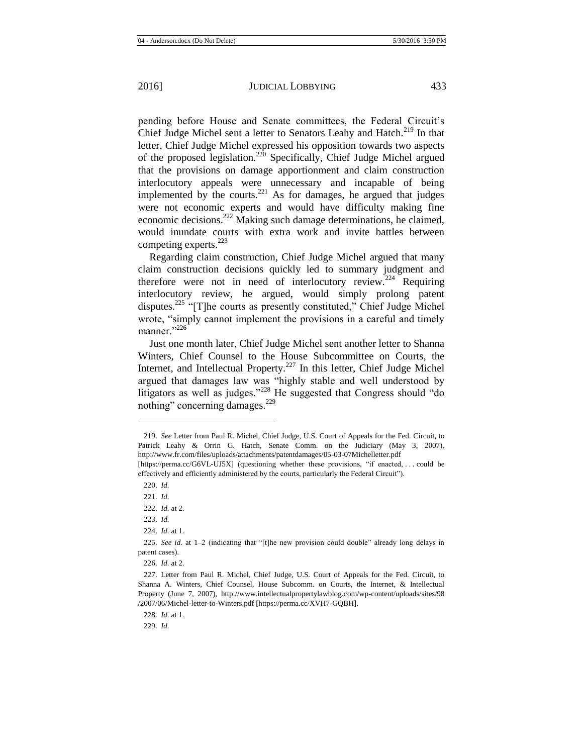pending before House and Senate committees, the Federal Circuit's Chief Judge Michel sent a letter to Senators Leahy and Hatch.[219] In that letter, Chief Judge Michel expressed his opposition towards two aspects of the proposed legislation.[220] Specifically, Chief Judge Michel argued that the provisions on damage apportionment and claim construction interlocutory appeals were unnecessary and incapable of being implemented by the courts.[221] As for damages, he argued that judges were not economic experts and would have difficulty making fine economic decisions.[222] Making such damage determinations, he claimed, would inundate courts with extra work and invite battles between competing experts.[223]

Regarding claim construction, Chief Judge Michel argued that many claim construction decisions quickly led to summary judgment and therefore were not in need of interlocutory review.[224] Requiring interlocutory review, he argued, would simply prolong patent disputes.[225] "[T]he courts as presently constituted," Chief Judge Michel wrote, "simply cannot implement the provisions in a careful and timely manner."[226]

Just one month later, Chief Judge Michel sent another letter to Shanna Winters, Chief Counsel to the House Subcommittee on Courts, the Internet, and Intellectual Property.[227] In this letter, Chief Judge Michel argued that damages law was "highly stable and well understood by litigators as well as judges."[228] He suggested that Congress should "do nothing" concerning damages.[229]

---

219. *See* Letter from Paul R. Michel, Chief Judge, U.S. Court of Appeals for the Fed. Circuit, to Patrick Leahy & Orrin G. Hatch, Senate Comm. on the Judiciary (May 3, 2007), http://www.fr.com/files/uploads/attachments/patentdamages/05-03-07Michelletter.pdf [https://perma.cc/G6VL-UJ5X] (questioning whether these provisions, "if enacted, . . . could be effectively and efficiently administered by the courts, particularly the Federal Circuit").

220. *Id.*

221. *Id.*

222. *Id.* at 2.

223. *Id.*

224. *Id.* at 1.

225. *See id.* at 1–2 (indicating that "[t]he new provision could double" already long delays in patent cases).

226. *Id.* at 2.

227. Letter from Paul R. Michel, Chief Judge, U.S. Court of Appeals for the Fed. Circuit, to Shanna A. Winters, Chief Counsel, House Subcomm. on Courts, the Internet, & Intellectual Property (June 7, 2007), http://www.intellectualpropertylawblog.com/wp-content/uploads/sites/98/2007/06/Michel-letter-to-Winters.pdf [https://perma.cc/XVH7-GQBH].

228. *Id.* at 1.

229. *Id.*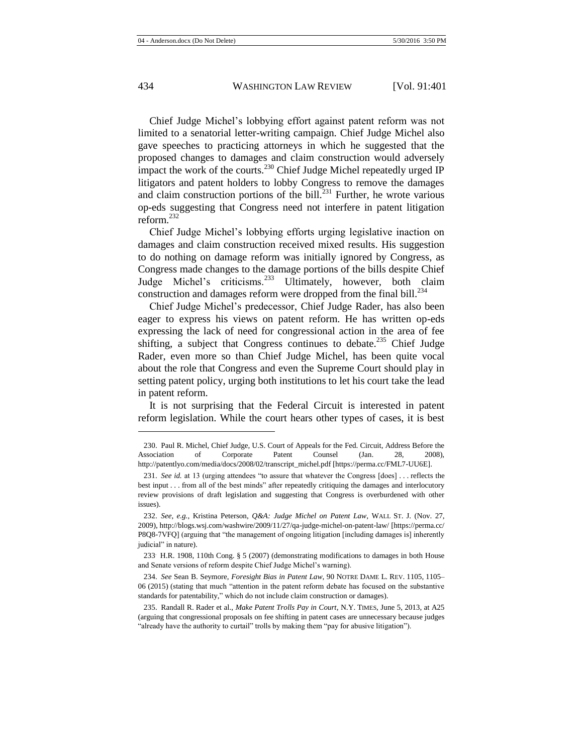Chief Judge Michel's lobbying effort against patent reform was not limited to a senatorial letter-writing campaign. Chief Judge Michel also gave speeches to practicing attorneys in which he suggested that the proposed changes to damages and claim construction would adversely impact the work of the courts.[230] Chief Judge Michel repeatedly urged IP litigators and patent holders to lobby Congress to remove the damages and claim construction portions of the bill.[231] Further, he wrote various op-eds suggesting that Congress need not interfere in patent litigation reform.[232]

Chief Judge Michel's lobbying efforts urging legislative inaction on damages and claim construction received mixed results. His suggestion to do nothing on damage reform was initially ignored by Congress, as Congress made changes to the damage portions of the bills despite Chief Judge Michel's criticisms.[233] Ultimately, however, both claim construction and damages reform were dropped from the final bill.[234]

Chief Judge Michel's predecessor, Chief Judge Rader, has also been eager to express his views on patent reform. He has written op-eds expressing the lack of need for congressional action in the area of fee shifting, a subject that Congress continues to debate.[235] Chief Judge Rader, even more so than Chief Judge Michel, has been quite vocal about the role that Congress and even the Supreme Court should play in setting patent policy, urging both institutions to let his court take the lead in patent reform.

It is not surprising that the Federal Circuit is interested in patent reform legislation. While the court hears other types of cases, it is best

---

230. Paul R. Michel, Chief Judge, U.S. Court of Appeals for the Fed. Circuit, Address Before the Association of Corporate Patent Counsel (Jan. 28, 2008), http://patentlyo.com/media/docs/2008/02/transcript_michel.pdf [https://perma.cc/FML7-UU6E].

231. *See id.* at 13 (urging attendees "to assure that whatever the Congress [does] . . . reflects the best input . . . from all of the best minds" after repeatedly critiquing the damages and interlocutory review provisions of draft legislation and suggesting that Congress is overburdened with other issues).

232. *See, e.g.*, Kristina Peterson, *Q&A: Judge Michel on Patent Law*, WALL ST. J. (Nov. 27, 2009), http://blogs.wsj.com/washwire/2009/11/27/qa-judge-michel-on-patent-law/ [https://perma.cc/P8Q8-7VFQ] (arguing that "the management of ongoing litigation [including damages is] inherently judicial" in nature).

233. H.R. 1908, 110th Cong. § 5 (2007) (demonstrating modifications to damages in both House and Senate versions of reform despite Chief Judge Michel's warning).

234. *See* Sean B. Seymore, *Foresight Bias in Patent Law*, 90 NOTRE DAME L. REV. 1105, 1105–06 (2015) (stating that much "attention in the patent reform debate has focused on the substantive standards for patentability," which do not include claim construction or damages).

235. Randall R. Rader et al., *Make Patent Trolls Pay in Court*, N.Y. TIMES, June 5, 2013, at A25 (arguing that congressional proposals on fee shifting in patent cases are unnecessary because judges "already have the authority to curtail" trolls by making them "pay for abusive litigation").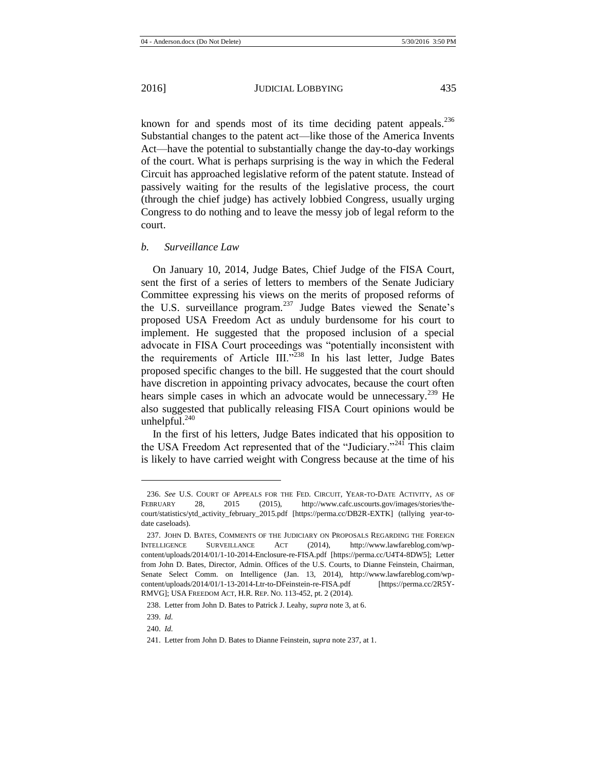known for and spends most of its time deciding patent appeals.[236] Substantial changes to the patent act—like those of the America Invents Act—have the potential to substantially change the day-to-day workings of the court. What is perhaps surprising is the way in which the Federal Circuit has approached legislative reform of the patent statute. Instead of passively waiting for the results of the legislative process, the court (through the chief judge) has actively lobbied Congress, usually urging Congress to do nothing and to leave the messy job of legal reform to the court.

*b. Surveillance Law*

On January 10, 2014, Judge Bates, Chief Judge of the FISA Court, sent the first of a series of letters to members of the Senate Judiciary Committee expressing his views on the merits of proposed reforms of the U.S. surveillance program.[237] Judge Bates viewed the Senate's proposed USA Freedom Act as unduly burdensome for his court to implement. He suggested that the proposed inclusion of a special advocate in FISA Court proceedings was "potentially inconsistent with the requirements of Article III."[238] In his last letter, Judge Bates proposed specific changes to the bill. He suggested that the court should have discretion in appointing privacy advocates, because the court often hears simple cases in which an advocate would be unnecessary.[239] He also suggested that publically releasing FISA Court opinions would be unhelpful.[240]

In the first of his letters, Judge Bates indicated that his opposition to the USA Freedom Act represented that of the "Judiciary."[241] This claim is likely to have carried weight with Congress because at the time of his

---

236. *See* U.S. COURT OF APPEALS FOR THE FED. CIRCUIT, YEAR-TO-DATE ACTIVITY, AS OF FEBRUARY 28, 2015 (2015), http://www.cafc.uscourts.gov/images/stories/the-court/statistics/ytd_activity_february_2015.pdf [https://perma.cc/DB2R-EXTK] (tallying year-to-date caseloads).

237. JOHN D. BATES, COMMENTS OF THE JUDICIARY ON PROPOSALS REGARDING THE FOREIGN INTELLIGENCE SURVEILLANCE ACT (2014), http://www.lawfareblog.com/wp-content/uploads/2014/01/1-10-2014-Enclosure-re-FISA.pdf [https://perma.cc/U4T4-8DW5]; Letter from John D. Bates, Director, Admin. Offices of the U.S. Courts, to Dianne Feinstein, Chairman, Senate Select Comm. on Intelligence (Jan. 13, 2014), http://www.lawfareblog.com/wp-content/uploads/2014/01/1-13-2014-Ltr-to-DFeinstein-re-FISA.pdf [https://perma.cc/2R5Y-RMVG]; USA FREEDOM ACT, H.R. REP. NO. 113-452, pt. 2 (2014).

238. Letter from John D. Bates to Patrick J. Leahy, *supra* note 3, at 6.

239. *Id.*

240. *Id.*

241. Letter from John D. Bates to Dianne Feinstein, *supra* note 237, at 1.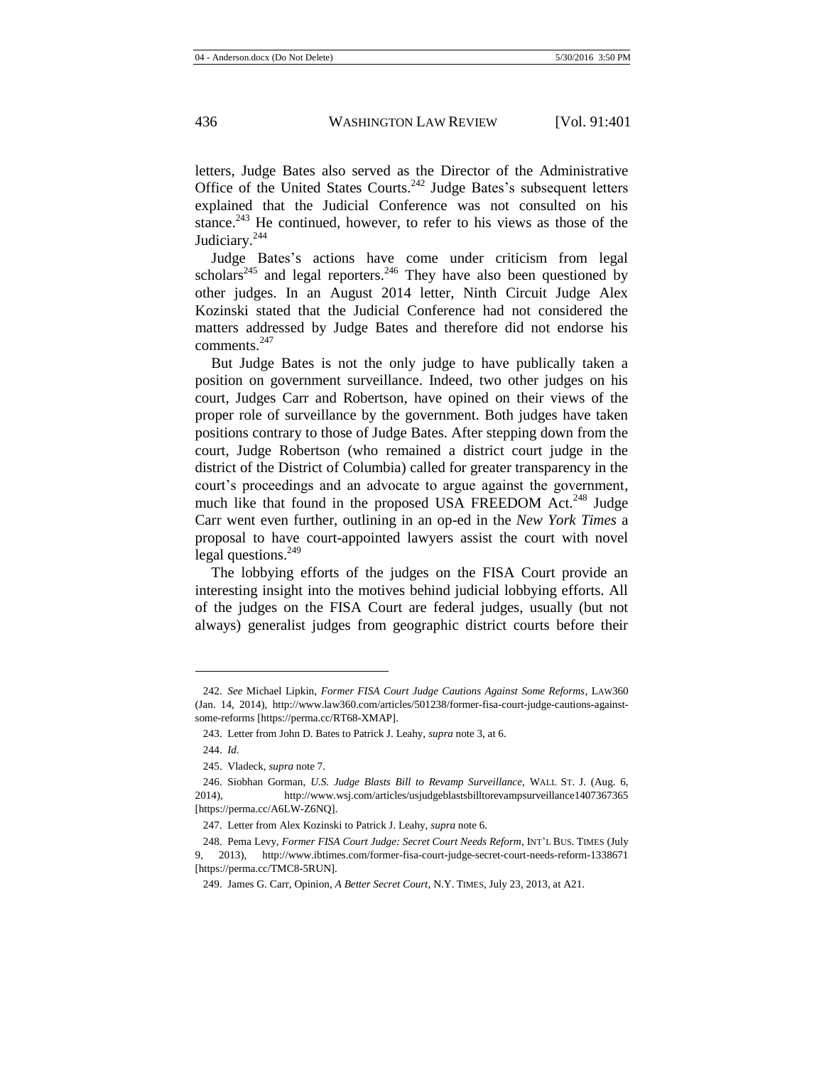letters, Judge Bates also served as the Director of the Administrative Office of the United States Courts.[242] Judge Bates's subsequent letters explained that the Judicial Conference was not consulted on his stance.[243] He continued, however, to refer to his views as those of the Judiciary.[244]

Judge Bates's actions have come under criticism from legal scholars[245] and legal reporters.[246] They have also been questioned by other judges. In an August 2014 letter, Ninth Circuit Judge Alex Kozinski stated that the Judicial Conference had not considered the matters addressed by Judge Bates and therefore did not endorse his comments.[247]

But Judge Bates is not the only judge to have publically taken a position on government surveillance. Indeed, two other judges on his court, Judges Carr and Robertson, have opined on their views of the proper role of surveillance by the government. Both judges have taken positions contrary to those of Judge Bates. After stepping down from the court, Judge Robertson (who remained a district court judge in the district of the District of Columbia) called for greater transparency in the court's proceedings and an advocate to argue against the government, much like that found in the proposed USA FREEDOM Act.[248] Judge Carr went even further, outlining in an op-ed in the *New York Times* a proposal to have court-appointed lawyers assist the court with novel legal questions.[249]

The lobbying efforts of the judges on the FISA Court provide an interesting insight into the motives behind judicial lobbying efforts. All of the judges on the FISA Court are federal judges, usually (but not always) generalist judges from geographic district courts before their

---

242. *See* Michael Lipkin, *Former FISA Court Judge Cautions Against Some Reforms*, LAW360 (Jan. 14, 2014), http://www.law360.com/articles/501238/former-fisa-court-judge-cautions-against-some-reforms [https://perma.cc/RT68-XMAP].

243. Letter from John D. Bates to Patrick J. Leahy, *supra* note 3, at 6.

244. *Id.*

245. Vladeck, *supra* note 7.

246. Siobhan Gorman, *U.S. Judge Blasts Bill to Revamp Surveillance*, WALL ST. J. (Aug. 6, 2014), http://www.wsj.com/articles/usjudgeblastsbilltorevampsurveillance1407367365 [https://perma.cc/A6LW-Z6NQ].

247. Letter from Alex Kozinski to Patrick J. Leahy, *supra* note 6.

248. Pema Levy, *Former FISA Court Judge: Secret Court Needs Reform*, INT'L BUS. TIMES (July 9, 2013), http://www.ibtimes.com/former-fisa-court-judge-secret-court-needs-reform-1338671 [https://perma.cc/TMC8-5RUN].

249. James G. Carr, Opinion, *A Better Secret Court*, N.Y. TIMES, July 23, 2013, at A21.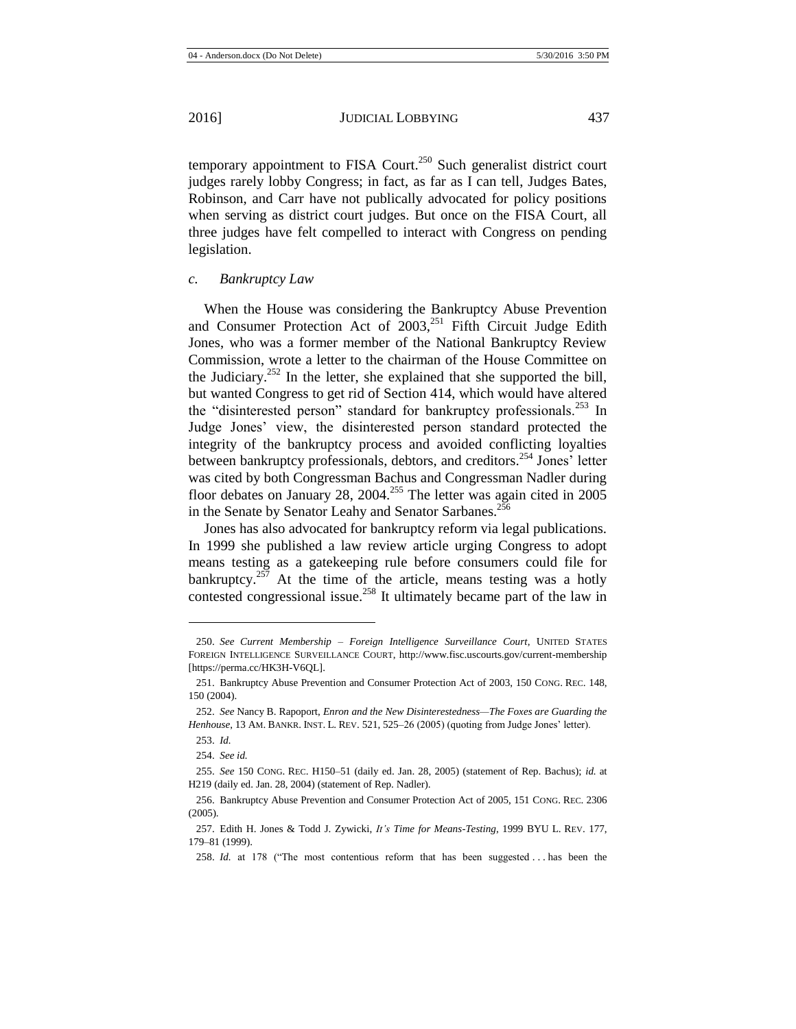temporary appointment to FISA Court.[250] Such generalist district court judges rarely lobby Congress; in fact, as far as I can tell, Judges Bates, Robinson, and Carr have not publically advocated for policy positions when serving as district court judges. But once on the FISA Court, all three judges have felt compelled to interact with Congress on pending legislation.

*c. Bankruptcy Law*

When the House was considering the Bankruptcy Abuse Prevention and Consumer Protection Act of 2003,[251] Fifth Circuit Judge Edith Jones, who was a former member of the National Bankruptcy Review Commission, wrote a letter to the chairman of the House Committee on the Judiciary.[252] In the letter, she explained that she supported the bill, but wanted Congress to get rid of Section 414, which would have altered the "disinterested person" standard for bankruptcy professionals.[253] In Judge Jones' view, the disinterested person standard protected the integrity of the bankruptcy process and avoided conflicting loyalties between bankruptcy professionals, debtors, and creditors.[254] Jones' letter was cited by both Congressman Bachus and Congressman Nadler during floor debates on January 28, 2004.[255] The letter was again cited in 2005 in the Senate by Senator Leahy and Senator Sarbanes.[256]

Jones has also advocated for bankruptcy reform via legal publications. In 1999 she published a law review article urging Congress to adopt means testing as a gatekeeping rule before consumers could file for bankruptcy.[257] At the time of the article, means testing was a hotly contested congressional issue.[258] It ultimately became part of the law in

---

250. *See Current Membership – Foreign Intelligence Surveillance Court*, UNITED STATES FOREIGN INTELLIGENCE SURVEILLANCE COURT, http://www.fisc.uscourts.gov/current-membership [https://perma.cc/HK3H-V6QL].

251. Bankruptcy Abuse Prevention and Consumer Protection Act of 2003, 150 CONG. REC. 148, 150 (2004).

252. *See* Nancy B. Rapoport, *Enron and the New Disinterestedness—The Foxes are Guarding the Henhouse*, 13 AM. BANKR. INST. L. REV. 521, 525–26 (2005) (quoting from Judge Jones' letter).

253. *Id.*

254. *See id.*

255. *See* 150 CONG. REC. H150–51 (daily ed. Jan. 28, 2005) (statement of Rep. Bachus); *id.* at H219 (daily ed. Jan. 28, 2004) (statement of Rep. Nadler).

256. Bankruptcy Abuse Prevention and Consumer Protection Act of 2005, 151 CONG. REC. 2306 (2005).

257. Edith H. Jones & Todd J. Zywicki, *It's Time for Means-Testing*, 1999 BYU L. REV. 177, 179–81 (1999).

258. *Id.* at 178 ("The most contentious reform that has been suggested . . . has been the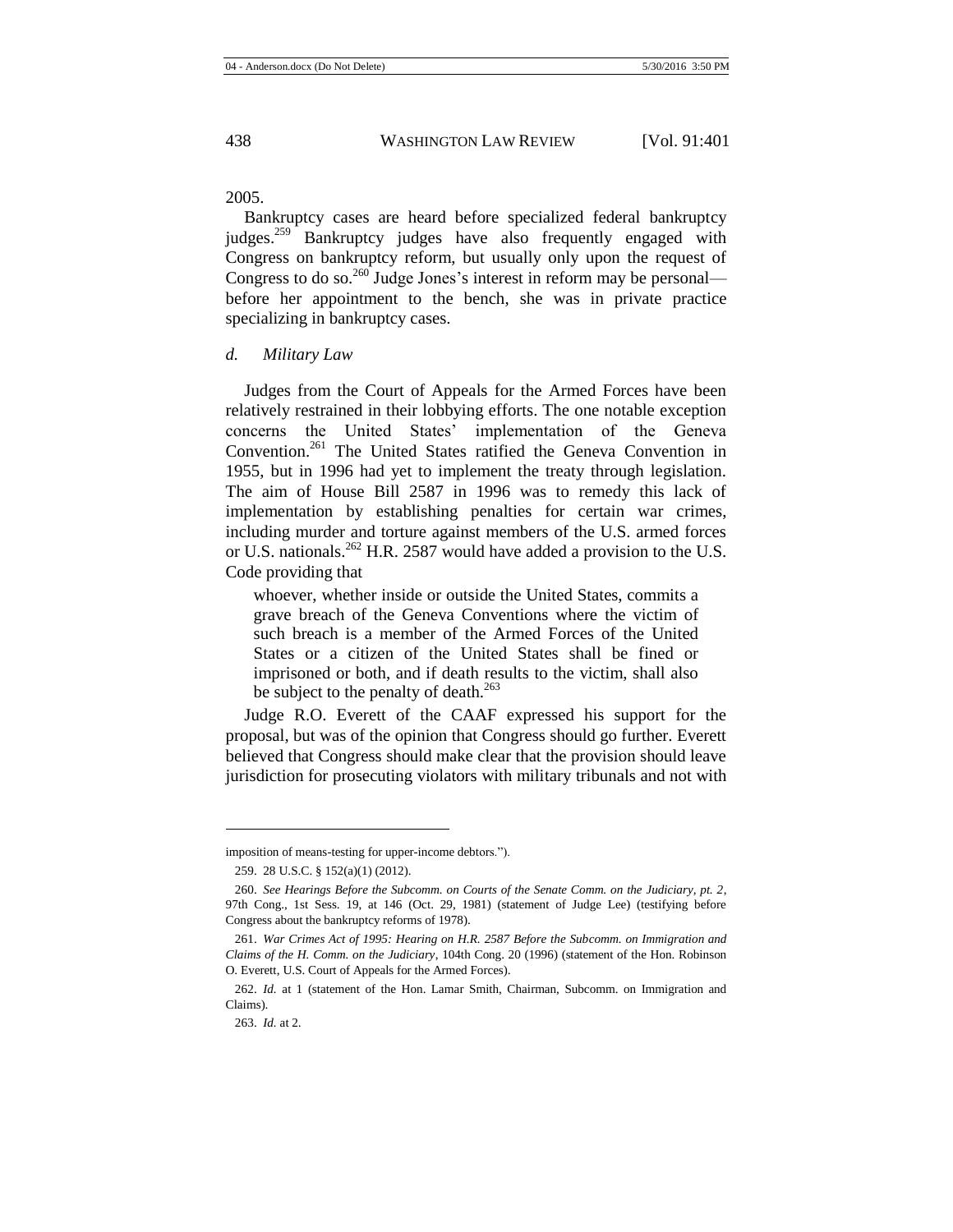2005.

Bankruptcy cases are heard before specialized federal bankruptcy judges.[259] Bankruptcy judges have also frequently engaged with Congress on bankruptcy reform, but usually only upon the request of Congress to do so.[260] Judge Jones's interest in reform may be personal—before her appointment to the bench, she was in private practice specializing in bankruptcy cases.

#### *d. Military Law*

Judges from the Court of Appeals for the Armed Forces have been relatively restrained in their lobbying efforts. The one notable exception concerns the United States' implementation of the Geneva Convention.[261] The United States ratified the Geneva Convention in 1955, but in 1996 had yet to implement the treaty through legislation. The aim of House Bill 2587 in 1996 was to remedy this lack of implementation by establishing penalties for certain war crimes, including murder and torture against members of the U.S. armed forces or U.S. nationals.[262] H.R. 2587 would have added a provision to the U.S. Code providing that

> whoever, whether inside or outside the United States, commits a grave breach of the Geneva Conventions where the victim of such breach is a member of the Armed Forces of the United States or a citizen of the United States shall be fined or imprisoned or both, and if death results to the victim, shall also be subject to the penalty of death.[263]

Judge R.O. Everett of the CAAF expressed his support for the proposal, but was of the opinion that Congress should go further. Everett believed that Congress should make clear that the provision should leave jurisdiction for prosecuting violators with military tribunals and not with

---

imposition of means-testing for upper-income debtors.").

259. 28 U.S.C. § 152(a)(1) (2012).

260. *See Hearings Before the Subcomm. on Courts of the Senate Comm. on the Judiciary, pt. 2*, 97th Cong., 1st Sess. 19, at 146 (Oct. 29, 1981) (statement of Judge Lee) (testifying before Congress about the bankruptcy reforms of 1978).

261. *War Crimes Act of 1995: Hearing on H.R. 2587 Before the Subcomm. on Immigration and Claims of the H. Comm. on the Judiciary*, 104th Cong. 20 (1996) (statement of the Hon. Robinson O. Everett, U.S. Court of Appeals for the Armed Forces).

262. *Id.* at 1 (statement of the Hon. Lamar Smith, Chairman, Subcomm. on Immigration and Claims).

263. *Id.* at 2.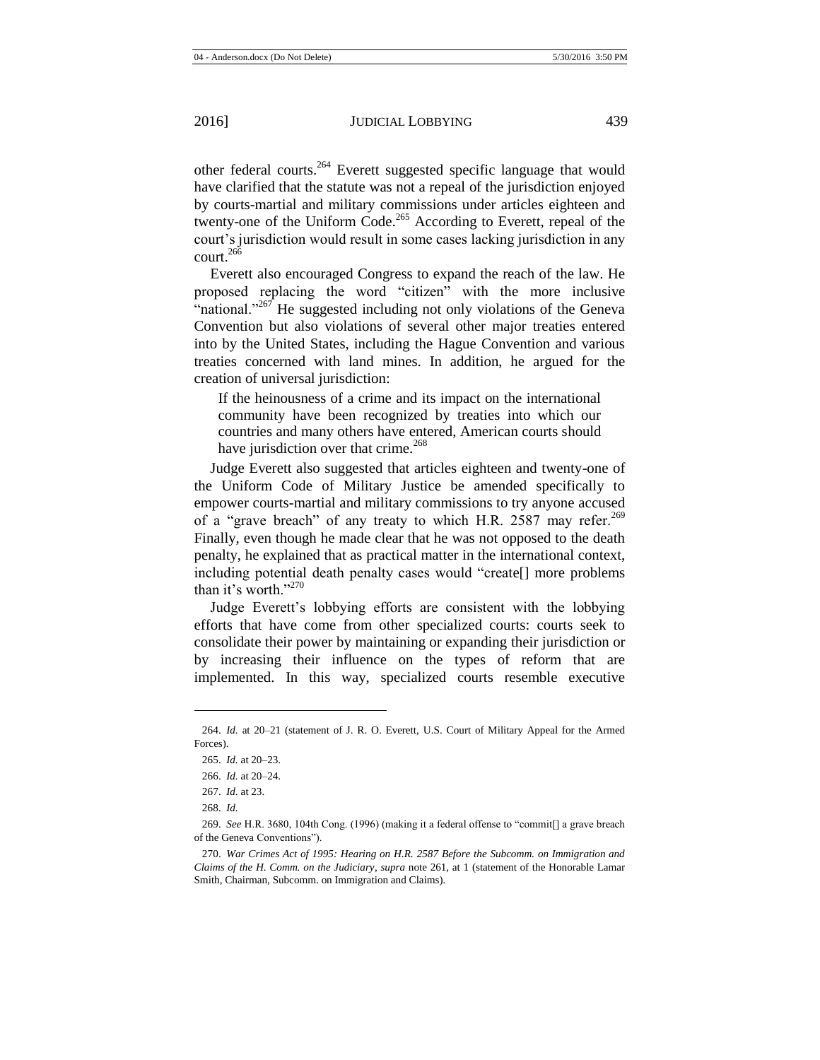other federal courts.[264] Everett suggested specific language that would have clarified that the statute was not a repeal of the jurisdiction enjoyed by courts-martial and military commissions under articles eighteen and twenty-one of the Uniform Code.[265] According to Everett, repeal of the court's jurisdiction would result in some cases lacking jurisdiction in any court.[266]

Everett also encouraged Congress to expand the reach of the law. He proposed replacing the word "citizen" with the more inclusive "national."[267] He suggested including not only violations of the Geneva Convention but also violations of several other major treaties entered into by the United States, including the Hague Convention and various treaties concerned with land mines. In addition, he argued for the creation of universal jurisdiction:

> If the heinousness of a crime and its impact on the international community have been recognized by treaties into which our countries and many others have entered, American courts should have jurisdiction over that crime.[268]

Judge Everett also suggested that articles eighteen and twenty-one of the Uniform Code of Military Justice be amended specifically to empower courts-martial and military commissions to try anyone accused of a "grave breach" of any treaty to which H.R. 2587 may refer.[269] Finally, even though he made clear that he was not opposed to the death penalty, he explained that as practical matter in the international context, including potential death penalty cases would "create[] more problems than it's worth."[270]

Judge Everett's lobbying efforts are consistent with the lobbying efforts that have come from other specialized courts: courts seek to consolidate their power by maintaining or expanding their jurisdiction or by increasing their influence on the types of reform that are implemented. In this way, specialized courts resemble executive

---

264. *Id.* at 20–21 (statement of J. R. O. Everett, U.S. Court of Military Appeal for the Armed Forces).

265. *Id.* at 20–23.

266. *Id.* at 20–24.

267. *Id.* at 23.

268. *Id.*

269. *See* H.R. 3680, 104th Cong. (1996) (making it a federal offense to "commit[] a grave breach of the Geneva Conventions").

270. *War Crimes Act of 1995: Hearing on H.R. 2587 Before the Subcomm. on Immigration and Claims of the H. Comm. on the Judiciary*, *supra* note 261, at 1 (statement of the Honorable Lamar Smith, Chairman, Subcomm. on Immigration and Claims).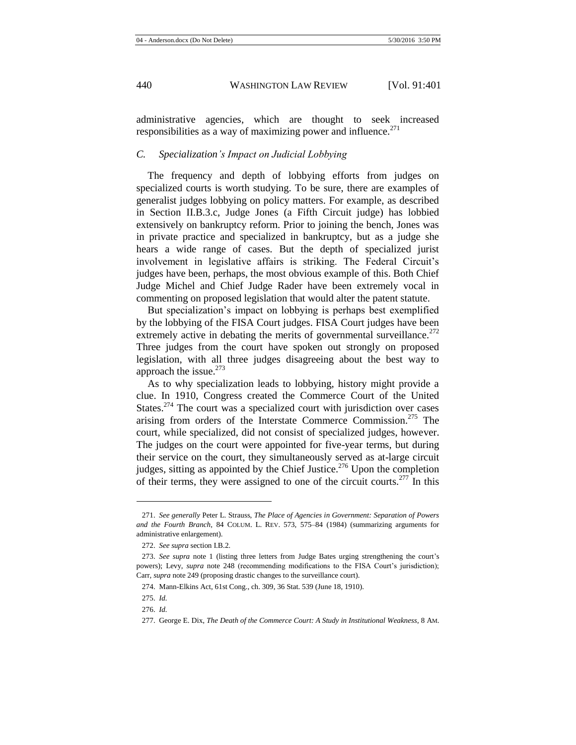administrative agencies, which are thought to seek increased responsibilities as a way of maximizing power and influence.[271]

### *C. Specialization's Impact on Judicial Lobbying*

The frequency and depth of lobbying efforts from judges on specialized courts is worth studying. To be sure, there are examples of generalist judges lobbying on policy matters. For example, as described in Section II.B.3.c, Judge Jones (a Fifth Circuit judge) has lobbied extensively on bankruptcy reform. Prior to joining the bench, Jones was in private practice and specialized in bankruptcy, but as a judge she hears a wide range of cases. But the depth of specialized jurist involvement in legislative affairs is striking. The Federal Circuit's judges have been, perhaps, the most obvious example of this. Both Chief Judge Michel and Chief Judge Rader have been extremely vocal in commenting on proposed legislation that would alter the patent statute.

But specialization's impact on lobbying is perhaps best exemplified by the lobbying of the FISA Court judges. FISA Court judges have been extremely active in debating the merits of governmental surveillance.[272] Three judges from the court have spoken out strongly on proposed legislation, with all three judges disagreeing about the best way to approach the issue.[273]

As to why specialization leads to lobbying, history might provide a clue. In 1910, Congress created the Commerce Court of the United States.[274] The court was a specialized court with jurisdiction over cases arising from orders of the Interstate Commerce Commission.[275] The court, while specialized, did not consist of specialized judges, however. The judges on the court were appointed for five-year terms, but during their service on the court, they simultaneously served as at-large circuit judges, sitting as appointed by the Chief Justice.[276] Upon the completion of their terms, they were assigned to one of the circuit courts.[277] In this

---

271. *See generally* Peter L. Strauss, *The Place of Agencies in Government: Separation of Powers and the Fourth Branch*, 84 COLUM. L. REV. 573, 575–84 (1984) (summarizing arguments for administrative enlargement).

272. *See supra* section I.B.2.

273. *See supra* note 1 (listing three letters from Judge Bates urging strengthening the court's powers); Levy, *supra* note 248 (recommending modifications to the FISA Court's jurisdiction); Carr, *supra* note 249 (proposing drastic changes to the surveillance court).

274. Mann-Elkins Act, 61st Cong., ch. 309, 36 Stat. 539 (June 18, 1910).

275. *Id.*

276. *Id.*

277. George E. Dix, *The Death of the Commerce Court: A Study in Institutional Weakness*, 8 AM.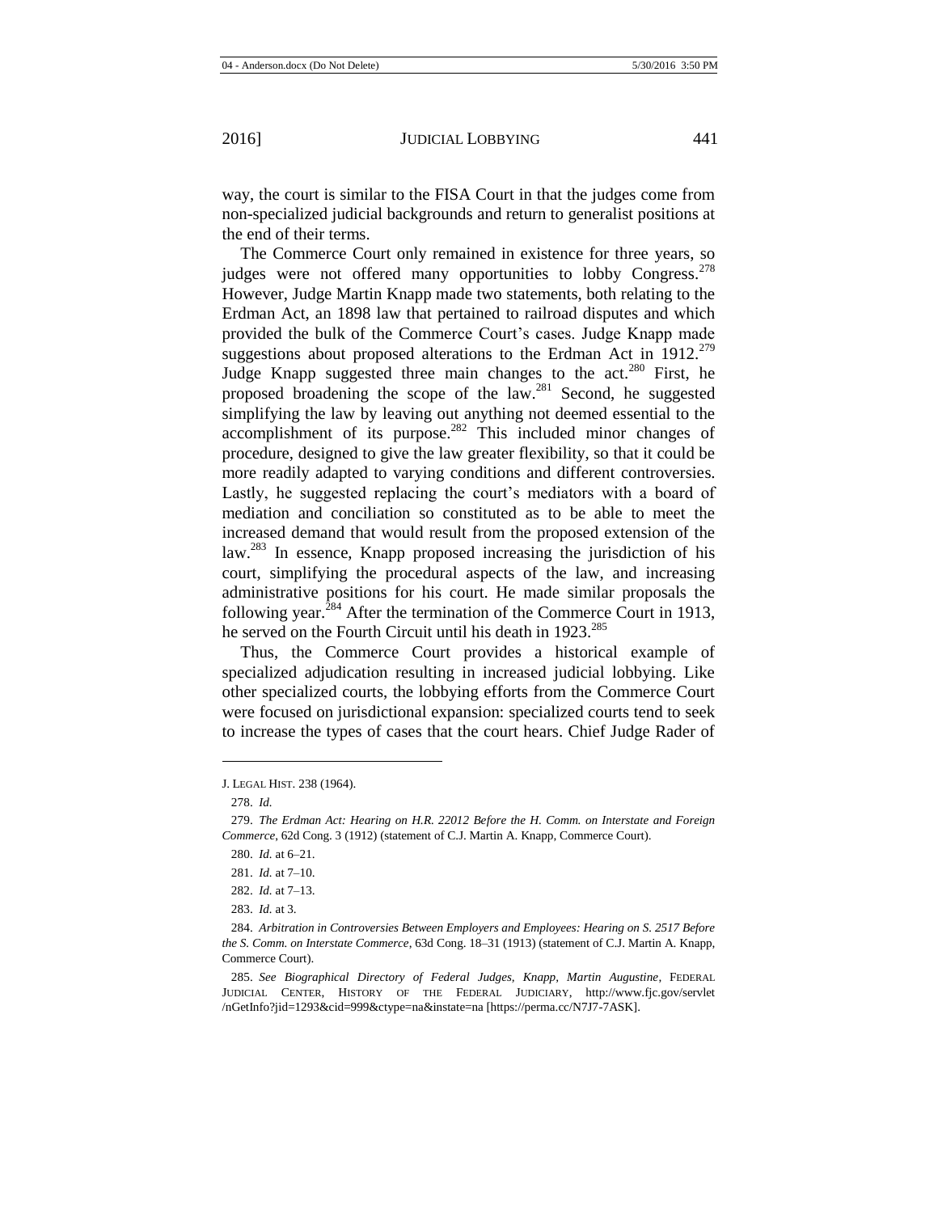way, the court is similar to the FISA Court in that the judges come from non-specialized judicial backgrounds and return to generalist positions at the end of their terms.

The Commerce Court only remained in existence for three years, so judges were not offered many opportunities to lobby Congress.[278] However, Judge Martin Knapp made two statements, both relating to the Erdman Act, an 1898 law that pertained to railroad disputes and which provided the bulk of the Commerce Court's cases. Judge Knapp made suggestions about proposed alterations to the Erdman Act in 1912.[279] Judge Knapp suggested three main changes to the act.[280] First, he proposed broadening the scope of the law.[281] Second, he suggested simplifying the law by leaving out anything not deemed essential to the accomplishment of its purpose.[282] This included minor changes of procedure, designed to give the law greater flexibility, so that it could be more readily adapted to varying conditions and different controversies. Lastly, he suggested replacing the court's mediators with a board of mediation and conciliation so constituted as to be able to meet the increased demand that would result from the proposed extension of the law.[283] In essence, Knapp proposed increasing the jurisdiction of his court, simplifying the procedural aspects of the law, and increasing administrative positions for his court. He made similar proposals the following year.[284] After the termination of the Commerce Court in 1913, he served on the Fourth Circuit until his death in 1923.[285]

Thus, the Commerce Court provides a historical example of specialized adjudication resulting in increased judicial lobbying. Like other specialized courts, the lobbying efforts from the Commerce Court were focused on jurisdictional expansion: specialized courts tend to seek to increase the types of cases that the court hears. Chief Judge Rader of

---

J. LEGAL HIST. 238 (1964).

278. *Id.*

279. *The Erdman Act: Hearing on H.R. 22012 Before the H. Comm. on Interstate and Foreign Commerce*, 62d Cong. 3 (1912) (statement of C.J. Martin A. Knapp, Commerce Court).

280. *Id.* at 6–21.

281. *Id.* at 7–10.

282. *Id.* at 7–13.

283. *Id.* at 3.

284. *Arbitration in Controversies Between Employers and Employees: Hearing on S. 2517 Before the S. Comm. on Interstate Commerce*, 63d Cong. 18–31 (1913) (statement of C.J. Martin A. Knapp, Commerce Court).

285. *See Biographical Directory of Federal Judges, Knapp, Martin Augustine*, FEDERAL JUDICIAL CENTER, HISTORY OF THE FEDERAL JUDICIARY, http://www.fjc.gov/servlet/nGetInfo?jid=1293&cid=999&ctype=na&instate=na [https://perma.cc/N7J7-7ASK].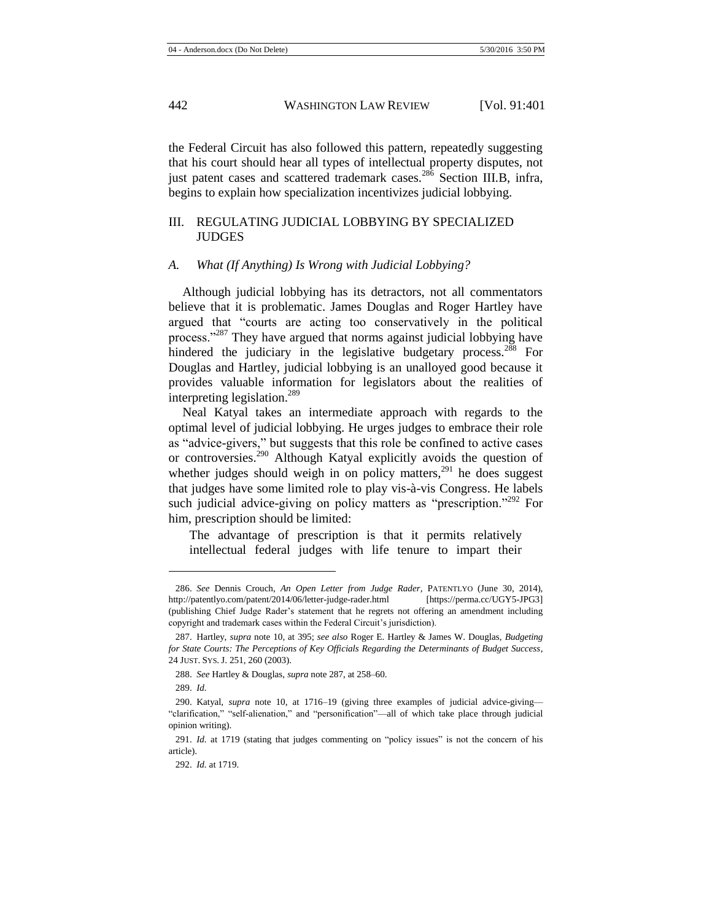the Federal Circuit has also followed this pattern, repeatedly suggesting that his court should hear all types of intellectual property disputes, not just patent cases and scattered trademark cases.[286] Section III.B, infra, begins to explain how specialization incentivizes judicial lobbying.

## III. REGULATING JUDICIAL LOBBYING BY SPECIALIZED JUDGES

### *A. What (If Anything) Is Wrong with Judicial Lobbying?*

Although judicial lobbying has its detractors, not all commentators believe that it is problematic. James Douglas and Roger Hartley have argued that "courts are acting too conservatively in the political process."[287] They have argued that norms against judicial lobbying have hindered the judiciary in the legislative budgetary process.[288] For Douglas and Hartley, judicial lobbying is an unalloyed good because it provides valuable information for legislators about the realities of interpreting legislation.[289]

Neal Katyal takes an intermediate approach with regards to the optimal level of judicial lobbying. He urges judges to embrace their role as "advice-givers," but suggests that this role be confined to active cases or controversies.[290] Although Katyal explicitly avoids the question of whether judges should weigh in on policy matters,[291] he does suggest that judges have some limited role to play vis-à-vis Congress. He labels such judicial advice-giving on policy matters as "prescription."[292] For him, prescription should be limited:

> The advantage of prescription is that it permits relatively intellectual federal judges with life tenure to impart their

---

286. *See* Dennis Crouch, *An Open Letter from Judge Rader*, PATENTLYO (June 30, 2014), http://patentlyo.com/patent/2014/06/letter-judge-rader.html [https://perma.cc/UGY5-JPG3] (publishing Chief Judge Rader's statement that he regrets not offering an amendment including copyright and trademark cases within the Federal Circuit's jurisdiction).

287. Hartley, *supra* note 10, at 395; *see also* Roger E. Hartley & James W. Douglas, *Budgeting for State Courts: The Perceptions of Key Officials Regarding the Determinants of Budget Success*, 24 JUST. SYS. J. 251, 260 (2003).

288. *See* Hartley & Douglas, *supra* note 287, at 258–60.

289. *Id.*

290. Katyal, *supra* note 10, at 1716–19 (giving three examples of judicial advice-giving—"clarification," "self-alienation," and "personification"—all of which take place through judicial opinion writing).

291. *Id.* at 1719 (stating that judges commenting on "policy issues" is not the concern of his article).

292. *Id.* at 1719.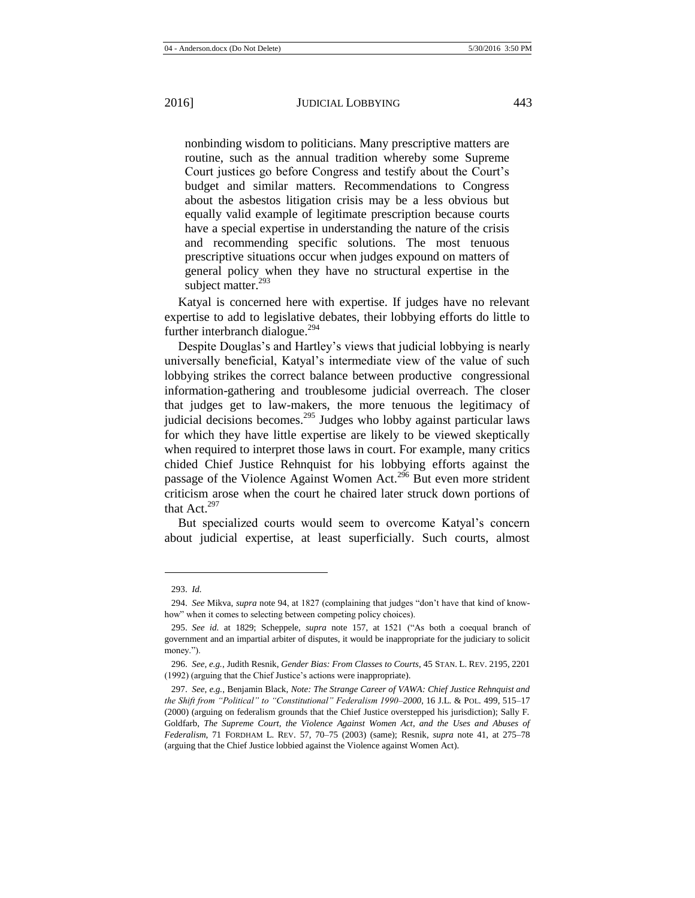> nonbinding wisdom to politicians. Many prescriptive matters are routine, such as the annual tradition whereby some Supreme Court justices go before Congress and testify about the Court's budget and similar matters. Recommendations to Congress about the asbestos litigation crisis may be a less obvious but equally valid example of legitimate prescription because courts have a special expertise in understanding the nature of the crisis and recommending specific solutions. The most tenuous prescriptive situations occur when judges expound on matters of general policy when they have no structural expertise in the subject matter.[293]

Katyal is concerned here with expertise. If judges have no relevant expertise to add to legislative debates, their lobbying efforts do little to further interbranch dialogue.[294]

Despite Douglas's and Hartley's views that judicial lobbying is nearly universally beneficial, Katyal's intermediate view of the value of such lobbying strikes the correct balance between productive congressional information-gathering and troublesome judicial overreach. The closer that judges get to law-makers, the more tenuous the legitimacy of judicial decisions becomes.[295] Judges who lobby against particular laws for which they have little expertise are likely to be viewed skeptically when required to interpret those laws in court. For example, many critics chided Chief Justice Rehnquist for his lobbying efforts against the passage of the Violence Against Women Act.[296] But even more strident criticism arose when the court he chaired later struck down portions of that Act.[297]

But specialized courts would seem to overcome Katyal's concern about judicial expertise, at least superficially. Such courts, almost

---

293. *Id.*

294. *See* Mikva, *supra* note 94, at 1827 (complaining that judges "don't have that kind of know-how" when it comes to selecting between competing policy choices).

295. *See id.* at 1829; Scheppele, *supra* note 157, at 1521 ("As both a coequal branch of government and an impartial arbiter of disputes, it would be inappropriate for the judiciary to solicit money.").

296. *See, e.g.*, Judith Resnik, *Gender Bias: From Classes to Courts*, 45 STAN. L. REV. 2195, 2201 (1992) (arguing that the Chief Justice's actions were inappropriate).

297. *See, e.g.*, Benjamin Black, *Note: The Strange Career of VAWA: Chief Justice Rehnquist and the Shift from "Political" to "Constitutional" Federalism 1990–2000*, 16 J.L. & POL. 499, 515–17 (2000) (arguing on federalism grounds that the Chief Justice overstepped his jurisdiction); Sally F. Goldfarb, *The Supreme Court, the Violence Against Women Act, and the Uses and Abuses of Federalism*, 71 FORDHAM L. REV. 57, 70–75 (2003) (same); Resnik, *supra* note 41, at 275–78 (arguing that the Chief Justice lobbied against the Violence against Women Act).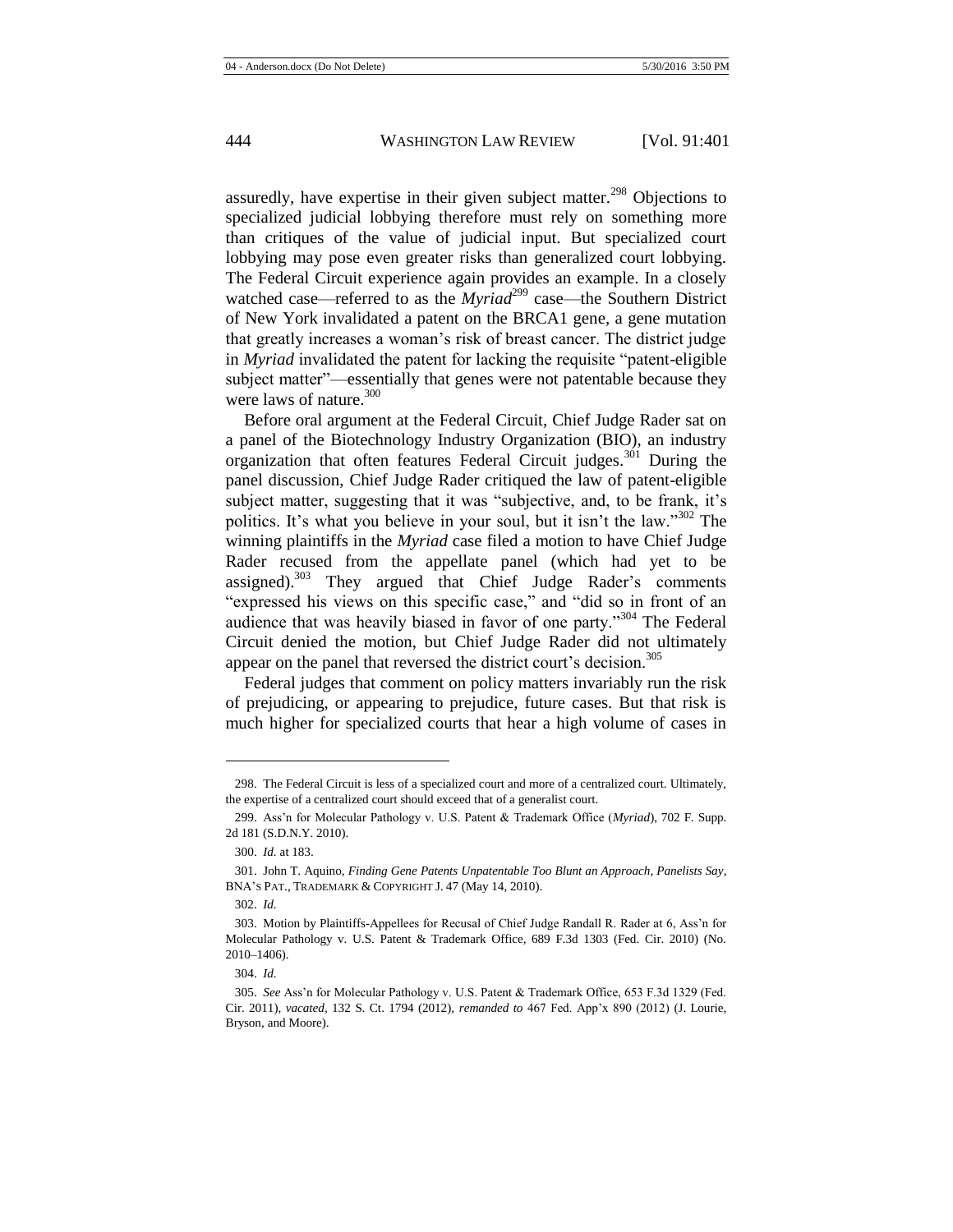assuredly, have expertise in their given subject matter.[298] Objections to specialized judicial lobbying therefore must rely on something more than critiques of the value of judicial input. But specialized court lobbying may pose even greater risks than generalized court lobbying. The Federal Circuit experience again provides an example. In a closely watched case—referred to as the *Myriad*[299] case—the Southern District of New York invalidated a patent on the BRCA1 gene, a gene mutation that greatly increases a woman's risk of breast cancer. The district judge in *Myriad* invalidated the patent for lacking the requisite "patent-eligible subject matter"—essentially that genes were not patentable because they were laws of nature.[300]

Before oral argument at the Federal Circuit, Chief Judge Rader sat on a panel of the Biotechnology Industry Organization (BIO), an industry organization that often features Federal Circuit judges.[301] During the panel discussion, Chief Judge Rader critiqued the law of patent-eligible subject matter, suggesting that it was "subjective, and, to be frank, it's politics. It's what you believe in your soul, but it isn't the law."[302] The winning plaintiffs in the *Myriad* case filed a motion to have Chief Judge Rader recused from the appellate panel (which had yet to be assigned).[303] They argued that Chief Judge Rader's comments "expressed his views on this specific case," and "did so in front of an audience that was heavily biased in favor of one party."[304] The Federal Circuit denied the motion, but Chief Judge Rader did not ultimately appear on the panel that reversed the district court's decision.[305]

Federal judges that comment on policy matters invariably run the risk of prejudicing, or appearing to prejudice, future cases. But that risk is much higher for specialized courts that hear a high volume of cases in

---

298. The Federal Circuit is less of a specialized court and more of a centralized court. Ultimately, the expertise of a centralized court should exceed that of a generalist court.

299. Ass'n for Molecular Pathology v. U.S. Patent & Trademark Office (*Myriad*), 702 F. Supp. 2d 181 (S.D.N.Y. 2010).

300. *Id.* at 183.

301. John T. Aquino, *Finding Gene Patents Unpatentable Too Blunt an Approach, Panelists Say*, BNA'S PAT., TRADEMARK & COPYRIGHT J. 47 (May 14, 2010).

302. *Id.*

303. Motion by Plaintiffs-Appellees for Recusal of Chief Judge Randall R. Rader at 6, Ass'n for Molecular Pathology v. U.S. Patent & Trademark Office, 689 F.3d 1303 (Fed. Cir. 2010) (No. 2010–1406).

304. *Id.*

305. *See* Ass'n for Molecular Pathology v. U.S. Patent & Trademark Office, 653 F.3d 1329 (Fed. Cir. 2011), *vacated*, 132 S. Ct. 1794 (2012), *remanded to* 467 Fed. App'x 890 (2012) (J. Lourie, Bryson, and Moore).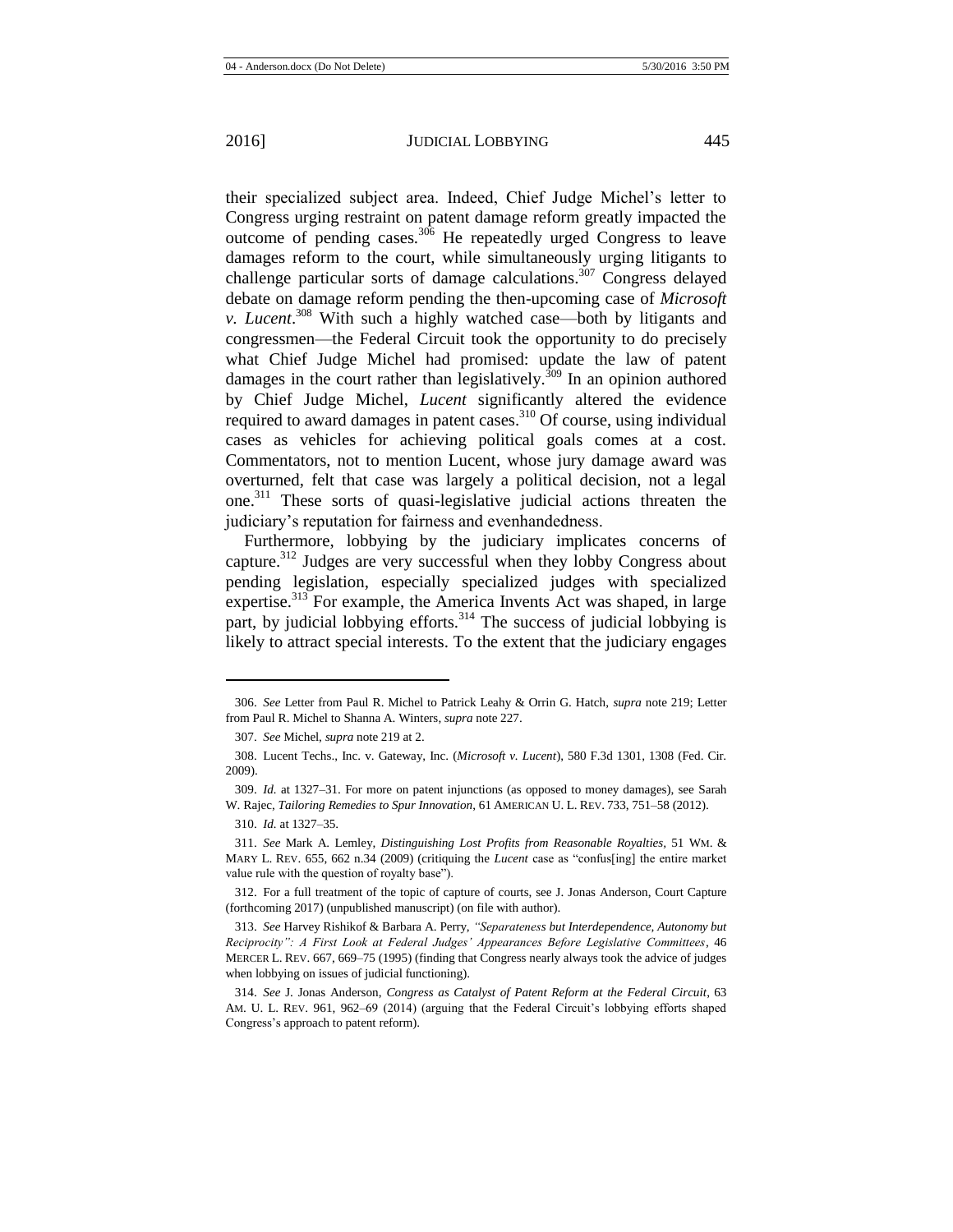their specialized subject area. Indeed, Chief Judge Michel's letter to Congress urging restraint on patent damage reform greatly impacted the outcome of pending cases.[306] He repeatedly urged Congress to leave damages reform to the court, while simultaneously urging litigants to challenge particular sorts of damage calculations.[307] Congress delayed debate on damage reform pending the then-upcoming case of *Microsoft v. Lucent*.[308] With such a highly watched case—both by litigants and congressmen—the Federal Circuit took the opportunity to do precisely what Chief Judge Michel had promised: update the law of patent damages in the court rather than legislatively.[309] In an opinion authored by Chief Judge Michel, *Lucent* significantly altered the evidence required to award damages in patent cases.[310] Of course, using individual cases as vehicles for achieving political goals comes at a cost. Commentators, not to mention Lucent, whose jury damage award was overturned, felt that case was largely a political decision, not a legal one.[311] These sorts of quasi-legislative judicial actions threaten the judiciary's reputation for fairness and evenhandedness.

Furthermore, lobbying by the judiciary implicates concerns of capture.[312] Judges are very successful when they lobby Congress about pending legislation, especially specialized judges with specialized expertise.[313] For example, the America Invents Act was shaped, in large part, by judicial lobbying efforts.[314] The success of judicial lobbying is likely to attract special interests. To the extent that the judiciary engages

---

306. *See* Letter from Paul R. Michel to Patrick Leahy & Orrin G. Hatch, *supra* note 219; Letter from Paul R. Michel to Shanna A. Winters, *supra* note 227.

307. *See* Michel, *supra* note 219 at 2.

308. Lucent Techs., Inc. v. Gateway, Inc. (*Microsoft v. Lucent*), 580 F.3d 1301, 1308 (Fed. Cir. 2009).

309. *Id.* at 1327–31. For more on patent injunctions (as opposed to money damages), see Sarah W. Rajec, *Tailoring Remedies to Spur Innovation*, 61 AMERICAN U. L. REV. 733, 751–58 (2012).

310. *Id.* at 1327–35.

311. *See* Mark A. Lemley, *Distinguishing Lost Profits from Reasonable Royalties*, 51 WM. & MARY L. REV. 655, 662 n.34 (2009) (critiquing the *Lucent* case as "confus[ing] the entire market value rule with the question of royalty base").

312. For a full treatment of the topic of capture of courts, see J. Jonas Anderson, Court Capture (forthcoming 2017) (unpublished manuscript) (on file with author).

313. *See* Harvey Rishikof & Barbara A. Perry, *"Separateness but Interdependence, Autonomy but Reciprocity": A First Look at Federal Judges' Appearances Before Legislative Committees*, 46 MERCER L. REV. 667, 669–75 (1995) (finding that Congress nearly always took the advice of judges when lobbying on issues of judicial functioning).

314. *See* J. Jonas Anderson, *Congress as Catalyst of Patent Reform at the Federal Circuit*, 63 AM. U. L. REV. 961, 962–69 (2014) (arguing that the Federal Circuit's lobbying efforts shaped Congress's approach to patent reform).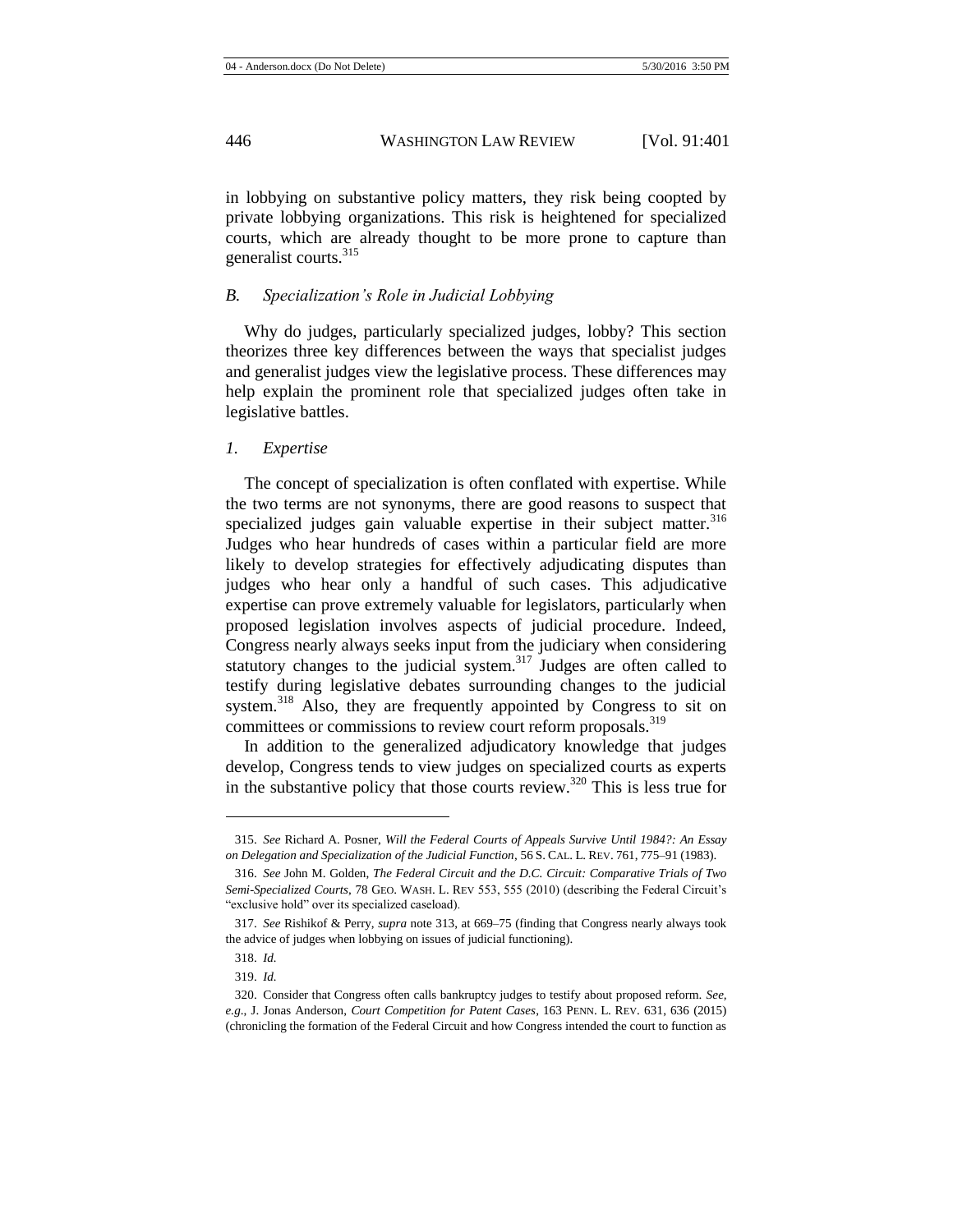in lobbying on substantive policy matters, they risk being coopted by private lobbying organizations. This risk is heightened for specialized courts, which are already thought to be more prone to capture than generalist courts.[315]

### *B. Specialization's Role in Judicial Lobbying*

Why do judges, particularly specialized judges, lobby? This section theorizes three key differences between the ways that specialist judges and generalist judges view the legislative process. These differences may help explain the prominent role that specialized judges often take in legislative battles.

#### *1. Expertise*

The concept of specialization is often conflated with expertise. While the two terms are not synonyms, there are good reasons to suspect that specialized judges gain valuable expertise in their subject matter.[316] Judges who hear hundreds of cases within a particular field are more likely to develop strategies for effectively adjudicating disputes than judges who hear only a handful of such cases. This adjudicative expertise can prove extremely valuable for legislators, particularly when proposed legislation involves aspects of judicial procedure. Indeed, Congress nearly always seeks input from the judiciary when considering statutory changes to the judicial system.[317] Judges are often called to testify during legislative debates surrounding changes to the judicial system.[318] Also, they are frequently appointed by Congress to sit on committees or commissions to review court reform proposals.[319]

In addition to the generalized adjudicatory knowledge that judges develop, Congress tends to view judges on specialized courts as experts in the substantive policy that those courts review.[320] This is less true for

---

315. *See* Richard A. Posner, *Will the Federal Courts of Appeals Survive Until 1984?: An Essay on Delegation and Specialization of the Judicial Function*, 56 S. CAL. L. REV. 761, 775–91 (1983).

316. *See* John M. Golden, *The Federal Circuit and the D.C. Circuit: Comparative Trials of Two Semi-Specialized Courts*, 78 GEO. WASH. L. REV 553, 555 (2010) (describing the Federal Circuit's "exclusive hold" over its specialized caseload).

317. *See* Rishikof & Perry, *supra* note 313, at 669–75 (finding that Congress nearly always took the advice of judges when lobbying on issues of judicial functioning).

318. *Id.*

319. *Id.*

320. Consider that Congress often calls bankruptcy judges to testify about proposed reform. *See, e.g.*, J. Jonas Anderson, *Court Competition for Patent Cases*, 163 PENN. L. REV. 631, 636 (2015) (chronicling the formation of the Federal Circuit and how Congress intended the court to function as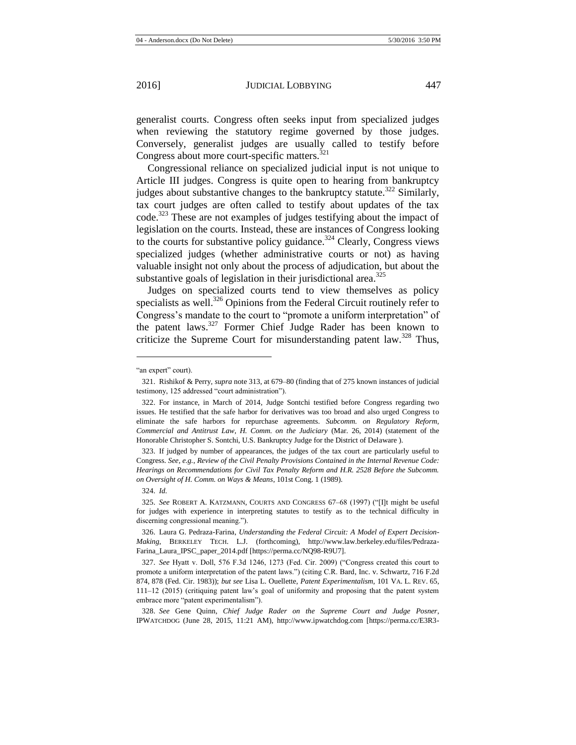generalist courts. Congress often seeks input from specialized judges when reviewing the statutory regime governed by those judges. Conversely, generalist judges are usually called to testify before Congress about more court-specific matters.[321]

Congressional reliance on specialized judicial input is not unique to Article III judges. Congress is quite open to hearing from bankruptcy judges about substantive changes to the bankruptcy statute.[322] Similarly, tax court judges are often called to testify about updates of the tax code.[323] These are not examples of judges testifying about the impact of legislation on the courts. Instead, these are instances of Congress looking to the courts for substantive policy guidance.[324] Clearly, Congress views specialized judges (whether administrative courts or not) as having valuable insight not only about the process of adjudication, but about the substantive goals of legislation in their jurisdictional area.[325]

Judges on specialized courts tend to view themselves as policy specialists as well.[326] Opinions from the Federal Circuit routinely refer to Congress's mandate to the court to "promote a uniform interpretation" of the patent laws.[327] Former Chief Judge Rader has been known to criticize the Supreme Court for misunderstanding patent law.[328] Thus,

---

"an expert" court).

321. Rishikof & Perry, *supra* note 313, at 679–80 (finding that of 275 known instances of judicial testimony, 125 addressed "court administration").

322. For instance, in March of 2014, Judge Sontchi testified before Congress regarding two issues. He testified that the safe harbor for derivatives was too broad and also urged Congress to eliminate the safe harbors for repurchase agreements. *Subcomm. on Regulatory Reform, Commercial and Antitrust Law, H. Comm. on the Judiciary* (Mar. 26, 2014) (statement of the Honorable Christopher S. Sontchi, U.S. Bankruptcy Judge for the District of Delaware ).

323. If judged by number of appearances, the judges of the tax court are particularly useful to Congress. *See, e.g.*, *Review of the Civil Penalty Provisions Contained in the Internal Revenue Code: Hearings on Recommendations for Civil Tax Penalty Reform and H.R. 2528 Before the Subcomm. on Oversight of H. Comm. on Ways & Means*, 101st Cong. 1 (1989).

324. *Id.*

325. *See* ROBERT A. KATZMANN, COURTS AND CONGRESS 67–68 (1997) ("[I]t might be useful for judges with experience in interpreting statutes to testify as to the technical difficulty in discerning congressional meaning.").

326. Laura G. Pedraza-Farina, *Understanding the Federal Circuit: A Model of Expert Decision-Making*, BERKELEY TECH. L.J. (forthcoming), http://www.law.berkeley.edu/files/Pedraza-Farina_Laura_IPSC_paper_2014.pdf [https://perma.cc/NQ98-R9U7].

327. *See* Hyatt v. Doll, 576 F.3d 1246, 1273 (Fed. Cir. 2009) ("Congress created this court to promote a uniform interpretation of the patent laws.") (citing C.R. Bard, Inc. v. Schwartz, 716 F.2d 874, 878 (Fed. Cir. 1983)); *but see* Lisa L. Ouellette, *Patent Experimentalism*, 101 VA. L. REV. 65, 111–12 (2015) (critiquing patent law's goal of uniformity and proposing that the patent system embrace more "patent experimentalism").

328. *See* Gene Quinn, *Chief Judge Rader on the Supreme Court and Judge Posner*, IPWATCHDOG (June 28, 2015, 11:21 AM), http://www.ipwatchdog.com [https://perma.cc/E3R3-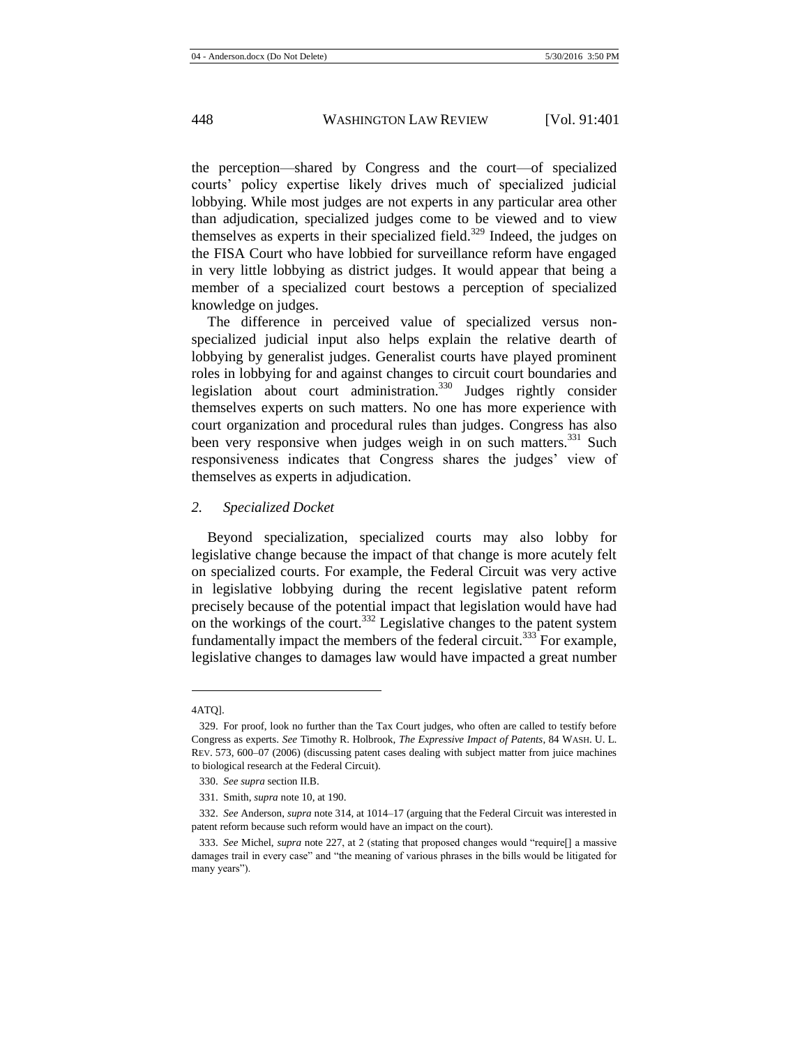the perception—shared by Congress and the court—of specialized courts' policy expertise likely drives much of specialized judicial lobbying. While most judges are not experts in any particular area other than adjudication, specialized judges come to be viewed and to view themselves as experts in their specialized field.[329] Indeed, the judges on the FISA Court who have lobbied for surveillance reform have engaged in very little lobbying as district judges. It would appear that being a member of a specialized court bestows a perception of specialized knowledge on judges.

The difference in perceived value of specialized versus non-specialized judicial input also helps explain the relative dearth of lobbying by generalist judges. Generalist courts have played prominent roles in lobbying for and against changes to circuit court boundaries and legislation about court administration.[330] Judges rightly consider themselves experts on such matters. No one has more experience with court organization and procedural rules than judges. Congress has also been very responsive when judges weigh in on such matters.[331] Such responsiveness indicates that Congress shares the judges' view of themselves as experts in adjudication.

### *2. Specialized Docket*

Beyond specialization, specialized courts may also lobby for legislative change because the impact of that change is more acutely felt on specialized courts. For example, the Federal Circuit was very active in legislative lobbying during the recent legislative patent reform precisely because of the potential impact that legislation would have had on the workings of the court.[332] Legislative changes to the patent system fundamentally impact the members of the federal circuit.[333] For example, legislative changes to damages law would have impacted a great number

---

4ATQ].

329. For proof, look no further than the Tax Court judges, who often are called to testify before Congress as experts. *See* Timothy R. Holbrook, *The Expressive Impact of Patents*, 84 WASH. U. L. REV. 573, 600–07 (2006) (discussing patent cases dealing with subject matter from juice machines to biological research at the Federal Circuit).

330. *See supra* section II.B.

331. Smith, *supra* note 10, at 190.

332. *See* Anderson, *supra* note 314, at 1014–17 (arguing that the Federal Circuit was interested in patent reform because such reform would have an impact on the court).

333. *See* Michel, *supra* note 227, at 2 (stating that proposed changes would "require[] a massive damages trail in every case" and "the meaning of various phrases in the bills would be litigated for many years").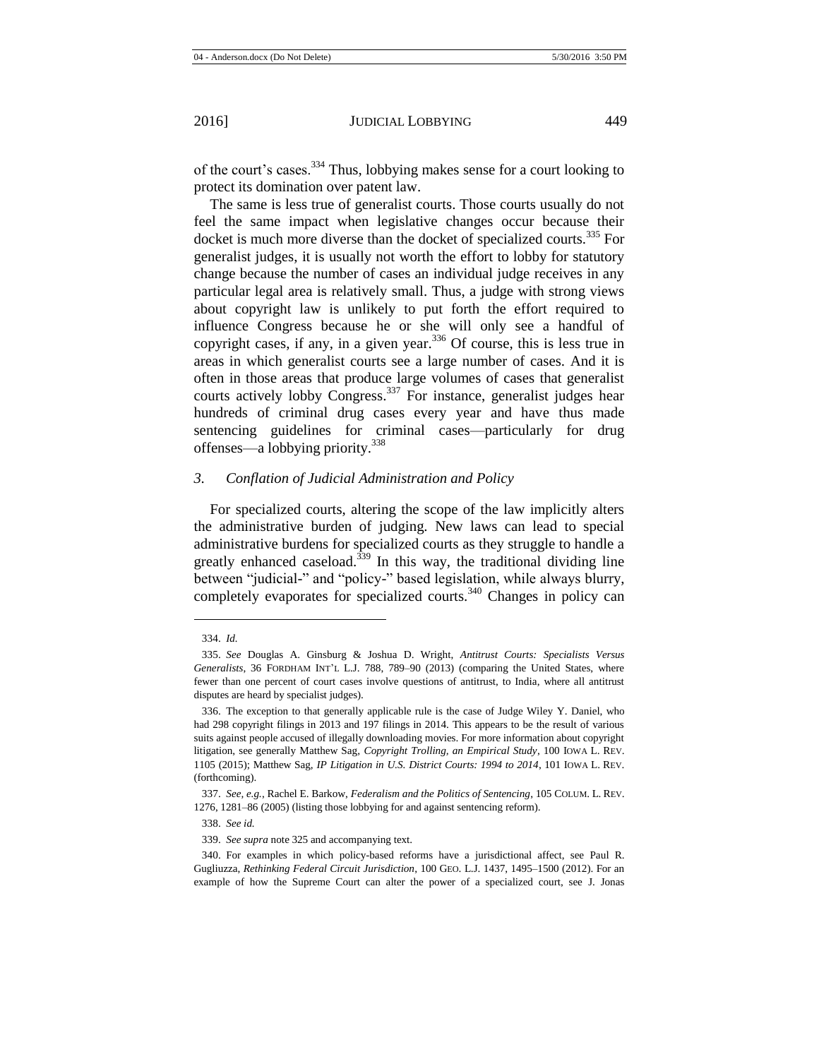of the court's cases.[334] Thus, lobbying makes sense for a court looking to protect its domination over patent law.

The same is less true of generalist courts. Those courts usually do not feel the same impact when legislative changes occur because their docket is much more diverse than the docket of specialized courts.[335] For generalist judges, it is usually not worth the effort to lobby for statutory change because the number of cases an individual judge receives in any particular legal area is relatively small. Thus, a judge with strong views about copyright law is unlikely to put forth the effort required to influence Congress because he or she will only see a handful of copyright cases, if any, in a given year.[336] Of course, this is less true in areas in which generalist courts see a large number of cases. And it is often in those areas that produce large volumes of cases that generalist courts actively lobby Congress.[337] For instance, generalist judges hear hundreds of criminal drug cases every year and have thus made sentencing guidelines for criminal cases—particularly for drug offenses—a lobbying priority.[338]

### *3. Conflation of Judicial Administration and Policy*

For specialized courts, altering the scope of the law implicitly alters the administrative burden of judging. New laws can lead to special administrative burdens for specialized courts as they struggle to handle a greatly enhanced caseload.[339] In this way, the traditional dividing line between "judicial-" and "policy-" based legislation, while always blurry, completely evaporates for specialized courts.[340] Changes in policy can

---

334. *Id.*

335. *See* Douglas A. Ginsburg & Joshua D. Wright, *Antitrust Courts: Specialists Versus Generalists*, 36 FORDHAM INT'L L.J. 788, 789–90 (2013) (comparing the United States, where fewer than one percent of court cases involve questions of antitrust, to India, where all antitrust disputes are heard by specialist judges).

336. The exception to that generally applicable rule is the case of Judge Wiley Y. Daniel, who had 298 copyright filings in 2013 and 197 filings in 2014. This appears to be the result of various suits against people accused of illegally downloading movies. For more information about copyright litigation, see generally Matthew Sag, *Copyright Trolling, an Empirical Study*, 100 IOWA L. REV. 1105 (2015); Matthew Sag, *IP Litigation in U.S. District Courts: 1994 to 2014*, 101 IOWA L. REV. (forthcoming).

337. *See, e.g.*, Rachel E. Barkow, *Federalism and the Politics of Sentencing*, 105 COLUM. L. REV. 1276, 1281–86 (2005) (listing those lobbying for and against sentencing reform).

338. *See id.*

339. *See supra* note 325 and accompanying text.

340. For examples in which policy-based reforms have a jurisdictional affect, see Paul R. Gugliuzza, *Rethinking Federal Circuit Jurisdiction*, 100 GEO. L.J. 1437, 1495–1500 (2012). For an example of how the Supreme Court can alter the power of a specialized court, see J. Jonas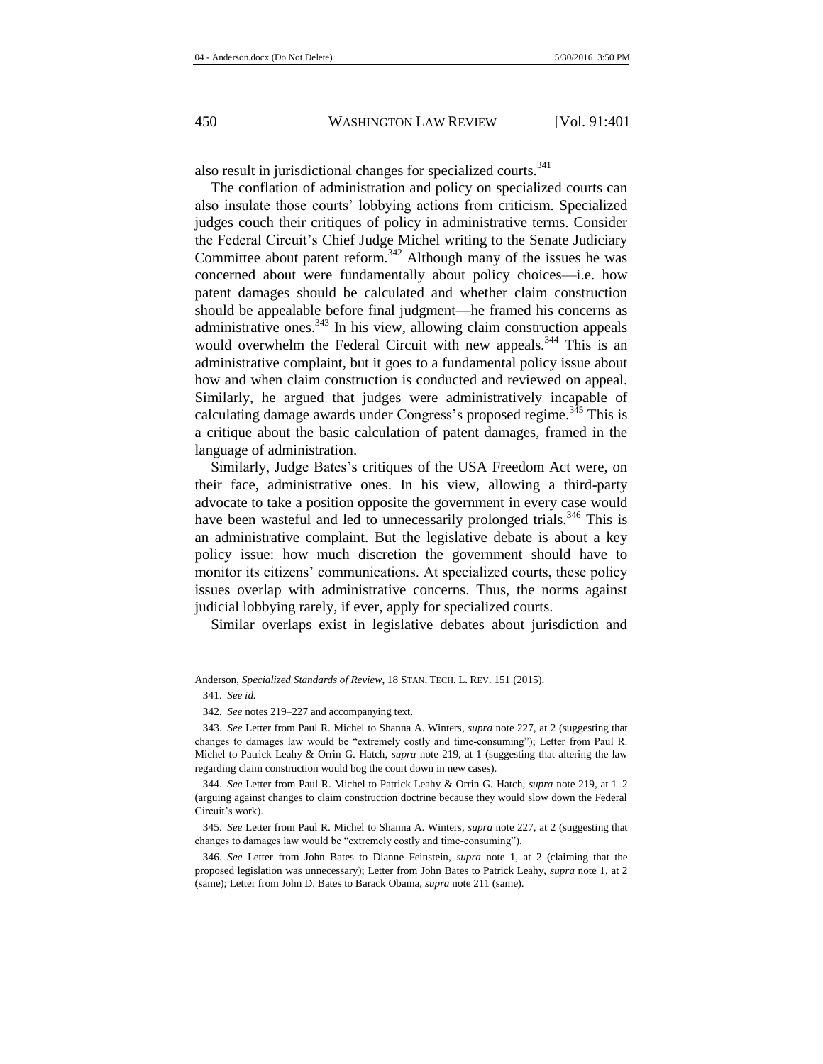also result in jurisdictional changes for specialized courts.[341]

The conflation of administration and policy on specialized courts can also insulate those courts' lobbying actions from criticism. Specialized judges couch their critiques of policy in administrative terms. Consider the Federal Circuit's Chief Judge Michel writing to the Senate Judiciary Committee about patent reform.[342] Although many of the issues he was concerned about were fundamentally about policy choices—i.e. how patent damages should be calculated and whether claim construction should be appealable before final judgment—he framed his concerns as administrative ones.[343] In his view, allowing claim construction appeals would overwhelm the Federal Circuit with new appeals.[344] This is an administrative complaint, but it goes to a fundamental policy issue about how and when claim construction is conducted and reviewed on appeal. Similarly, he argued that judges were administratively incapable of calculating damage awards under Congress's proposed regime.[345] This is a critique about the basic calculation of patent damages, framed in the language of administration.

Similarly, Judge Bates's critiques of the USA Freedom Act were, on their face, administrative ones. In his view, allowing a third-party advocate to take a position opposite the government in every case would have been wasteful and led to unnecessarily prolonged trials.[346] This is an administrative complaint. But the legislative debate is about a key policy issue: how much discretion the government should have to monitor its citizens' communications. At specialized courts, these policy issues overlap with administrative concerns. Thus, the norms against judicial lobbying rarely, if ever, apply for specialized courts.

Similar overlaps exist in legislative debates about jurisdiction and

---

Anderson, *Specialized Standards of Review*, 18 STAN. TECH. L. REV. 151 (2015).

341. *See id.*

342. *See* notes 219–227 and accompanying text.

343. *See* Letter from Paul R. Michel to Shanna A. Winters, *supra* note 227, at 2 (suggesting that changes to damages law would be "extremely costly and time-consuming"); Letter from Paul R. Michel to Patrick Leahy & Orrin G. Hatch, *supra* note 219, at 1 (suggesting that altering the law regarding claim construction would bog the court down in new cases).

344. *See* Letter from Paul R. Michel to Patrick Leahy & Orrin G. Hatch, *supra* note 219, at 1–2 (arguing against changes to claim construction doctrine because they would slow down the Federal Circuit's work).

345. *See* Letter from Paul R. Michel to Shanna A. Winters, *supra* note 227, at 2 (suggesting that changes to damages law would be "extremely costly and time-consuming").

346. *See* Letter from John Bates to Dianne Feinstein, *supra* note 1, at 2 (claiming that the proposed legislation was unnecessary); Letter from John Bates to Patrick Leahy, *supra* note 1, at 2 (same); Letter from John D. Bates to Barack Obama, *supra* note 211 (same).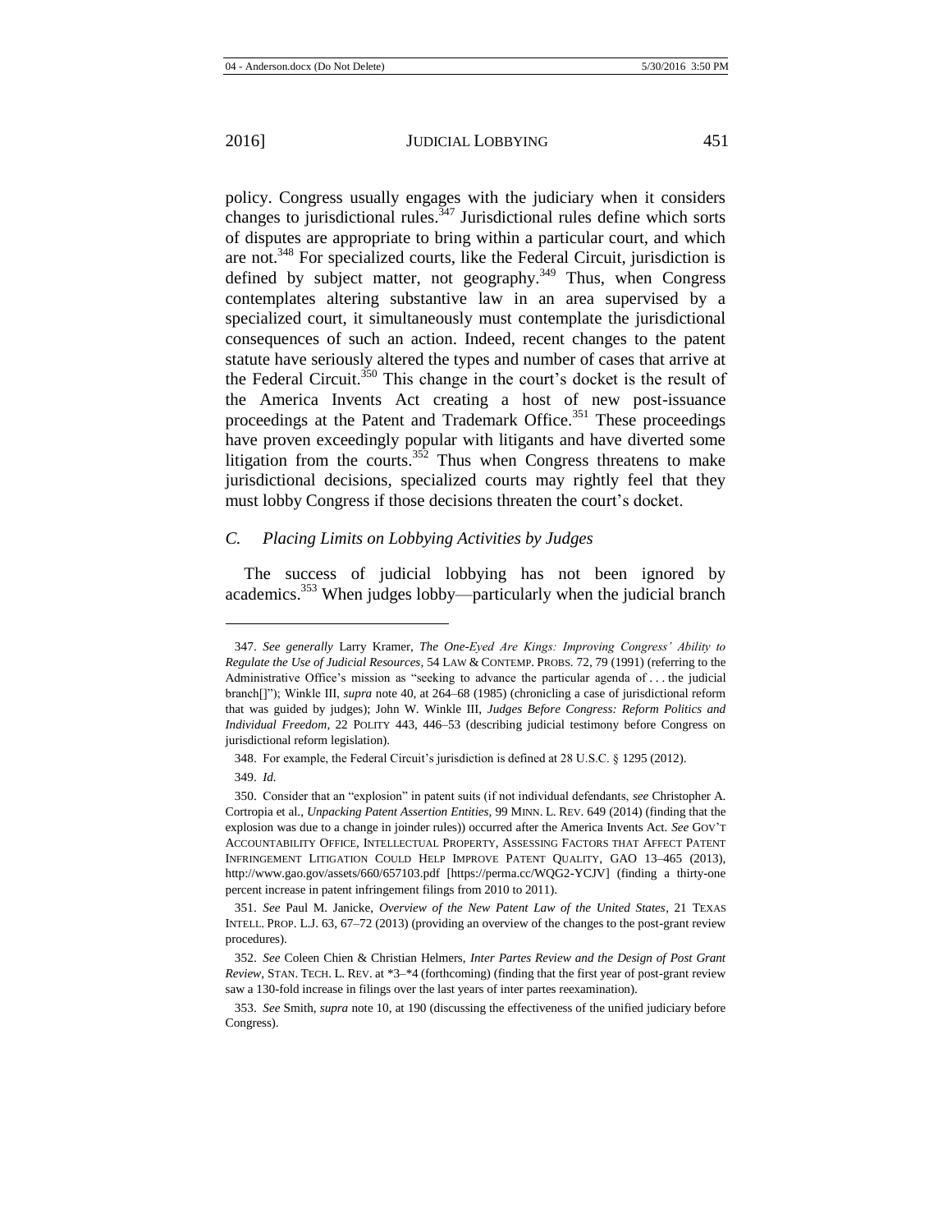policy. Congress usually engages with the judiciary when it considers changes to jurisdictional rules.[347] Jurisdictional rules define which sorts of disputes are appropriate to bring within a particular court, and which are not.[348] For specialized courts, like the Federal Circuit, jurisdiction is defined by subject matter, not geography.[349] Thus, when Congress contemplates altering substantive law in an area supervised by a specialized court, it simultaneously must contemplate the jurisdictional consequences of such an action. Indeed, recent changes to the patent statute have seriously altered the types and number of cases that arrive at the Federal Circuit.[350] This change in the court's docket is the result of the America Invents Act creating a host of new post-issuance proceedings at the Patent and Trademark Office.[351] These proceedings have proven exceedingly popular with litigants and have diverted some litigation from the courts.[352] Thus when Congress threatens to make jurisdictional decisions, specialized courts may rightly feel that they must lobby Congress if those decisions threaten the court's docket.

### *C. Placing Limits on Lobbying Activities by Judges*

The success of judicial lobbying has not been ignored by academics.[353] When judges lobby—particularly when the judicial branch

---

347. *See generally* Larry Kramer, *The One-Eyed Are Kings: Improving Congress' Ability to Regulate the Use of Judicial Resources*, 54 LAW & CONTEMP. PROBS. 72, 79 (1991) (referring to the Administrative Office's mission as "seeking to advance the particular agenda of . . . the judicial branch[]"); Winkle III, *supra* note 40, at 264–68 (1985) (chronicling a case of jurisdictional reform that was guided by judges); John W. Winkle III, *Judges Before Congress: Reform Politics and Individual Freedom*, 22 POLITY 443, 446–53 (describing judicial testimony before Congress on jurisdictional reform legislation).

348. For example, the Federal Circuit's jurisdiction is defined at 28 U.S.C. § 1295 (2012).

349. *Id.*

350. Consider that an "explosion" in patent suits (if not individual defendants, *see* Christopher A. Cortropia et al., *Unpacking Patent Assertion Entities*, 99 MINN. L. REV. 649 (2014) (finding that the explosion was due to a change in joinder rules)) occurred after the America Invents Act. *See* GOV'T ACCOUNTABILITY OFFICE, INTELLECTUAL PROPERTY, ASSESSING FACTORS THAT AFFECT PATENT INFRINGEMENT LITIGATION COULD HELP IMPROVE PATENT QUALITY, GAO 13–465 (2013), http://www.gao.gov/assets/660/657103.pdf [https://perma.cc/WQG2-YCJV] (finding a thirty-one percent increase in patent infringement filings from 2010 to 2011).

351. *See* Paul M. Janicke, *Overview of the New Patent Law of the United States*, 21 TEXAS INTELL. PROP. L.J. 63, 67–72 (2013) (providing an overview of the changes to the post-grant review procedures).

352. *See* Coleen Chien & Christian Helmers, *Inter Partes Review and the Design of Post Grant Review*, STAN. TECH. L. REV. at \*3–\*4 (forthcoming) (finding that the first year of post-grant review saw a 130-fold increase in filings over the last years of inter partes reexamination).

353. *See* Smith, *supra* note 10, at 190 (discussing the effectiveness of the unified judiciary before Congress).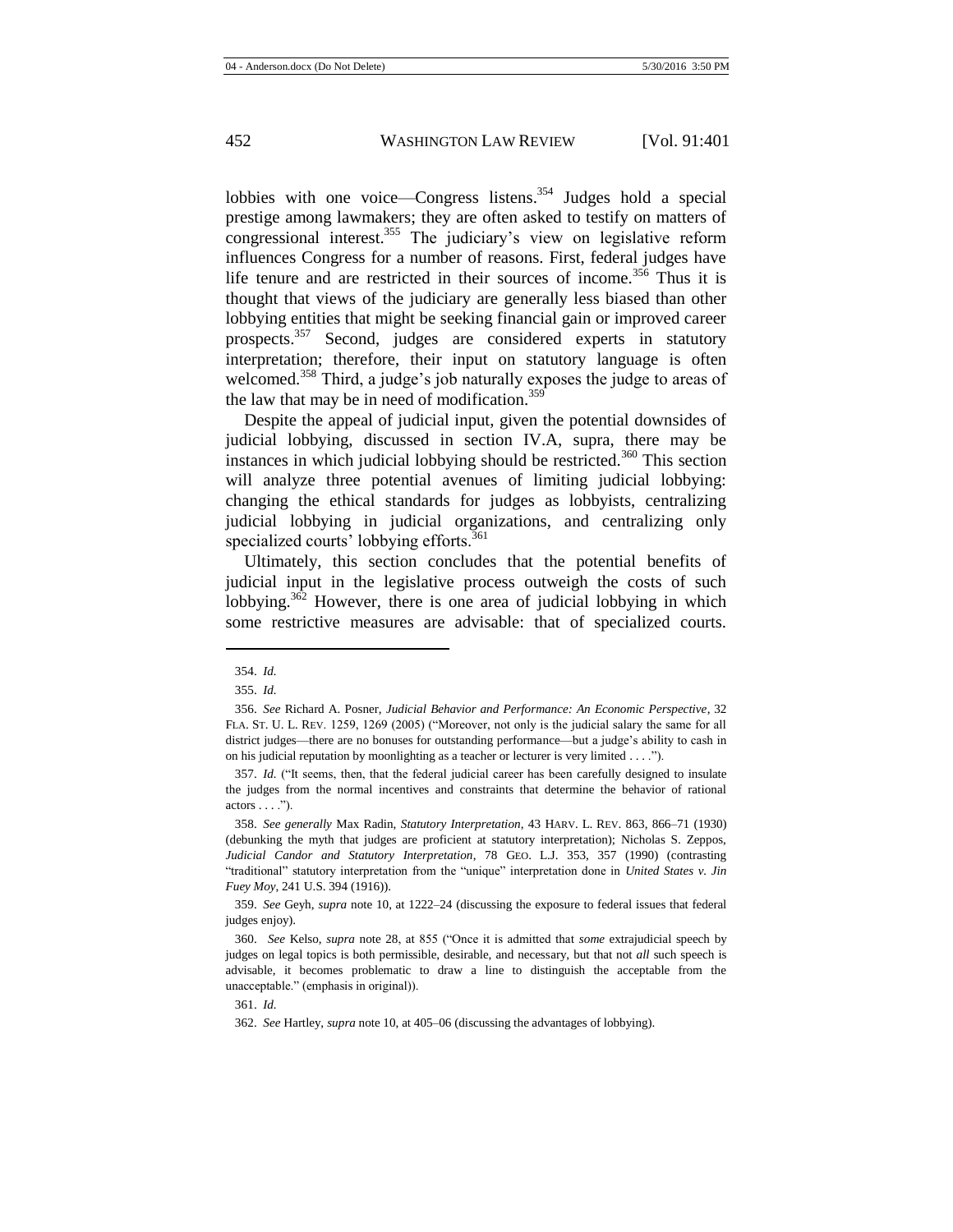lobbies with one voice—Congress listens.[354] Judges hold a special prestige among lawmakers; they are often asked to testify on matters of congressional interest.[355] The judiciary's view on legislative reform influences Congress for a number of reasons. First, federal judges have life tenure and are restricted in their sources of income.[356] Thus it is thought that views of the judiciary are generally less biased than other lobbying entities that might be seeking financial gain or improved career prospects.[357] Second, judges are considered experts in statutory interpretation; therefore, their input on statutory language is often welcomed.[358] Third, a judge's job naturally exposes the judge to areas of the law that may be in need of modification.[359]

Despite the appeal of judicial input, given the potential downsides of judicial lobbying, discussed in section IV.A, supra, there may be instances in which judicial lobbying should be restricted.[360] This section will analyze three potential avenues of limiting judicial lobbying: changing the ethical standards for judges as lobbyists, centralizing judicial lobbying in judicial organizations, and centralizing only specialized courts' lobbying efforts.[361]

Ultimately, this section concludes that the potential benefits of judicial input in the legislative process outweigh the costs of such lobbying.[362] However, there is one area of judicial lobbying in which some restrictive measures are advisable: that of specialized courts.

---

354. *Id.*

355. *Id.*

356. *See* Richard A. Posner, *Judicial Behavior and Performance: An Economic Perspective*, 32 FLA. ST. U. L. REV. 1259, 1269 (2005) ("Moreover, not only is the judicial salary the same for all district judges—there are no bonuses for outstanding performance—but a judge's ability to cash in on his judicial reputation by moonlighting as a teacher or lecturer is very limited . . . .").

357. *Id.* ("It seems, then, that the federal judicial career has been carefully designed to insulate the judges from the normal incentives and constraints that determine the behavior of rational actors . . . .").

358. *See generally* Max Radin, *Statutory Interpretation*, 43 HARV. L. REV. 863, 866–71 (1930) (debunking the myth that judges are proficient at statutory interpretation); Nicholas S. Zeppos, *Judicial Candor and Statutory Interpretation*, 78 GEO. L.J. 353, 357 (1990) (contrasting "traditional" statutory interpretation from the "unique" interpretation done in *United States v. Jin Fuey Moy*, 241 U.S. 394 (1916)).

359. *See* Geyh, *supra* note 10, at 1222–24 (discussing the exposure to federal issues that federal judges enjoy).

360. *See* Kelso, *supra* note 28, at 855 ("Once it is admitted that *some* extrajudicial speech by judges on legal topics is both permissible, desirable, and necessary, but that not *all* such speech is advisable, it becomes problematic to draw a line to distinguish the acceptable from the unacceptable." (emphasis in original)).

361. *Id.*

362. *See* Hartley, *supra* note 10, at 405–06 (discussing the advantages of lobbying).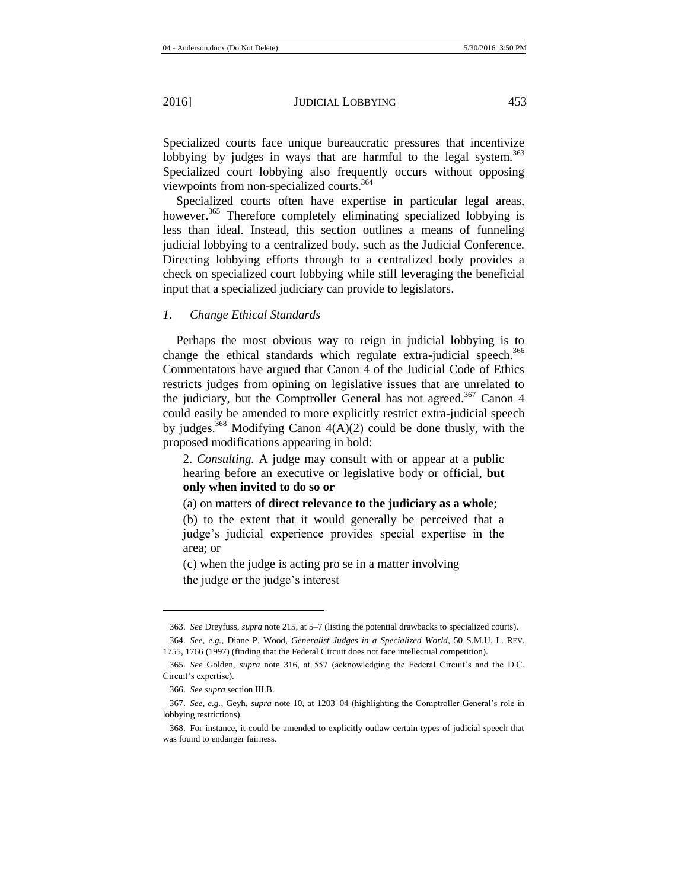Specialized courts face unique bureaucratic pressures that incentivize lobbying by judges in ways that are harmful to the legal system.[363] Specialized court lobbying also frequently occurs without opposing viewpoints from non-specialized courts.[364]

Specialized courts often have expertise in particular legal areas, however.[365] Therefore completely eliminating specialized lobbying is less than ideal. Instead, this section outlines a means of funneling judicial lobbying to a centralized body, such as the Judicial Conference. Directing lobbying efforts through to a centralized body provides a check on specialized court lobbying while still leveraging the beneficial input that a specialized judiciary can provide to legislators.

### *1. Change Ethical Standards*

Perhaps the most obvious way to reign in judicial lobbying is to change the ethical standards which regulate extra-judicial speech.[366] Commentators have argued that Canon 4 of the Judicial Code of Ethics restricts judges from opining on legislative issues that are unrelated to the judiciary, but the Comptroller General has not agreed.[367] Canon 4 could easily be amended to more explicitly restrict extra-judicial speech by judges.[368] Modifying Canon 4(A)(2) could be done thusly, with the proposed modifications appearing in bold:

> 2. *Consulting.* A judge may consult with or appear at a public hearing before an executive or legislative body or official, **but only when invited to do so or**
>
> (a) on matters **of direct relevance to the judiciary as a whole**;
>
> (b) to the extent that it would generally be perceived that a judge's judicial experience provides special expertise in the area; or
>
> (c) when the judge is acting pro se in a matter involving the judge or the judge's interest

---

363. *See* Dreyfuss, *supra* note 215, at 5–7 (listing the potential drawbacks to specialized courts).

364. *See, e.g.*, Diane P. Wood, *Generalist Judges in a Specialized World*, 50 S.M.U. L. REV. 1755, 1766 (1997) (finding that the Federal Circuit does not face intellectual competition).

365. *See* Golden, *supra* note 316, at 557 (acknowledging the Federal Circuit's and the D.C. Circuit's expertise).

366. *See supra* section III.B.

367. *See, e.g.*, Geyh, *supra* note 10, at 1203–04 (highlighting the Comptroller General's role in lobbying restrictions).

368. For instance, it could be amended to explicitly outlaw certain types of judicial speech that was found to endanger fairness.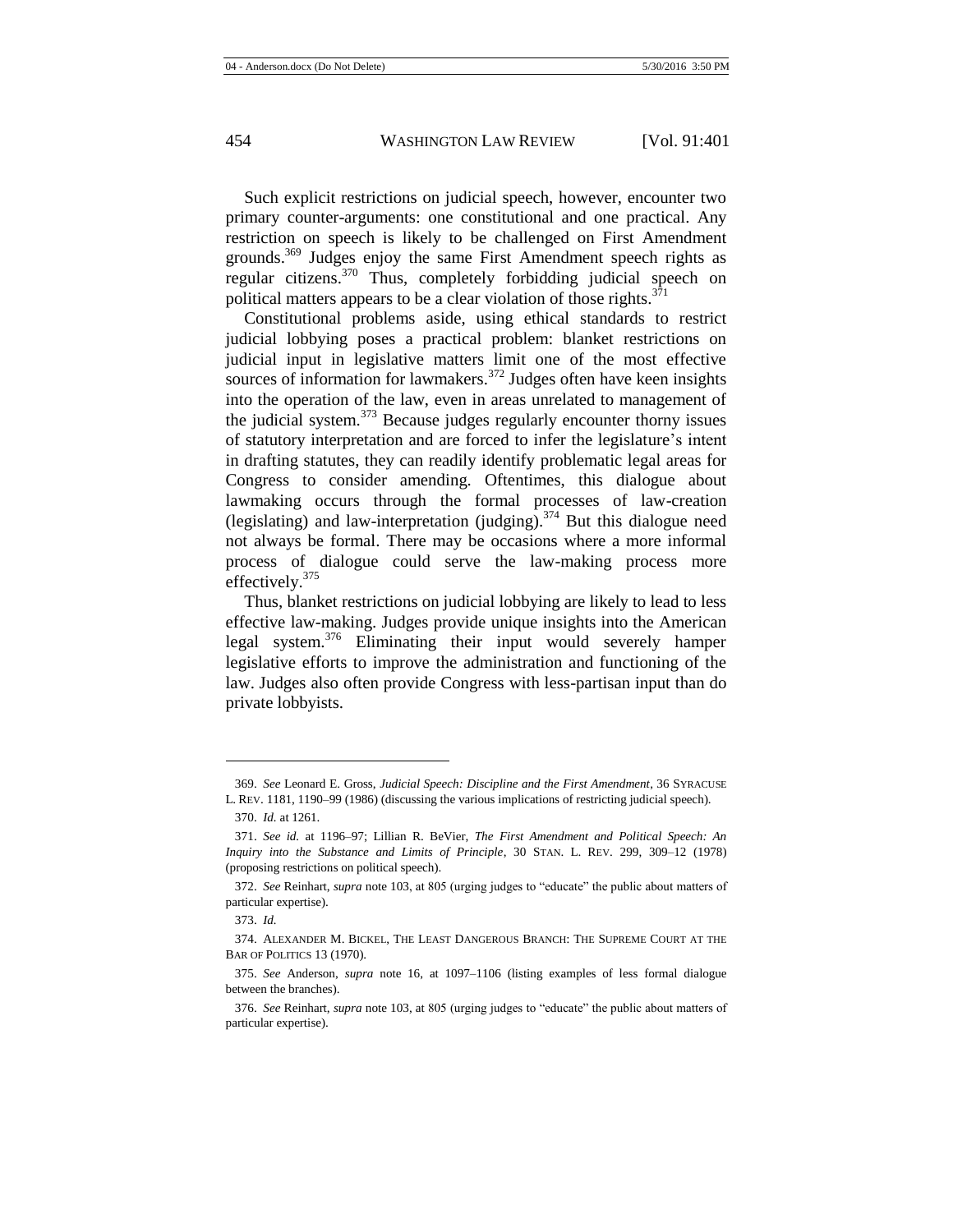Such explicit restrictions on judicial speech, however, encounter two primary counter-arguments: one constitutional and one practical. Any restriction on speech is likely to be challenged on First Amendment grounds.[369] Judges enjoy the same First Amendment speech rights as regular citizens.[370] Thus, completely forbidding judicial speech on political matters appears to be a clear violation of those rights.[371]

Constitutional problems aside, using ethical standards to restrict judicial lobbying poses a practical problem: blanket restrictions on judicial input in legislative matters limit one of the most effective sources of information for lawmakers.[372] Judges often have keen insights into the operation of the law, even in areas unrelated to management of the judicial system.[373] Because judges regularly encounter thorny issues of statutory interpretation and are forced to infer the legislature's intent in drafting statutes, they can readily identify problematic legal areas for Congress to consider amending. Oftentimes, this dialogue about lawmaking occurs through the formal processes of law-creation (legislating) and law-interpretation (judging).[374] But this dialogue need not always be formal. There may be occasions where a more informal process of dialogue could serve the law-making process more effectively.[375]

Thus, blanket restrictions on judicial lobbying are likely to lead to less effective law-making. Judges provide unique insights into the American legal system.[376] Eliminating their input would severely hamper legislative efforts to improve the administration and functioning of the law. Judges also often provide Congress with less-partisan input than do private lobbyists.

---

369. *See* Leonard E. Gross, *Judicial Speech: Discipline and the First Amendment*, 36 SYRACUSE L. REV. 1181, 1190–99 (1986) (discussing the various implications of restricting judicial speech).

370. *Id.* at 1261.

371. *See id.* at 1196–97; Lillian R. BeVier, *The First Amendment and Political Speech: An Inquiry into the Substance and Limits of Principle*, 30 STAN. L. REV. 299, 309–12 (1978) (proposing restrictions on political speech).

372. *See* Reinhart, *supra* note 103, at 805 (urging judges to "educate" the public about matters of particular expertise).

373. *Id.*

374. ALEXANDER M. BICKEL, THE LEAST DANGEROUS BRANCH: THE SUPREME COURT AT THE BAR OF POLITICS 13 (1970).

375. *See* Anderson, *supra* note 16, at 1097–1106 (listing examples of less formal dialogue between the branches).

376. *See* Reinhart, *supra* note 103, at 805 (urging judges to "educate" the public about matters of particular expertise).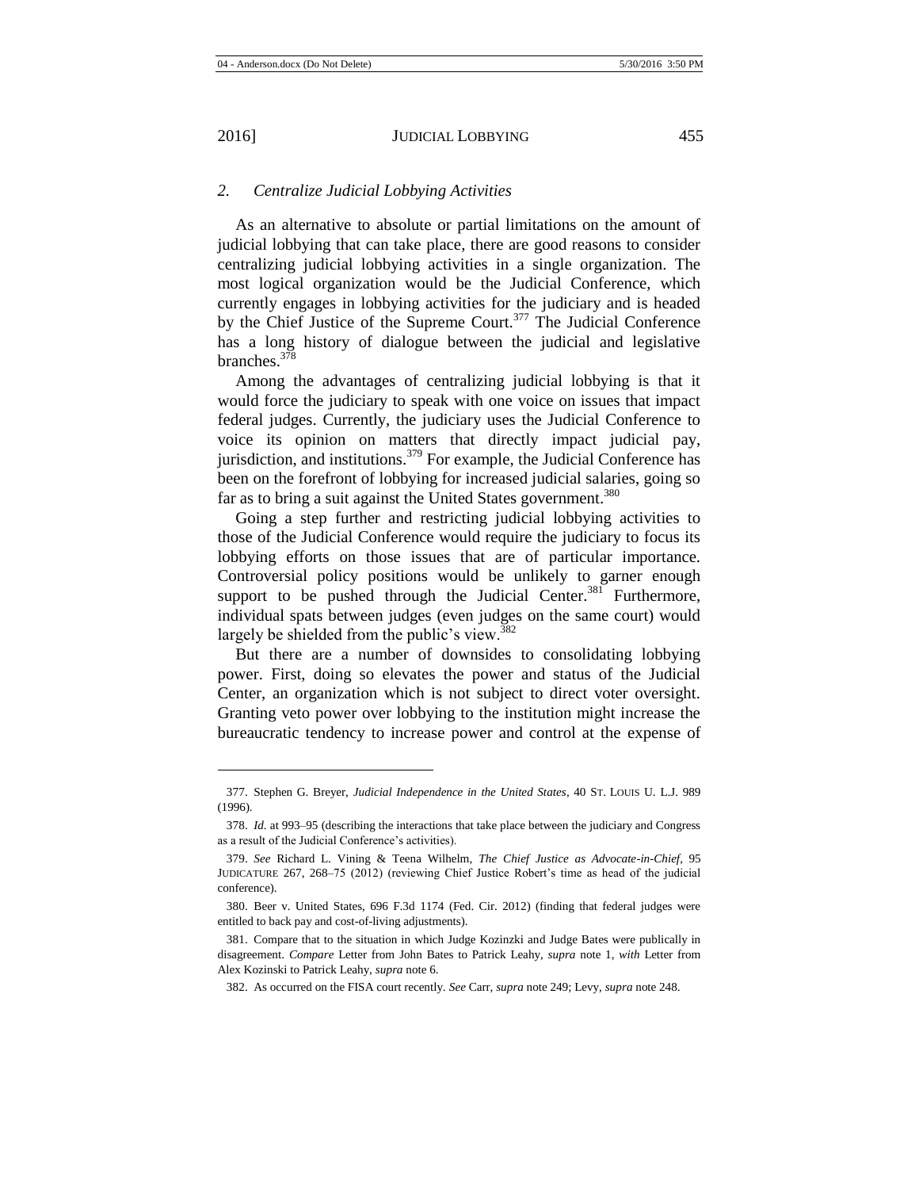### 2. *Centralize Judicial Lobbying Activities*

As an alternative to absolute or partial limitations on the amount of judicial lobbying that can take place, there are good reasons to consider centralizing judicial lobbying activities in a single organization. The most logical organization would be the Judicial Conference, which currently engages in lobbying activities for the judiciary and is headed by the Chief Justice of the Supreme Court.[377] The Judicial Conference has a long history of dialogue between the judicial and legislative branches.[378]

Among the advantages of centralizing judicial lobbying is that it would force the judiciary to speak with one voice on issues that impact federal judges. Currently, the judiciary uses the Judicial Conference to voice its opinion on matters that directly impact judicial pay, jurisdiction, and institutions.[379] For example, the Judicial Conference has been on the forefront of lobbying for increased judicial salaries, going so far as to bring a suit against the United States government.[380]

Going a step further and restricting judicial lobbying activities to those of the Judicial Conference would require the judiciary to focus its lobbying efforts on those issues that are of particular importance. Controversial policy positions would be unlikely to garner enough support to be pushed through the Judicial Center.[381] Furthermore, individual spats between judges (even judges on the same court) would largely be shielded from the public's view.[382]

But there are a number of downsides to consolidating lobbying power. First, doing so elevates the power and status of the Judicial Center, an organization which is not subject to direct voter oversight. Granting veto power over lobbying to the institution might increase the bureaucratic tendency to increase power and control at the expense of

---

377. Stephen G. Breyer, *Judicial Independence in the United States*, 40 ST. LOUIS U. L.J. 989 (1996).

378. *Id.* at 993–95 (describing the interactions that take place between the judiciary and Congress as a result of the Judicial Conference's activities).

379. *See* Richard L. Vining & Teena Wilhelm, *The Chief Justice as Advocate-in-Chief*, 95 JUDICATURE 267, 268–75 (2012) (reviewing Chief Justice Robert's time as head of the judicial conference).

380. Beer v. United States, 696 F.3d 1174 (Fed. Cir. 2012) (finding that federal judges were entitled to back pay and cost-of-living adjustments).

381. Compare that to the situation in which Judge Kozinzki and Judge Bates were publically in disagreement. *Compare* Letter from John Bates to Patrick Leahy, *supra* note 1, *with* Letter from Alex Kozinski to Patrick Leahy, *supra* note 6.

382. As occurred on the FISA court recently. *See* Carr, *supra* note 249; Levy, *supra* note 248.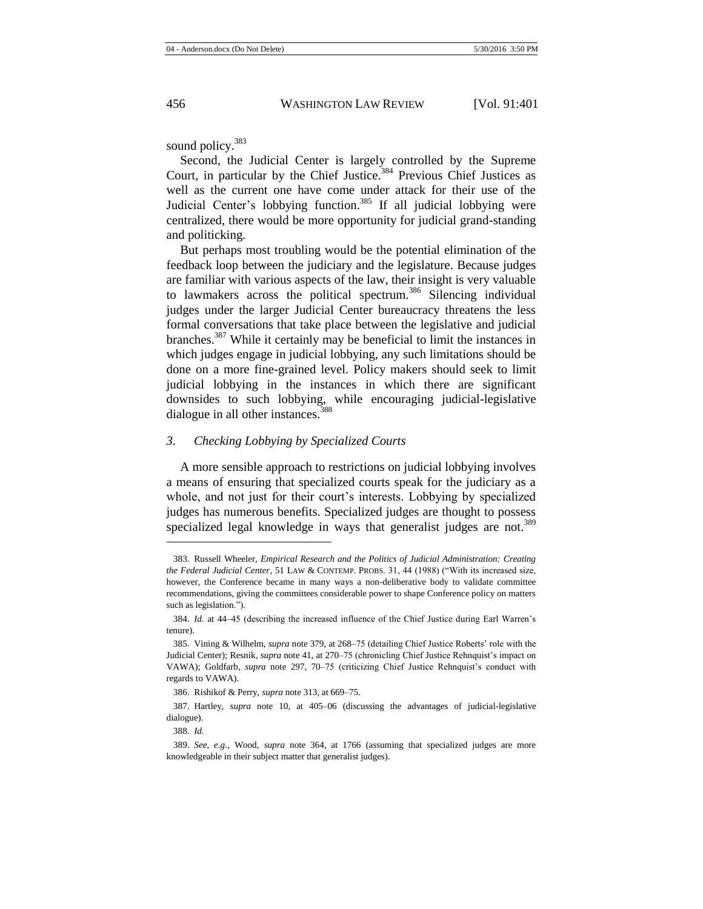sound policy.[383]

Second, the Judicial Center is largely controlled by the Supreme Court, in particular by the Chief Justice.[384] Previous Chief Justices as well as the current one have come under attack for their use of the Judicial Center's lobbying function.[385] If all judicial lobbying were centralized, there would be more opportunity for judicial grand-standing and politicking.

But perhaps most troubling would be the potential elimination of the feedback loop between the judiciary and the legislature. Because judges are familiar with various aspects of the law, their insight is very valuable to lawmakers across the political spectrum.[386] Silencing individual judges under the larger Judicial Center bureaucracy threatens the less formal conversations that take place between the legislative and judicial branches.[387] While it certainly may be beneficial to limit the instances in which judges engage in judicial lobbying, any such limitations should be done on a more fine-grained level. Policy makers should seek to limit judicial lobbying in the instances in which there are significant downsides to such lobbying, while encouraging judicial-legislative dialogue in all other instances.[388]

### *3. Checking Lobbying by Specialized Courts*

A more sensible approach to restrictions on judicial lobbying involves a means of ensuring that specialized courts speak for the judiciary as a whole, and not just for their court's interests. Lobbying by specialized judges has numerous benefits. Specialized judges are thought to possess specialized legal knowledge in ways that generalist judges are not.[389]

---

383. Russell Wheeler, *Empirical Research and the Politics of Judicial Administration: Creating the Federal Judicial Center*, 51 LAW & CONTEMP. PROBS. 31, 44 (1988) ("With its increased size, however, the Conference became in many ways a non-deliberative body to validate committee recommendations, giving the committees considerable power to shape Conference policy on matters such as legislation.").

384. *Id.* at 44–45 (describing the increased influence of the Chief Justice during Earl Warren's tenure).

385. Vining & Wilhelm, *supra* note 379, at 268–75 (detailing Chief Justice Roberts' role with the Judicial Center); Resnik, *supra* note 41, at 270–75 (chronicling Chief Justice Rehnquist's impact on VAWA); Goldfarb, *supra* note 297, 70–75 (criticizing Chief Justice Rehnquist's conduct with regards to VAWA).

386. Rishikof & Perry, *supra* note 313, at 669–75.

387. Hartley, *supra* note 10, at 405–06 (discussing the advantages of judicial-legislative dialogue).

388. *Id.*

389. *See, e.g.*, Wood, *supra* note 364, at 1766 (assuming that specialized judges are more knowledgeable in their subject matter that generalist judges).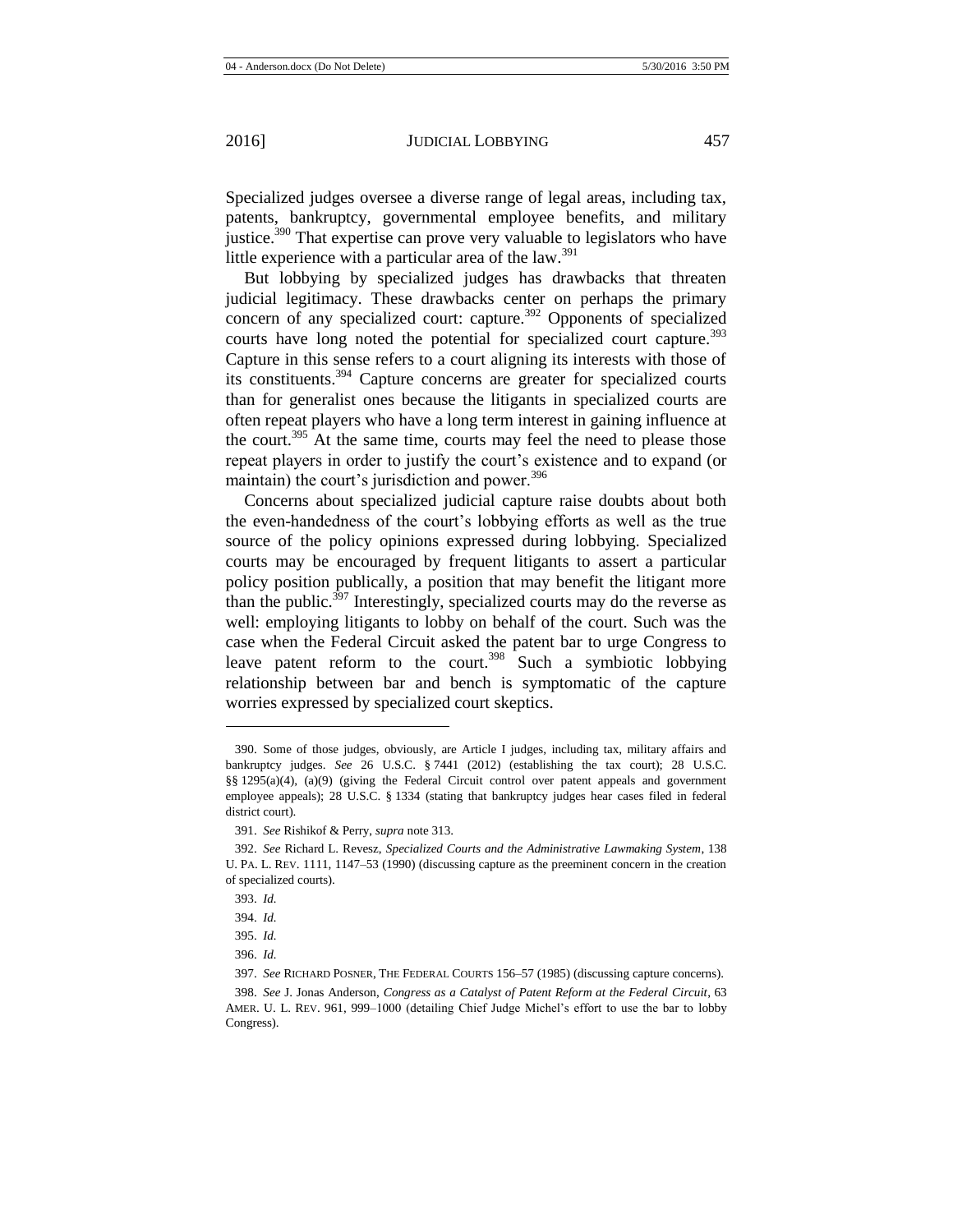Specialized judges oversee a diverse range of legal areas, including tax, patents, bankruptcy, governmental employee benefits, and military justice.[390] That expertise can prove very valuable to legislators who have little experience with a particular area of the law.[391]

But lobbying by specialized judges has drawbacks that threaten judicial legitimacy. These drawbacks center on perhaps the primary concern of any specialized court: capture.[392] Opponents of specialized courts have long noted the potential for specialized court capture.[393] Capture in this sense refers to a court aligning its interests with those of its constituents.[394] Capture concerns are greater for specialized courts than for generalist ones because the litigants in specialized courts are often repeat players who have a long term interest in gaining influence at the court.[395] At the same time, courts may feel the need to please those repeat players in order to justify the court's existence and to expand (or maintain) the court's jurisdiction and power.[396]

Concerns about specialized judicial capture raise doubts about both the even-handedness of the court's lobbying efforts as well as the true source of the policy opinions expressed during lobbying. Specialized courts may be encouraged by frequent litigants to assert a particular policy position publically, a position that may benefit the litigant more than the public.[397] Interestingly, specialized courts may do the reverse as well: employing litigants to lobby on behalf of the court. Such was the case when the Federal Circuit asked the patent bar to urge Congress to leave patent reform to the court.[398] Such a symbiotic lobbying relationship between bar and bench is symptomatic of the capture worries expressed by specialized court skeptics.

---

390. Some of those judges, obviously, are Article I judges, including tax, military affairs and bankruptcy judges. *See* 26 U.S.C. § 7441 (2012) (establishing the tax court); 28 U.S.C. §§ 1295(a)(4), (a)(9) (giving the Federal Circuit control over patent appeals and government employee appeals); 28 U.S.C. § 1334 (stating that bankruptcy judges hear cases filed in federal district court).

391. *See* Rishikof & Perry, *supra* note 313.

392. *See* Richard L. Revesz, *Specialized Courts and the Administrative Lawmaking System*, 138 U. PA. L. REV. 1111, 1147–53 (1990) (discussing capture as the preeminent concern in the creation of specialized courts).

393. *Id.*

394. *Id.*

395. *Id.*

396. *Id.*

397. *See* RICHARD POSNER, THE FEDERAL COURTS 156–57 (1985) (discussing capture concerns).

398. *See* J. Jonas Anderson, *Congress as a Catalyst of Patent Reform at the Federal Circuit*, 63 AMER. U. L. REV. 961, 999–1000 (detailing Chief Judge Michel's effort to use the bar to lobby Congress).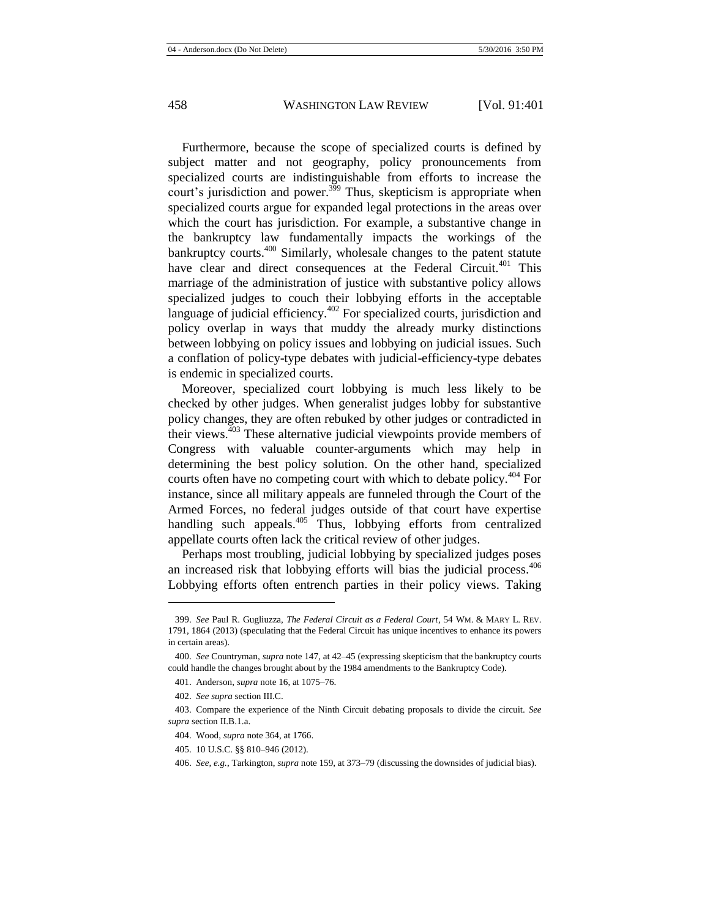Furthermore, because the scope of specialized courts is defined by subject matter and not geography, policy pronouncements from specialized courts are indistinguishable from efforts to increase the court's jurisdiction and power.[399] Thus, skepticism is appropriate when specialized courts argue for expanded legal protections in the areas over which the court has jurisdiction. For example, a substantive change in the bankruptcy law fundamentally impacts the workings of the bankruptcy courts.[400] Similarly, wholesale changes to the patent statute have clear and direct consequences at the Federal Circuit.[401] This marriage of the administration of justice with substantive policy allows specialized judges to couch their lobbying efforts in the acceptable language of judicial efficiency.[402] For specialized courts, jurisdiction and policy overlap in ways that muddy the already murky distinctions between lobbying on policy issues and lobbying on judicial issues. Such a conflation of policy-type debates with judicial-efficiency-type debates is endemic in specialized courts.

Moreover, specialized court lobbying is much less likely to be checked by other judges. When generalist judges lobby for substantive policy changes, they are often rebuked by other judges or contradicted in their views.[403] These alternative judicial viewpoints provide members of Congress with valuable counter-arguments which may help in determining the best policy solution. On the other hand, specialized courts often have no competing court with which to debate policy.[404] For instance, since all military appeals are funneled through the Court of the Armed Forces, no federal judges outside of that court have expertise handling such appeals.[405] Thus, lobbying efforts from centralized appellate courts often lack the critical review of other judges.

Perhaps most troubling, judicial lobbying by specialized judges poses an increased risk that lobbying efforts will bias the judicial process.[406] Lobbying efforts often entrench parties in their policy views. Taking

---

399. *See* Paul R. Gugliuzza, *The Federal Circuit as a Federal Court*, 54 WM. & MARY L. REV. 1791, 1864 (2013) (speculating that the Federal Circuit has unique incentives to enhance its powers in certain areas).

400. *See* Countryman, *supra* note 147, at 42–45 (expressing skepticism that the bankruptcy courts could handle the changes brought about by the 1984 amendments to the Bankruptcy Code).

401. Anderson, *supra* note 16, at 1075–76.

402. *See supra* section III.C.

403. Compare the experience of the Ninth Circuit debating proposals to divide the circuit. *See supra* section II.B.1.a.

404. Wood, *supra* note 364, at 1766.

405. 10 U.S.C. §§ 810–946 (2012).

406. *See, e.g.*, Tarkington, *supra* note 159, at 373–79 (discussing the downsides of judicial bias).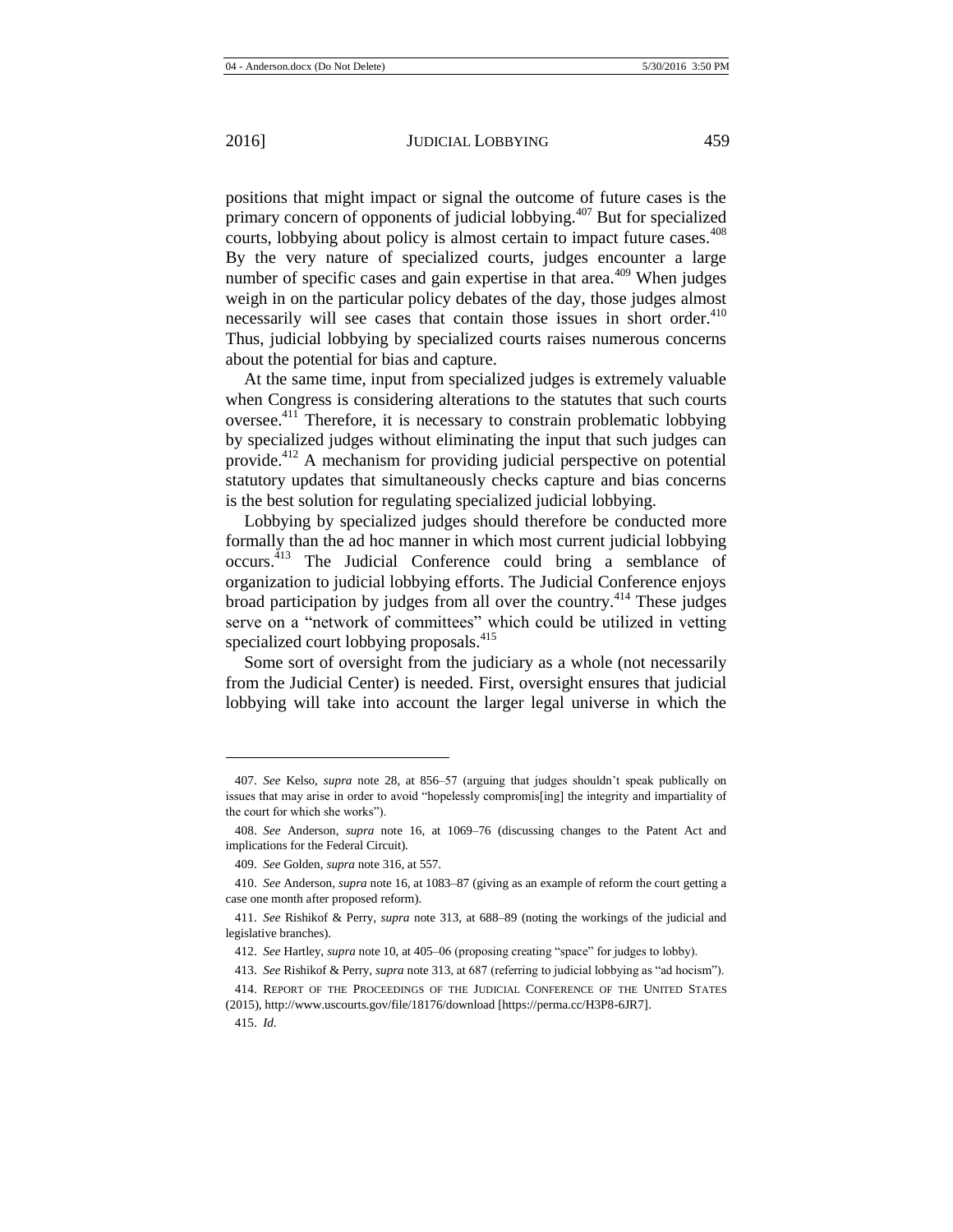positions that might impact or signal the outcome of future cases is the primary concern of opponents of judicial lobbying.[407] But for specialized courts, lobbying about policy is almost certain to impact future cases.[408] By the very nature of specialized courts, judges encounter a large number of specific cases and gain expertise in that area.[409] When judges weigh in on the particular policy debates of the day, those judges almost necessarily will see cases that contain those issues in short order.[410] Thus, judicial lobbying by specialized courts raises numerous concerns about the potential for bias and capture.

At the same time, input from specialized judges is extremely valuable when Congress is considering alterations to the statutes that such courts oversee.[411] Therefore, it is necessary to constrain problematic lobbying by specialized judges without eliminating the input that such judges can provide.[412] A mechanism for providing judicial perspective on potential statutory updates that simultaneously checks capture and bias concerns is the best solution for regulating specialized judicial lobbying.

Lobbying by specialized judges should therefore be conducted more formally than the ad hoc manner in which most current judicial lobbying occurs.[413] The Judicial Conference could bring a semblance of organization to judicial lobbying efforts. The Judicial Conference enjoys broad participation by judges from all over the country.[414] These judges serve on a "network of committees" which could be utilized in vetting specialized court lobbying proposals.[415]

Some sort of oversight from the judiciary as a whole (not necessarily from the Judicial Center) is needed. First, oversight ensures that judicial lobbying will take into account the larger legal universe in which the

---

407. *See* Kelso, *supra* note 28, at 856–57 (arguing that judges shouldn't speak publically on issues that may arise in order to avoid "hopelessly compromis[ing] the integrity and impartiality of the court for which she works").

408. *See* Anderson, *supra* note 16, at 1069–76 (discussing changes to the Patent Act and implications for the Federal Circuit).

409. *See* Golden, *supra* note 316, at 557.

410. *See* Anderson, *supra* note 16, at 1083–87 (giving as an example of reform the court getting a case one month after proposed reform).

411. *See* Rishikof & Perry, *supra* note 313, at 688–89 (noting the workings of the judicial and legislative branches).

412. *See* Hartley, *supra* note 10, at 405–06 (proposing creating "space" for judges to lobby).

413. *See* Rishikof & Perry, *supra* note 313, at 687 (referring to judicial lobbying as "ad hocism").

414. REPORT OF THE PROCEEDINGS OF THE JUDICIAL CONFERENCE OF THE UNITED STATES (2015), http://www.uscourts.gov/file/18176/download [https://perma.cc/H3P8-6JR7].

415. *Id.*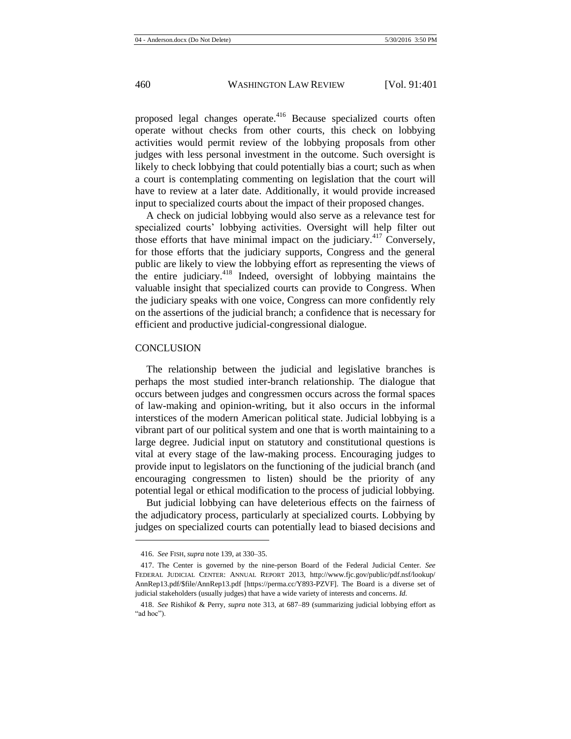proposed legal changes operate.[416] Because specialized courts often operate without checks from other courts, this check on lobbying activities would permit review of the lobbying proposals from other judges with less personal investment in the outcome. Such oversight is likely to check lobbying that could potentially bias a court; such as when a court is contemplating commenting on legislation that the court will have to review at a later date. Additionally, it would provide increased input to specialized courts about the impact of their proposed changes.

A check on judicial lobbying would also serve as a relevance test for specialized courts' lobbying activities. Oversight will help filter out those efforts that have minimal impact on the judiciary.[417] Conversely, for those efforts that the judiciary supports, Congress and the general public are likely to view the lobbying effort as representing the views of the entire judiciary.[418] Indeed, oversight of lobbying maintains the valuable insight that specialized courts can provide to Congress. When the judiciary speaks with one voice, Congress can more confidently rely on the assertions of the judicial branch; a confidence that is necessary for efficient and productive judicial-congressional dialogue.

## CONCLUSION

The relationship between the judicial and legislative branches is perhaps the most studied inter-branch relationship. The dialogue that occurs between judges and congressmen occurs across the formal spaces of law-making and opinion-writing, but it also occurs in the informal interstices of the modern American political state. Judicial lobbying is a vibrant part of our political system and one that is worth maintaining to a large degree. Judicial input on statutory and constitutional questions is vital at every stage of the law-making process. Encouraging judges to provide input to legislators on the functioning of the judicial branch (and encouraging congressmen to listen) should be the priority of any potential legal or ethical modification to the process of judicial lobbying.

But judicial lobbying can have deleterious effects on the fairness of the adjudicatory process, particularly at specialized courts. Lobbying by judges on specialized courts can potentially lead to biased decisions and

---

416. *See* FISH, *supra* note 139, at 330–35.

417. The Center is governed by the nine-person Board of the Federal Judicial Center. *See* FEDERAL JUDICIAL CENTER: ANNUAL REPORT 2013, http://www.fjc.gov/public/pdf.nsf/lookup/AnnRep13.pdf/$file/AnnRep13.pdf [https://perma.cc/Y893-PZVF]. The Board is a diverse set of judicial stakeholders (usually judges) that have a wide variety of interests and concerns. *Id.*

418. *See* Rishikof & Perry, *supra* note 313, at 687–89 (summarizing judicial lobbying effort as "ad hoc").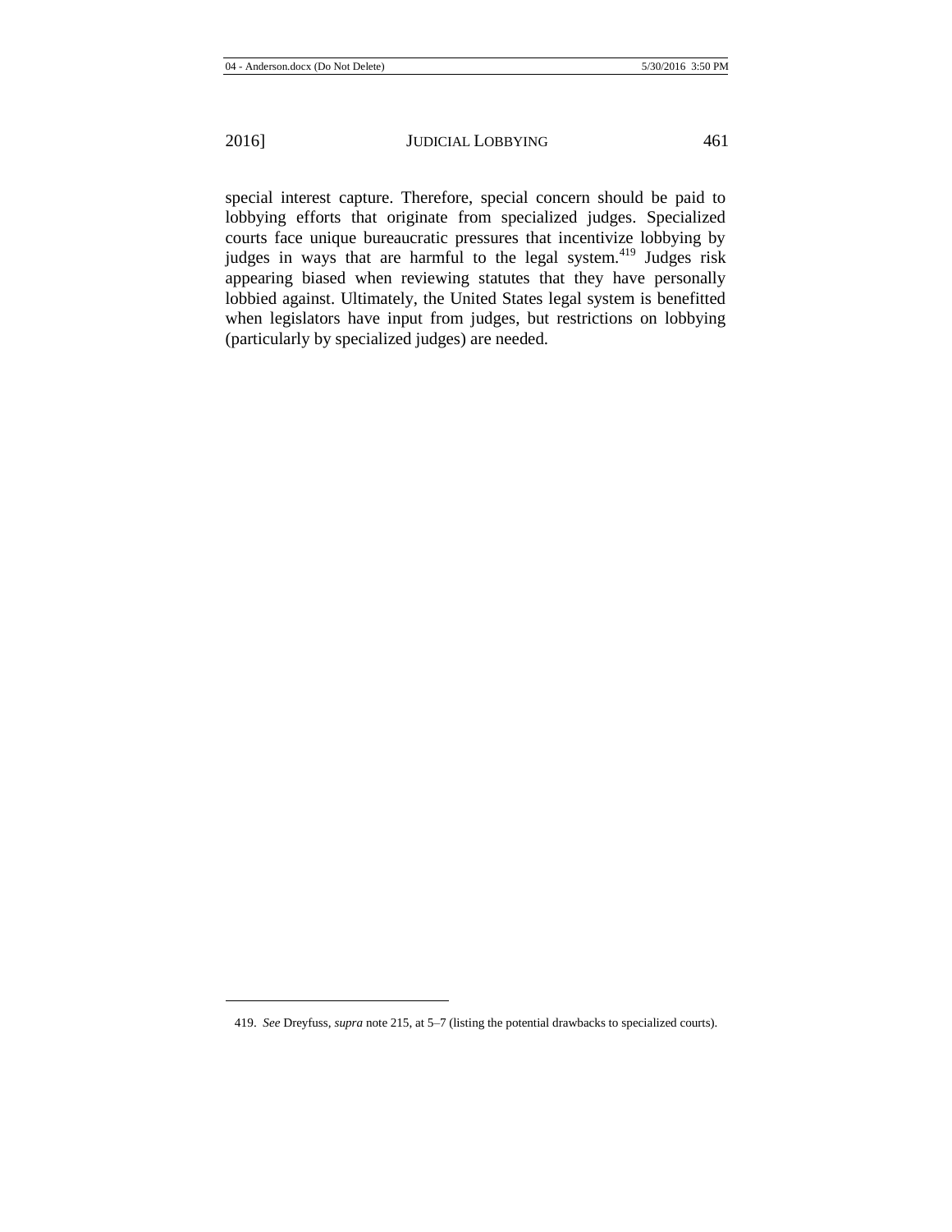special interest capture. Therefore, special concern should be paid to lobbying efforts that originate from specialized judges. Specialized courts face unique bureaucratic pressures that incentivize lobbying by judges in ways that are harmful to the legal system.[419] Judges risk appearing biased when reviewing statutes that they have personally lobbied against. Ultimately, the United States legal system is benefitted when legislators have input from judges, but restrictions on lobbying (particularly by specialized judges) are needed.

---

419. *See* Dreyfuss, *supra* note 215, at 5–7 (listing the potential drawbacks to specialized courts).